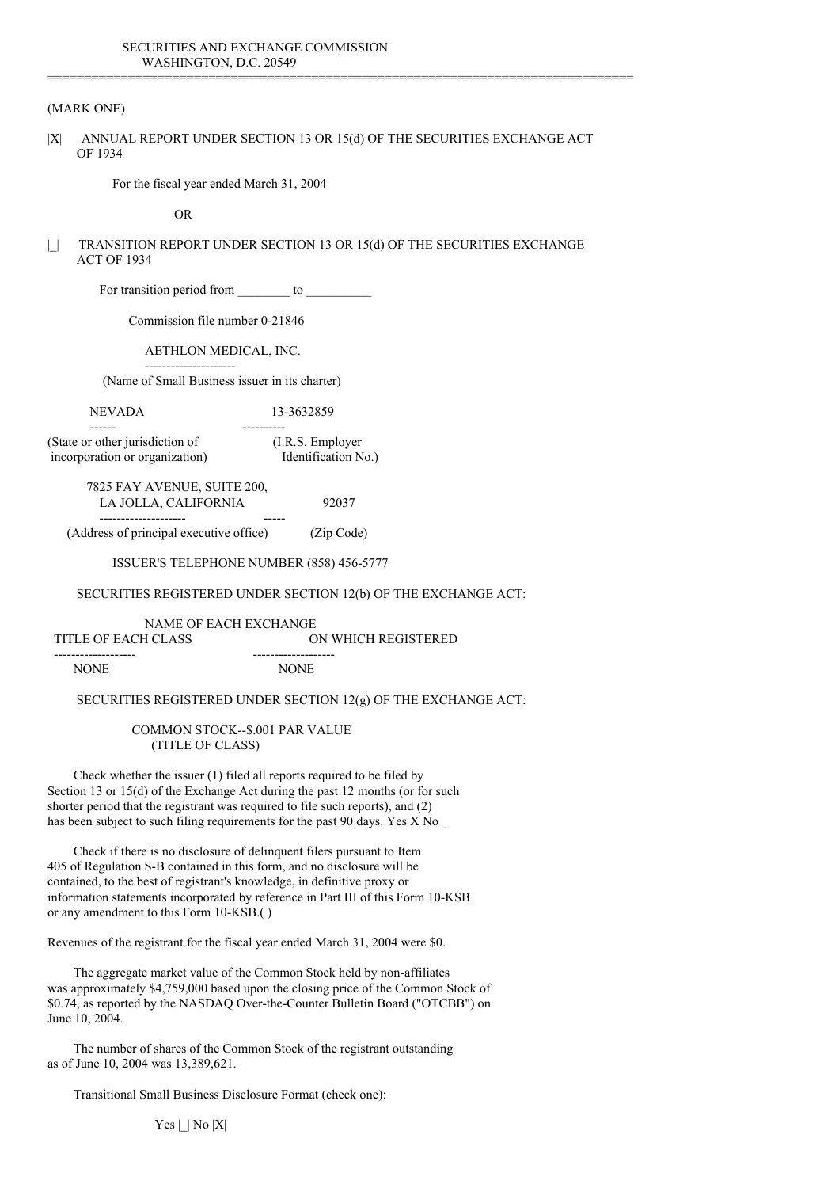SECURITIES AND EXCHANGE COMMISSION
WASHINGTON, D.C. 20549

---

(MARK ONE)

|X| ANNUAL REPORT UNDER SECTION 13 OR 15(d) OF THE SECURITIES EXCHANGE ACT OF 1934

For the fiscal year ended March 31, 2004

OR

|_| TRANSITION REPORT UNDER SECTION 13 OR 15(d) OF THE SECURITIES EXCHANGE ACT OF 1934

For transition period from ________ to __________

Commission file number 0-21846

AETHLON MEDICAL, INC.

(Name of Small Business issuer in its charter)

| NEVADA | 13-3632859 |
|---|---|
| (State or other jurisdiction of incorporation or organization) | (I.R.S. Employer Identification No.) |

| 7825 FAY AVENUE, SUITE 200, LA JOLLA, CALIFORNIA | 92037 |
|---|---|
| (Address of principal executive office) | (Zip Code) |

ISSUER'S TELEPHONE NUMBER (858) 456-5777

SECURITIES REGISTERED UNDER SECTION 12(b) OF THE EXCHANGE ACT:

| TITLE OF EACH CLASS | NAME OF EACH EXCHANGE ON WHICH REGISTERED |
|---|---|
| NONE | NONE |

SECURITIES REGISTERED UNDER SECTION 12(g) OF THE EXCHANGE ACT:

COMMON STOCK--$.001 PAR VALUE
(TITLE OF CLASS)

Check whether the issuer (1) filed all reports required to be filed by Section 13 or 15(d) of the Exchange Act during the past 12 months (or for such shorter period that the registrant was required to file such reports), and (2) has been subject to such filing requirements for the past 90 days. Yes X No _

Check if there is no disclosure of delinquent filers pursuant to Item 405 of Regulation S-B contained in this form, and no disclosure will be contained, to the best of registrant's knowledge, in definitive proxy or information statements incorporated by reference in Part III of this Form 10-KSB or any amendment to this Form 10-KSB.( )

Revenues of the registrant for the fiscal year ended March 31, 2004 were $0.

The aggregate market value of the Common Stock held by non-affiliates was approximately $4,759,000 based upon the closing price of the Common Stock of $0.74, as reported by the NASDAQ Over-the-Counter Bulletin Board ("OTCBB") on June 10, 2004.

The number of shares of the Common Stock of the registrant outstanding as of June 10, 2004 was 13,389,621.

Transitional Small Business Disclosure Format (check one):

Yes |_| No |X|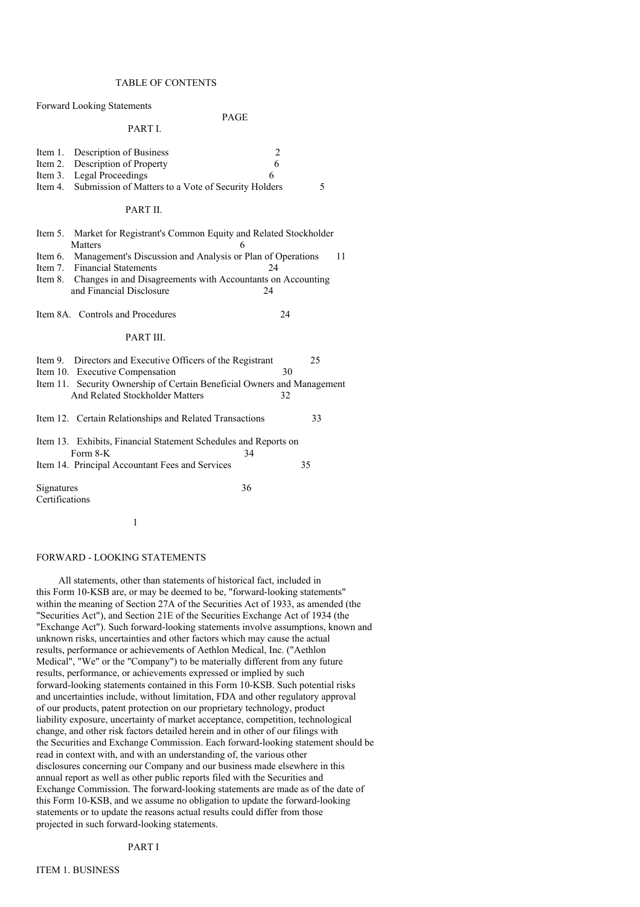## TABLE OF CONTENTS

Forward Looking Statements

| | | PAGE |
|---|---|---|
| | **PART I.** | |
| Item 1. | Description of Business | 2 |
| Item 2. | Description of Property | 6 |
| Item 3. | Legal Proceedings | 6 |
| Item 4. | Submission of Matters to a Vote of Security Holders | 5 |
| | **PART II.** | |
| Item 5. | Market for Registrant's Common Equity and Related Stockholder Matters | 6 |
| Item 6. | Management's Discussion and Analysis or Plan of Operations | 11 |
| Item 7. | Financial Statements | 24 |
| Item 8. | Changes in and Disagreements with Accountants on Accounting and Financial Disclosure | 24 |
| Item 8A. | Controls and Procedures | 24 |
| | **PART III.** | |
| Item 9. | Directors and Executive Officers of the Registrant | 25 |
| Item 10. | Executive Compensation | 30 |
| Item 11. | Security Ownership of Certain Beneficial Owners and Management And Related Stockholder Matters | 32 |
| Item 12. | Certain Relationships and Related Transactions | 33 |
| Item 13. | Exhibits, Financial Statement Schedules and Reports on Form 8-K | 34 |
| Item 14. | Principal Accountant Fees and Services | 35 |
| Signatures | | 36 |
| Certifications | | |

## FORWARD - LOOKING STATEMENTS

All statements, other than statements of historical fact, included in this Form 10-KSB are, or may be deemed to be, "forward-looking statements" within the meaning of Section 27A of the Securities Act of 1933, as amended (the "Securities Act"), and Section 21E of the Securities Exchange Act of 1934 (the "Exchange Act"). Such forward-looking statements involve assumptions, known and unknown risks, uncertainties and other factors which may cause the actual results, performance or achievements of Aethlon Medical, Inc. ("Aethlon Medical", "We" or the "Company") to be materially different from any future results, performance, or achievements expressed or implied by such forward-looking statements contained in this Form 10-KSB. Such potential risks and uncertainties include, without limitation, FDA and other regulatory approval of our products, patent protection on our proprietary technology, product liability exposure, uncertainty of market acceptance, competition, technological change, and other risk factors detailed herein and in other of our filings with the Securities and Exchange Commission. Each forward-looking statement should be read in context with, and with an understanding of, the various other disclosures concerning our Company and our business made elsewhere in this annual report as well as other public reports filed with the Securities and Exchange Commission. The forward-looking statements are made as of the date of this Form 10-KSB, and we assume no obligation to update the forward-looking statements or to update the reasons actual results could differ from those projected in such forward-looking statements.

# PART I

## ITEM 1. BUSINESS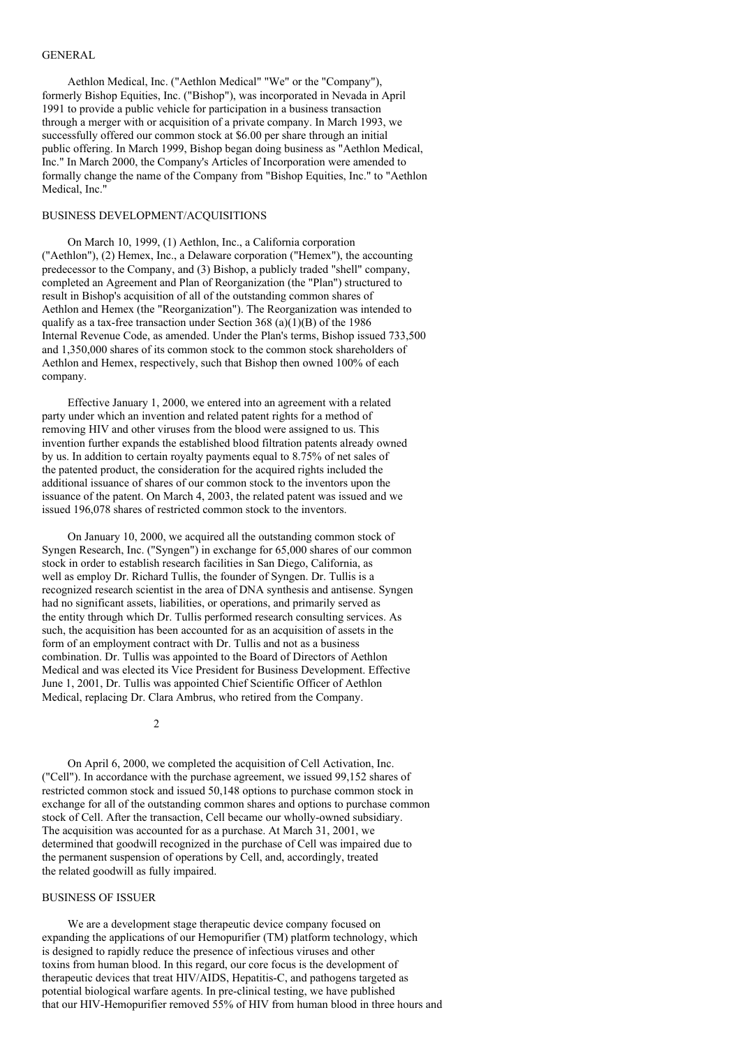## GENERAL

Aethlon Medical, Inc. ("Aethlon Medical" "We" or the "Company"), formerly Bishop Equities, Inc. ("Bishop"), was incorporated in Nevada in April 1991 to provide a public vehicle for participation in a business transaction through a merger with or acquisition of a private company. In March 1993, we successfully offered our common stock at $6.00 per share through an initial public offering. In March 1999, Bishop began doing business as "Aethlon Medical, Inc." In March 2000, the Company's Articles of Incorporation were amended to formally change the name of the Company from "Bishop Equities, Inc." to "Aethlon Medical, Inc."

## BUSINESS DEVELOPMENT/ACQUISITIONS

On March 10, 1999, (1) Aethlon, Inc., a California corporation ("Aethlon"), (2) Hemex, Inc., a Delaware corporation ("Hemex"), the accounting predecessor to the Company, and (3) Bishop, a publicly traded "shell" company, completed an Agreement and Plan of Reorganization (the "Plan") structured to result in Bishop's acquisition of all of the outstanding common shares of Aethlon and Hemex (the "Reorganization"). The Reorganization was intended to qualify as a tax-free transaction under Section 368 (a)(1)(B) of the 1986 Internal Revenue Code, as amended. Under the Plan's terms, Bishop issued 733,500 and 1,350,000 shares of its common stock to the common stock shareholders of Aethlon and Hemex, respectively, such that Bishop then owned 100% of each company.

Effective January 1, 2000, we entered into an agreement with a related party under which an invention and related patent rights for a method of removing HIV and other viruses from the blood were assigned to us. This invention further expands the established blood filtration patents already owned by us. In addition to certain royalty payments equal to 8.75% of net sales of the patented product, the consideration for the acquired rights included the additional issuance of shares of our common stock to the inventors upon the issuance of the patent. On March 4, 2003, the related patent was issued and we issued 196,078 shares of restricted common stock to the inventors.

On January 10, 2000, we acquired all the outstanding common stock of Syngen Research, Inc. ("Syngen") in exchange for 65,000 shares of our common stock in order to establish research facilities in San Diego, California, as well as employ Dr. Richard Tullis, the founder of Syngen. Dr. Tullis is a recognized research scientist in the area of DNA synthesis and antisense. Syngen had no significant assets, liabilities, or operations, and primarily served as the entity through which Dr. Tullis performed research consulting services. As such, the acquisition has been accounted for as an acquisition of assets in the form of an employment contract with Dr. Tullis and not as a business combination. Dr. Tullis was appointed to the Board of Directors of Aethlon Medical and was elected its Vice President for Business Development. Effective June 1, 2001, Dr. Tullis was appointed Chief Scientific Officer of Aethlon Medical, replacing Dr. Clara Ambrus, who retired from the Company.

On April 6, 2000, we completed the acquisition of Cell Activation, Inc. ("Cell"). In accordance with the purchase agreement, we issued 99,152 shares of restricted common stock and issued 50,148 options to purchase common stock in exchange for all of the outstanding common shares and options to purchase common stock of Cell. After the transaction, Cell became our wholly-owned subsidiary. The acquisition was accounted for as a purchase. At March 31, 2001, we determined that goodwill recognized in the purchase of Cell was impaired due to the permanent suspension of operations by Cell, and, accordingly, treated the related goodwill as fully impaired.

## BUSINESS OF ISSUER

We are a development stage therapeutic device company focused on expanding the applications of our Hemopurifier (TM) platform technology, which is designed to rapidly reduce the presence of infectious viruses and other toxins from human blood. In this regard, our core focus is the development of therapeutic devices that treat HIV/AIDS, Hepatitis-C, and pathogens targeted as potential biological warfare agents. In pre-clinical testing, we have published that our HIV-Hemopurifier removed 55% of HIV from human blood in three hours and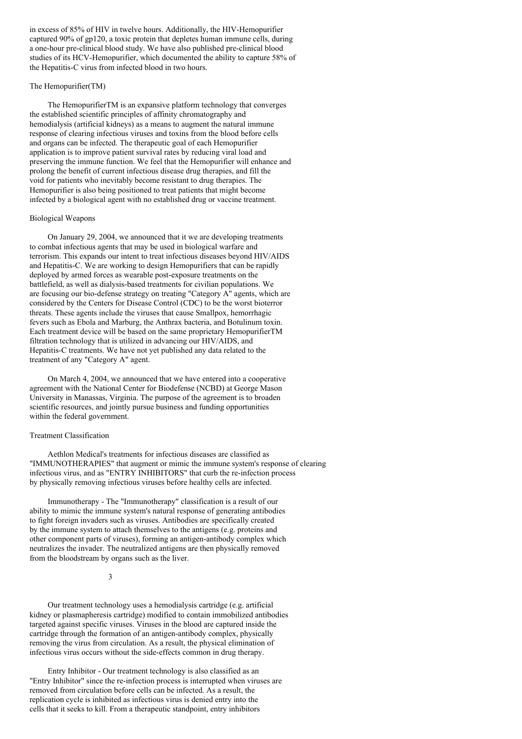in excess of 85% of HIV in twelve hours. Additionally, the HIV-Hemopurifier captured 90% of gp120, a toxic protein that depletes human immune cells, during a one-hour pre-clinical blood study. We have also published pre-clinical blood studies of its HCV-Hemopurifier, which documented the ability to capture 58% of the Hepatitis-C virus from infected blood in two hours.

## The Hemopurifier(TM)

The HemopurifierTM is an expansive platform technology that converges the established scientific principles of affinity chromatography and hemodialysis (artificial kidneys) as a means to augment the natural immune response of clearing infectious viruses and toxins from the blood before cells and organs can be infected. The therapeutic goal of each Hemopurifier application is to improve patient survival rates by reducing viral load and preserving the immune function. We feel that the Hemopurifier will enhance and prolong the benefit of current infectious disease drug therapies, and fill the void for patients who inevitably become resistant to drug therapies. The Hemopurifier is also being positioned to treat patients that might become infected by a biological agent with no established drug or vaccine treatment.

## Biological Weapons

On January 29, 2004, we announced that it we are developing treatments to combat infectious agents that may be used in biological warfare and terrorism. This expands our intent to treat infectious diseases beyond HIV/AIDS and Hepatitis-C. We are working to design Hemopurifiers that can be rapidly deployed by armed forces as wearable post-exposure treatments on the battlefield, as well as dialysis-based treatments for civilian populations. We are focusing our bio-defense strategy on treating "Category A" agents, which are considered by the Centers for Disease Control (CDC) to be the worst bioterror threats. These agents include the viruses that cause Smallpox, hemorrhagic fevers such as Ebola and Marburg, the Anthrax bacteria, and Botulinum toxin. Each treatment device will be based on the same proprietary HemopurifierTM filtration technology that is utilized in advancing our HIV/AIDS, and Hepatitis-C treatments. We have not yet published any data related to the treatment of any "Category A" agent.

On March 4, 2004, we announced that we have entered into a cooperative agreement with the National Center for Biodefense (NCBD) at George Mason University in Manassas, Virginia. The purpose of the agreement is to broaden scientific resources, and jointly pursue business and funding opportunities within the federal government.

## Treatment Classification

Aethlon Medical's treatments for infectious diseases are classified as "IMMUNOTHERAPIES" that augment or mimic the immune system's response of clearing infectious virus, and as "ENTRY INHIBITORS" that curb the re-infection process by physically removing infectious viruses before healthy cells are infected.

Immunotherapy - The "Immunotherapy" classification is a result of our ability to mimic the immune system's natural response of generating antibodies to fight foreign invaders such as viruses. Antibodies are specifically created by the immune system to attach themselves to the antigens (e.g. proteins and other component parts of viruses), forming an antigen-antibody complex which neutralizes the invader. The neutralized antigens are then physically removed from the bloodstream by organs such as the liver.

Our treatment technology uses a hemodialysis cartridge (e.g. artificial kidney or plasmapheresis cartridge) modified to contain immobilized antibodies targeted against specific viruses. Viruses in the blood are captured inside the cartridge through the formation of an antigen-antibody complex, physically removing the virus from circulation. As a result, the physical elimination of infectious virus occurs without the side-effects common in drug therapy.

Entry Inhibitor - Our treatment technology is also classified as an "Entry Inhibitor" since the re-infection process is interrupted when viruses are removed from circulation before cells can be infected. As a result, the replication cycle is inhibited as infectious virus is denied entry into the cells that it seeks to kill. From a therapeutic standpoint, entry inhibitors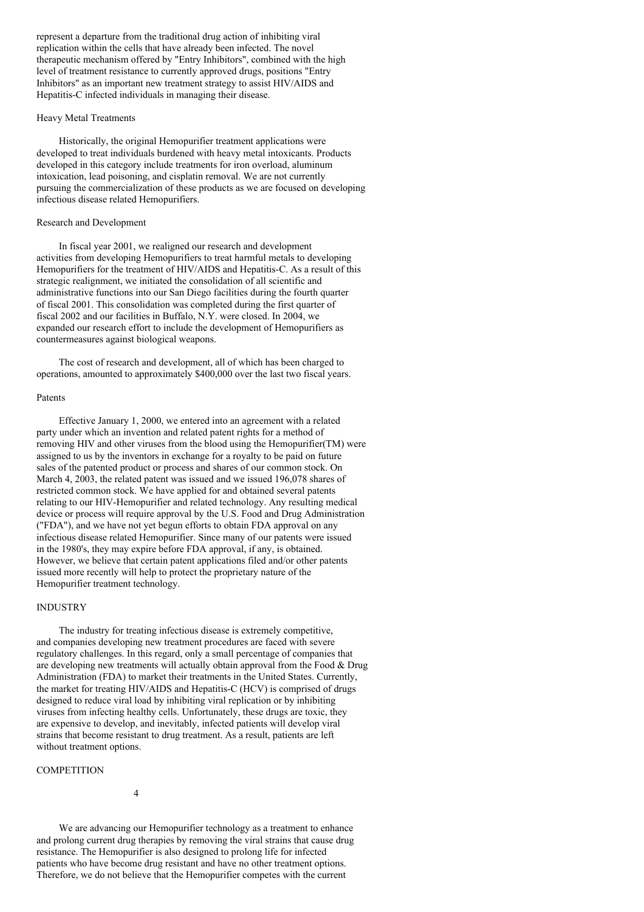represent a departure from the traditional drug action of inhibiting viral replication within the cells that have already been infected. The novel therapeutic mechanism offered by "Entry Inhibitors", combined with the high level of treatment resistance to currently approved drugs, positions "Entry Inhibitors" as an important new treatment strategy to assist HIV/AIDS and Hepatitis-C infected individuals in managing their disease.

### Heavy Metal Treatments

Historically, the original Hemopurifier treatment applications were developed to treat individuals burdened with heavy metal intoxicants. Products developed in this category include treatments for iron overload, aluminum intoxication, lead poisoning, and cisplatin removal. We are not currently pursuing the commercialization of these products as we are focused on developing infectious disease related Hemopurifiers.

### Research and Development

In fiscal year 2001, we realigned our research and development activities from developing Hemopurifiers to treat harmful metals to developing Hemopurifiers for the treatment of HIV/AIDS and Hepatitis-C. As a result of this strategic realignment, we initiated the consolidation of all scientific and administrative functions into our San Diego facilities during the fourth quarter of fiscal 2001. This consolidation was completed during the first quarter of fiscal 2002 and our facilities in Buffalo, N.Y. were closed. In 2004, we expanded our research effort to include the development of Hemopurifiers as countermeasures against biological weapons.

The cost of research and development, all of which has been charged to operations, amounted to approximately $400,000 over the last two fiscal years.

### Patents

Effective January 1, 2000, we entered into an agreement with a related party under which an invention and related patent rights for a method of removing HIV and other viruses from the blood using the Hemopurifier(TM) were assigned to us by the inventors in exchange for a royalty to be paid on future sales of the patented product or process and shares of our common stock. On March 4, 2003, the related patent was issued and we issued 196,078 shares of restricted common stock. We have applied for and obtained several patents relating to our HIV-Hemopurifier and related technology. Any resulting medical device or process will require approval by the U.S. Food and Drug Administration ("FDA"), and we have not yet begun efforts to obtain FDA approval on any infectious disease related Hemopurifier. Since many of our patents were issued in the 1980's, they may expire before FDA approval, if any, is obtained. However, we believe that certain patent applications filed and/or other patents issued more recently will help to protect the proprietary nature of the Hemopurifier treatment technology.

## INDUSTRY

The industry for treating infectious disease is extremely competitive, and companies developing new treatment procedures are faced with severe regulatory challenges. In this regard, only a small percentage of companies that are developing new treatments will actually obtain approval from the Food & Drug Administration (FDA) to market their treatments in the United States. Currently, the market for treating HIV/AIDS and Hepatitis-C (HCV) is comprised of drugs designed to reduce viral load by inhibiting viral replication or by inhibiting viruses from infecting healthy cells. Unfortunately, these drugs are toxic, they are expensive to develop, and inevitably, infected patients will develop viral strains that become resistant to drug treatment. As a result, patients are left without treatment options.

## COMPETITION

We are advancing our Hemopurifier technology as a treatment to enhance and prolong current drug therapies by removing the viral strains that cause drug resistance. The Hemopurifier is also designed to prolong life for infected patients who have become drug resistant and have no other treatment options. Therefore, we do not believe that the Hemopurifier competes with the current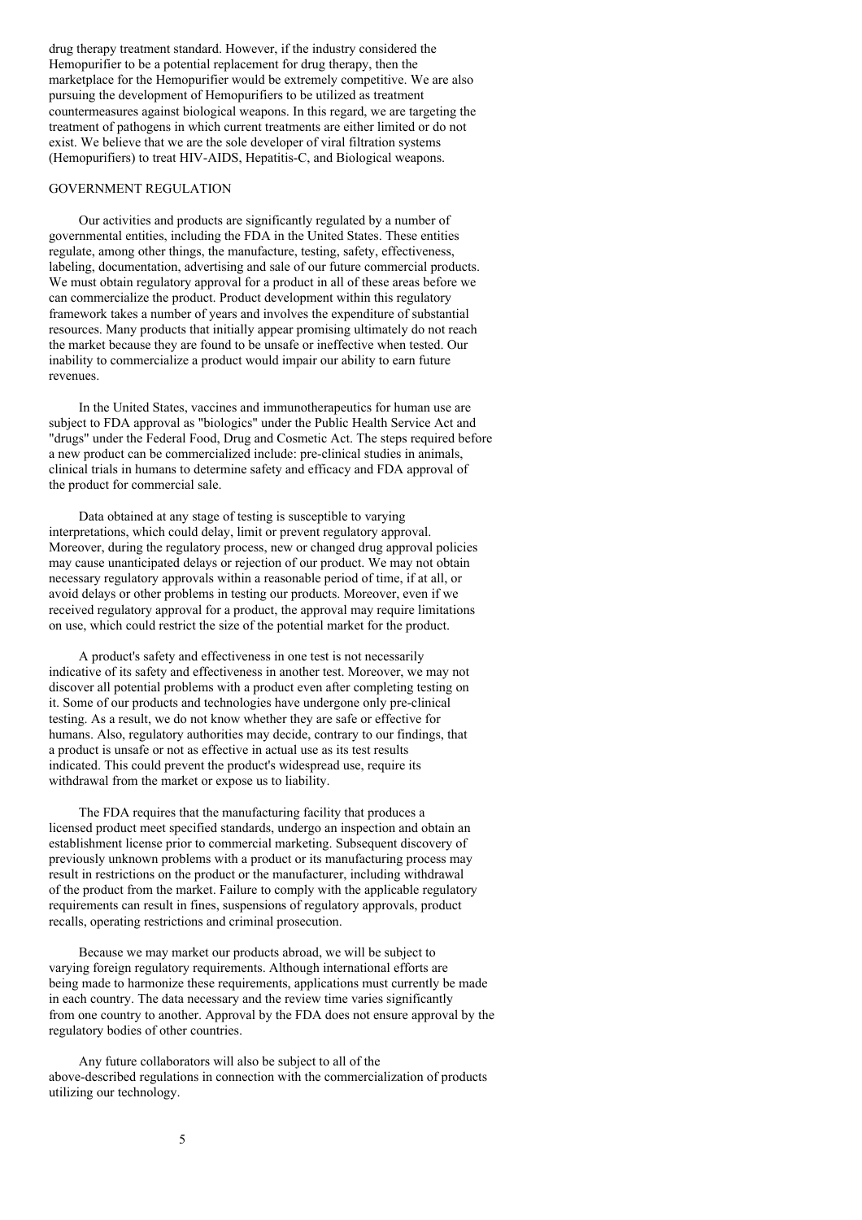drug therapy treatment standard. However, if the industry considered the Hemopurifier to be a potential replacement for drug therapy, then the marketplace for the Hemopurifier would be extremely competitive. We are also pursuing the development of Hemopurifiers to be utilized as treatment countermeasures against biological weapons. In this regard, we are targeting the treatment of pathogens in which current treatments are either limited or do not exist. We believe that we are the sole developer of viral filtration systems (Hemopurifiers) to treat HIV-AIDS, Hepatitis-C, and Biological weapons.

## GOVERNMENT REGULATION

Our activities and products are significantly regulated by a number of governmental entities, including the FDA in the United States. These entities regulate, among other things, the manufacture, testing, safety, effectiveness, labeling, documentation, advertising and sale of our future commercial products. We must obtain regulatory approval for a product in all of these areas before we can commercialize the product. Product development within this regulatory framework takes a number of years and involves the expenditure of substantial resources. Many products that initially appear promising ultimately do not reach the market because they are found to be unsafe or ineffective when tested. Our inability to commercialize a product would impair our ability to earn future revenues.

In the United States, vaccines and immunotherapeutics for human use are subject to FDA approval as "biologics" under the Public Health Service Act and "drugs" under the Federal Food, Drug and Cosmetic Act. The steps required before a new product can be commercialized include: pre-clinical studies in animals, clinical trials in humans to determine safety and efficacy and FDA approval of the product for commercial sale.

Data obtained at any stage of testing is susceptible to varying interpretations, which could delay, limit or prevent regulatory approval. Moreover, during the regulatory process, new or changed drug approval policies may cause unanticipated delays or rejection of our product. We may not obtain necessary regulatory approvals within a reasonable period of time, if at all, or avoid delays or other problems in testing our products. Moreover, even if we received regulatory approval for a product, the approval may require limitations on use, which could restrict the size of the potential market for the product.

A product's safety and effectiveness in one test is not necessarily indicative of its safety and effectiveness in another test. Moreover, we may not discover all potential problems with a product even after completing testing on it. Some of our products and technologies have undergone only pre-clinical testing. As a result, we do not know whether they are safe or effective for humans. Also, regulatory authorities may decide, contrary to our findings, that a product is unsafe or not as effective in actual use as its test results indicated. This could prevent the product's widespread use, require its withdrawal from the market or expose us to liability.

The FDA requires that the manufacturing facility that produces a licensed product meet specified standards, undergo an inspection and obtain an establishment license prior to commercial marketing. Subsequent discovery of previously unknown problems with a product or its manufacturing process may result in restrictions on the product or the manufacturer, including withdrawal of the product from the market. Failure to comply with the applicable regulatory requirements can result in fines, suspensions of regulatory approvals, product recalls, operating restrictions and criminal prosecution.

Because we may market our products abroad, we will be subject to varying foreign regulatory requirements. Although international efforts are being made to harmonize these requirements, applications must currently be made in each country. The data necessary and the review time varies significantly from one country to another. Approval by the FDA does not ensure approval by the regulatory bodies of other countries.

Any future collaborators will also be subject to all of the above-described regulations in connection with the commercialization of products utilizing our technology.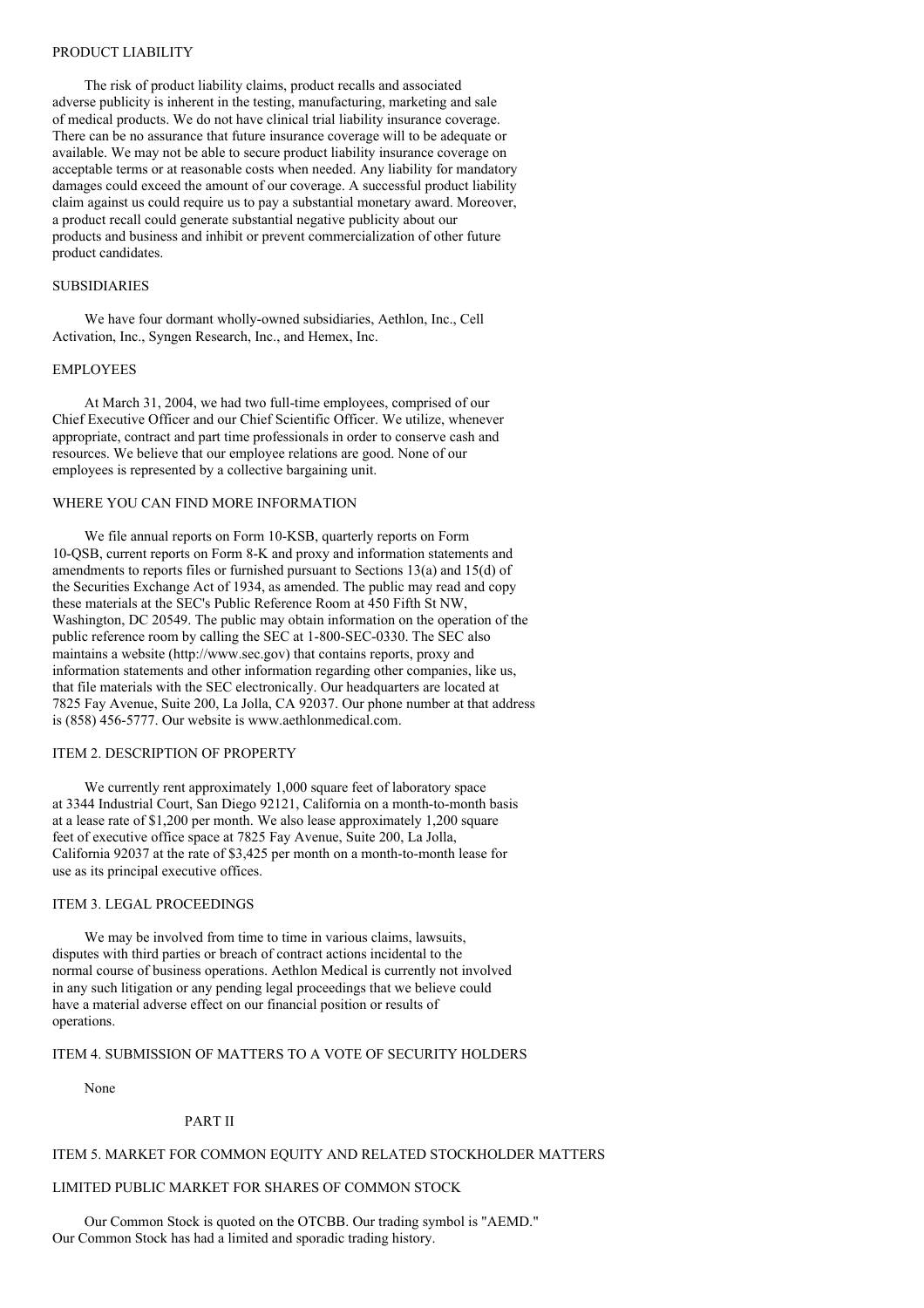## PRODUCT LIABILITY

The risk of product liability claims, product recalls and associated adverse publicity is inherent in the testing, manufacturing, marketing and sale of medical products. We do not have clinical trial liability insurance coverage. There can be no assurance that future insurance coverage will to be adequate or available. We may not be able to secure product liability insurance coverage on acceptable terms or at reasonable costs when needed. Any liability for mandatory damages could exceed the amount of our coverage. A successful product liability claim against us could require us to pay a substantial monetary award. Moreover, a product recall could generate substantial negative publicity about our products and business and inhibit or prevent commercialization of other future product candidates.

## SUBSIDIARIES

We have four dormant wholly-owned subsidiaries, Aethlon, Inc., Cell Activation, Inc., Syngen Research, Inc., and Hemex, Inc.

## EMPLOYEES

At March 31, 2004, we had two full-time employees, comprised of our Chief Executive Officer and our Chief Scientific Officer. We utilize, whenever appropriate, contract and part time professionals in order to conserve cash and resources. We believe that our employee relations are good. None of our employees is represented by a collective bargaining unit.

## WHERE YOU CAN FIND MORE INFORMATION

We file annual reports on Form 10-KSB, quarterly reports on Form 10-QSB, current reports on Form 8-K and proxy and information statements and amendments to reports files or furnished pursuant to Sections 13(a) and 15(d) of the Securities Exchange Act of 1934, as amended. The public may read and copy these materials at the SEC's Public Reference Room at 450 Fifth St NW, Washington, DC 20549. The public may obtain information on the operation of the public reference room by calling the SEC at 1-800-SEC-0330. The SEC also maintains a website (http://www.sec.gov) that contains reports, proxy and information statements and other information regarding other companies, like us, that file materials with the SEC electronically. Our headquarters are located at 7825 Fay Avenue, Suite 200, La Jolla, CA 92037. Our phone number at that address is (858) 456-5777. Our website is www.aethlonmedical.com.

## ITEM 2. DESCRIPTION OF PROPERTY

We currently rent approximately 1,000 square feet of laboratory space at 3344 Industrial Court, San Diego 92121, California on a month-to-month basis at a lease rate of $1,200 per month. We also lease approximately 1,200 square feet of executive office space at 7825 Fay Avenue, Suite 200, La Jolla, California 92037 at the rate of $3,425 per month on a month-to-month lease for use as its principal executive offices.

## ITEM 3. LEGAL PROCEEDINGS

We may be involved from time to time in various claims, lawsuits, disputes with third parties or breach of contract actions incidental to the normal course of business operations. Aethlon Medical is currently not involved in any such litigation or any pending legal proceedings that we believe could have a material adverse effect on our financial position or results of operations.

## ITEM 4. SUBMISSION OF MATTERS TO A VOTE OF SECURITY HOLDERS

None

# PART II

## ITEM 5. MARKET FOR COMMON EQUITY AND RELATED STOCKHOLDER MATTERS

## LIMITED PUBLIC MARKET FOR SHARES OF COMMON STOCK

Our Common Stock is quoted on the OTCBB. Our trading symbol is "AEMD." Our Common Stock has had a limited and sporadic trading history.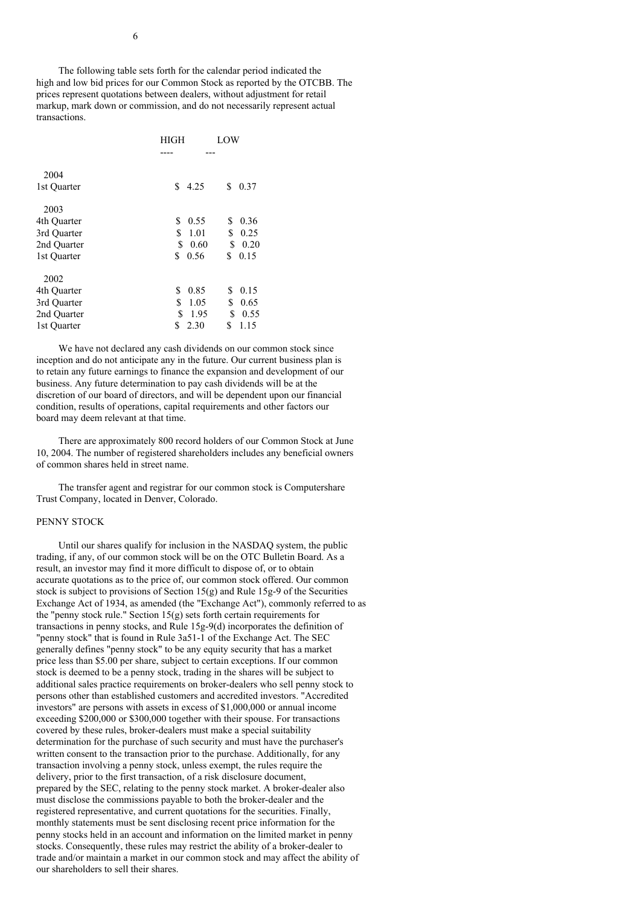The following table sets forth for the calendar period indicated the high and low bid prices for our Common Stock as reported by the OTCBB. The prices represent quotations between dealers, without adjustment for retail markup, mark down or commission, and do not necessarily represent actual transactions.

| | HIGH | LOW |
|---|---|---|
| **2004** | | |
| 1st Quarter | $ 4.25 | $ 0.37 |
| **2003** | | |
| 4th Quarter | $ 0.55 | $ 0.36 |
| 3rd Quarter | $ 1.01 | $ 0.25 |
| 2nd Quarter | $ 0.60 | $ 0.20 |
| 1st Quarter | $ 0.56 | $ 0.15 |
| **2002** | | |
| 4th Quarter | $ 0.85 | $ 0.15 |
| 3rd Quarter | $ 1.05 | $ 0.65 |
| 2nd Quarter | $ 1.95 | $ 0.55 |
| 1st Quarter | $ 2.30 | $ 1.15 |

We have not declared any cash dividends on our common stock since inception and do not anticipate any in the future. Our current business plan is to retain any future earnings to finance the expansion and development of our business. Any future determination to pay cash dividends will be at the discretion of our board of directors, and will be dependent upon our financial condition, results of operations, capital requirements and other factors our board may deem relevant at that time.

There are approximately 800 record holders of our Common Stock at June 10, 2004. The number of registered shareholders includes any beneficial owners of common shares held in street name.

The transfer agent and registrar for our common stock is Computershare Trust Company, located in Denver, Colorado.

## PENNY STOCK

Until our shares qualify for inclusion in the NASDAQ system, the public trading, if any, of our common stock will be on the OTC Bulletin Board. As a result, an investor may find it more difficult to dispose of, or to obtain accurate quotations as to the price of, our common stock offered. Our common stock is subject to provisions of Section 15(g) and Rule 15g-9 of the Securities Exchange Act of 1934, as amended (the "Exchange Act"), commonly referred to as the "penny stock rule." Section 15(g) sets forth certain requirements for transactions in penny stocks, and Rule 15g-9(d) incorporates the definition of "penny stock" that is found in Rule 3a51-1 of the Exchange Act. The SEC generally defines "penny stock" to be any equity security that has a market price less than $5.00 per share, subject to certain exceptions. If our common stock is deemed to be a penny stock, trading in the shares will be subject to additional sales practice requirements on broker-dealers who sell penny stock to persons other than established customers and accredited investors. "Accredited investors" are persons with assets in excess of $1,000,000 or annual income exceeding $200,000 or $300,000 together with their spouse. For transactions covered by these rules, broker-dealers must make a special suitability determination for the purchase of such security and must have the purchaser's written consent to the transaction prior to the purchase. Additionally, for any transaction involving a penny stock, unless exempt, the rules require the delivery, prior to the first transaction, of a risk disclosure document, prepared by the SEC, relating to the penny stock market. A broker-dealer also must disclose the commissions payable to both the broker-dealer and the registered representative, and current quotations for the securities. Finally, monthly statements must be sent disclosing recent price information for the penny stocks held in an account and information on the limited market in penny stocks. Consequently, these rules may restrict the ability of a broker-dealer to trade and/or maintain a market in our common stock and may affect the ability of our shareholders to sell their shares.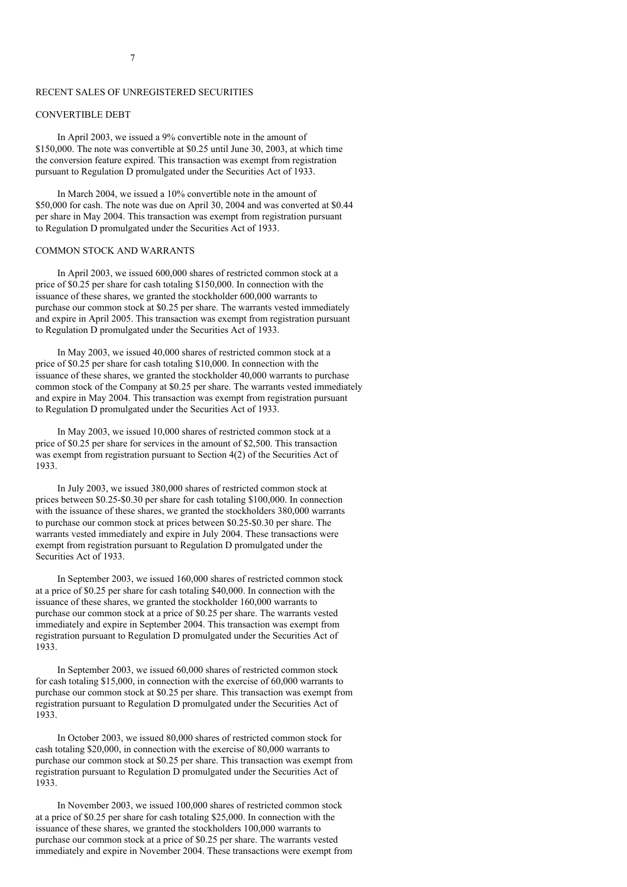## RECENT SALES OF UNREGISTERED SECURITIES

### CONVERTIBLE DEBT

In April 2003, we issued a 9% convertible note in the amount of $150,000. The note was convertible at $0.25 until June 30, 2003, at which time the conversion feature expired. This transaction was exempt from registration pursuant to Regulation D promulgated under the Securities Act of 1933.

In March 2004, we issued a 10% convertible note in the amount of $50,000 for cash. The note was due on April 30, 2004 and was converted at $0.44 per share in May 2004. This transaction was exempt from registration pursuant to Regulation D promulgated under the Securities Act of 1933.

### COMMON STOCK AND WARRANTS

In April 2003, we issued 600,000 shares of restricted common stock at a price of $0.25 per share for cash totaling $150,000. In connection with the issuance of these shares, we granted the stockholder 600,000 warrants to purchase our common stock at $0.25 per share. The warrants vested immediately and expire in April 2005. This transaction was exempt from registration pursuant to Regulation D promulgated under the Securities Act of 1933.

In May 2003, we issued 40,000 shares of restricted common stock at a price of $0.25 per share for cash totaling $10,000. In connection with the issuance of these shares, we granted the stockholder 40,000 warrants to purchase common stock of the Company at $0.25 per share. The warrants vested immediately and expire in May 2004. This transaction was exempt from registration pursuant to Regulation D promulgated under the Securities Act of 1933.

In May 2003, we issued 10,000 shares of restricted common stock at a price of $0.25 per share for services in the amount of $2,500. This transaction was exempt from registration pursuant to Section 4(2) of the Securities Act of 1933.

In July 2003, we issued 380,000 shares of restricted common stock at prices between $0.25-$0.30 per share for cash totaling $100,000. In connection with the issuance of these shares, we granted the stockholders 380,000 warrants to purchase our common stock at prices between $0.25-$0.30 per share. The warrants vested immediately and expire in July 2004. These transactions were exempt from registration pursuant to Regulation D promulgated under the Securities Act of 1933.

In September 2003, we issued 160,000 shares of restricted common stock at a price of $0.25 per share for cash totaling $40,000. In connection with the issuance of these shares, we granted the stockholder 160,000 warrants to purchase our common stock at a price of $0.25 per share. The warrants vested immediately and expire in September 2004. This transaction was exempt from registration pursuant to Regulation D promulgated under the Securities Act of 1933.

In September 2003, we issued 60,000 shares of restricted common stock for cash totaling $15,000, in connection with the exercise of 60,000 warrants to purchase our common stock at $0.25 per share. This transaction was exempt from registration pursuant to Regulation D promulgated under the Securities Act of 1933.

In October 2003, we issued 80,000 shares of restricted common stock for cash totaling $20,000, in connection with the exercise of 80,000 warrants to purchase our common stock at $0.25 per share. This transaction was exempt from registration pursuant to Regulation D promulgated under the Securities Act of 1933.

In November 2003, we issued 100,000 shares of restricted common stock at a price of $0.25 per share for cash totaling $25,000. In connection with the issuance of these shares, we granted the stockholders 100,000 warrants to purchase our common stock at a price of $0.25 per share. The warrants vested immediately and expire in November 2004. These transactions were exempt from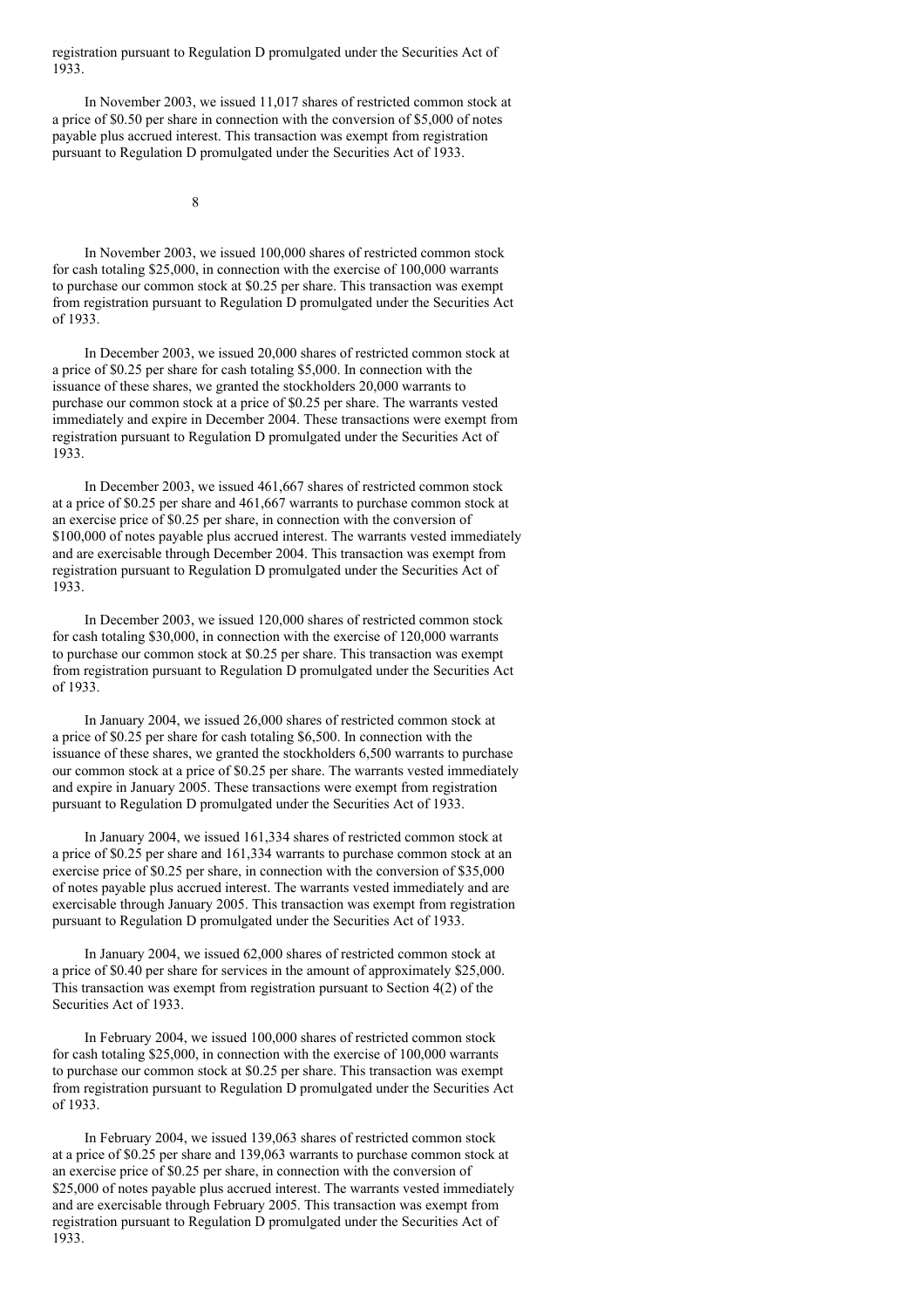registration pursuant to Regulation D promulgated under the Securities Act of 1933.

In November 2003, we issued 11,017 shares of restricted common stock at a price of $0.50 per share in connection with the conversion of $5,000 of notes payable plus accrued interest. This transaction was exempt from registration pursuant to Regulation D promulgated under the Securities Act of 1933.

In November 2003, we issued 100,000 shares of restricted common stock for cash totaling $25,000, in connection with the exercise of 100,000 warrants to purchase our common stock at $0.25 per share. This transaction was exempt from registration pursuant to Regulation D promulgated under the Securities Act of 1933.

In December 2003, we issued 20,000 shares of restricted common stock at a price of $0.25 per share for cash totaling $5,000. In connection with the issuance of these shares, we granted the stockholders 20,000 warrants to purchase our common stock at a price of $0.25 per share. The warrants vested immediately and expire in December 2004. These transactions were exempt from registration pursuant to Regulation D promulgated under the Securities Act of 1933.

In December 2003, we issued 461,667 shares of restricted common stock at a price of $0.25 per share and 461,667 warrants to purchase common stock at an exercise price of $0.25 per share, in connection with the conversion of $100,000 of notes payable plus accrued interest. The warrants vested immediately and are exercisable through December 2004. This transaction was exempt from registration pursuant to Regulation D promulgated under the Securities Act of 1933.

In December 2003, we issued 120,000 shares of restricted common stock for cash totaling $30,000, in connection with the exercise of 120,000 warrants to purchase our common stock at $0.25 per share. This transaction was exempt from registration pursuant to Regulation D promulgated under the Securities Act of 1933.

In January 2004, we issued 26,000 shares of restricted common stock at a price of $0.25 per share for cash totaling $6,500. In connection with the issuance of these shares, we granted the stockholders 6,500 warrants to purchase our common stock at a price of $0.25 per share. The warrants vested immediately and expire in January 2005. These transactions were exempt from registration pursuant to Regulation D promulgated under the Securities Act of 1933.

In January 2004, we issued 161,334 shares of restricted common stock at a price of $0.25 per share and 161,334 warrants to purchase common stock at an exercise price of $0.25 per share, in connection with the conversion of $35,000 of notes payable plus accrued interest. The warrants vested immediately and are exercisable through January 2005. This transaction was exempt from registration pursuant to Regulation D promulgated under the Securities Act of 1933.

In January 2004, we issued 62,000 shares of restricted common stock at a price of $0.40 per share for services in the amount of approximately $25,000. This transaction was exempt from registration pursuant to Section 4(2) of the Securities Act of 1933.

In February 2004, we issued 100,000 shares of restricted common stock for cash totaling $25,000, in connection with the exercise of 100,000 warrants to purchase our common stock at $0.25 per share. This transaction was exempt from registration pursuant to Regulation D promulgated under the Securities Act of 1933.

In February 2004, we issued 139,063 shares of restricted common stock at a price of $0.25 per share and 139,063 warrants to purchase common stock at an exercise price of $0.25 per share, in connection with the conversion of $25,000 of notes payable plus accrued interest. The warrants vested immediately and are exercisable through February 2005. This transaction was exempt from registration pursuant to Regulation D promulgated under the Securities Act of 1933.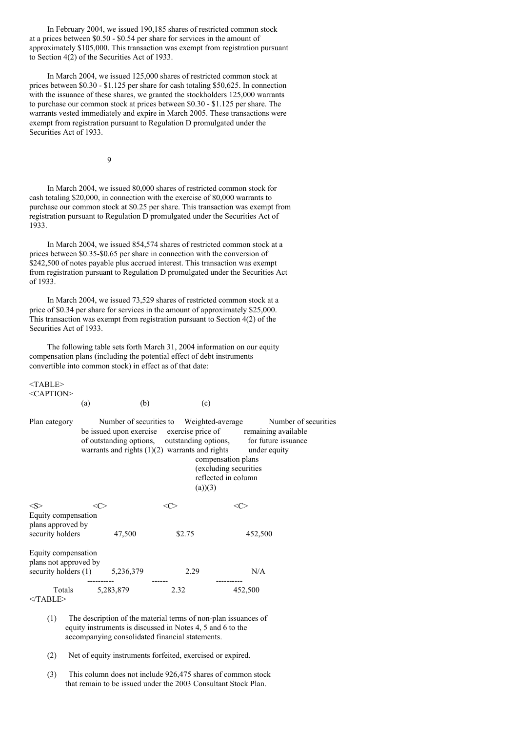In February 2004, we issued 190,185 shares of restricted common stock at a prices between $0.50 - $0.54 per share for services in the amount of approximately $105,000. This transaction was exempt from registration pursuant to Section 4(2) of the Securities Act of 1933.

In March 2004, we issued 125,000 shares of restricted common stock at prices between $0.30 - $1.125 per share for cash totaling $50,625. In connection with the issuance of these shares, we granted the stockholders 125,000 warrants to purchase our common stock at prices between $0.30 - $1.125 per share. The warrants vested immediately and expire in March 2005. These transactions were exempt from registration pursuant to Regulation D promulgated under the Securities Act of 1933.

In March 2004, we issued 80,000 shares of restricted common stock for cash totaling $20,000, in connection with the exercise of 80,000 warrants to purchase our common stock at $0.25 per share. This transaction was exempt from registration pursuant to Regulation D promulgated under the Securities Act of 1933.

In March 2004, we issued 854,574 shares of restricted common stock at a prices between $0.35-$0.65 per share in connection with the conversion of $242,500 of notes payable plus accrued interest. This transaction was exempt from registration pursuant to Regulation D promulgated under the Securities Act of 1933.

In March 2004, we issued 73,529 shares of restricted common stock at a price of $0.34 per share for services in the amount of approximately $25,000. This transaction was exempt from registration pursuant to Section 4(2) of the Securities Act of 1933.

The following table sets forth March 31, 2004 information on our equity compensation plans (including the potential effect of debt instruments convertible into common stock) in effect as of that date:

| Plan category | (a) Number of securities to be issued upon exercise of outstanding options, warrants and rights (1)(2) | (b) Weighted-average exercise price of outstanding options, warrants and rights | (c) Number of securities remaining available for future issuance under equity compensation plans (excluding securities reflected in column (a))(3) |
|---|---|---|---|
| Equity compensation plans approved by security holders | 47,500 | $2.75 | 452,500 |
| Equity compensation plans not approved by security holders (1) | 5,236,379 | 2.29 | N/A |
| Totals | 5,283,879 | 2.32 | 452,500 |

(1) The description of the material terms of non-plan issuances of equity instruments is discussed in Notes 4, 5 and 6 to the accompanying consolidated financial statements.

(2) Net of equity instruments forfeited, exercised or expired.

(3) This column does not include 926,475 shares of common stock that remain to be issued under the 2003 Consultant Stock Plan.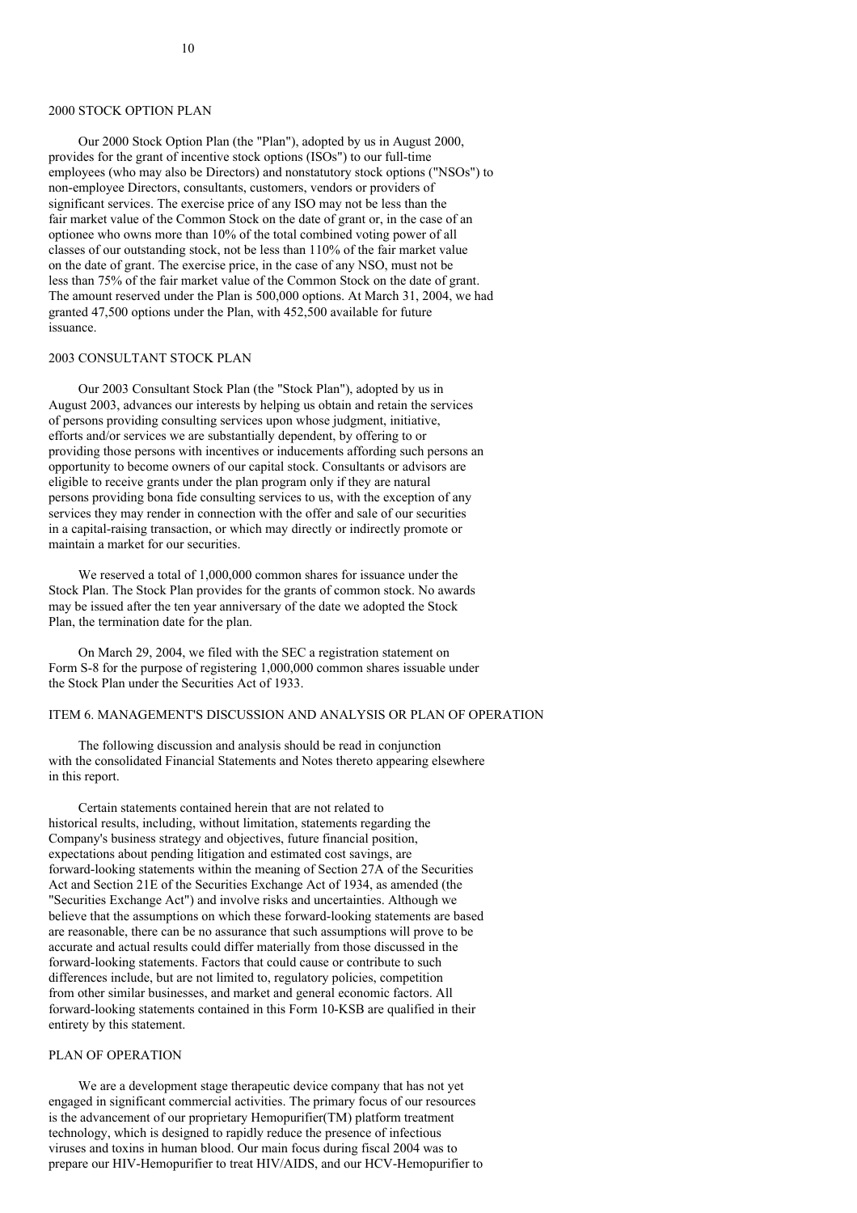## 2000 STOCK OPTION PLAN

Our 2000 Stock Option Plan (the "Plan"), adopted by us in August 2000, provides for the grant of incentive stock options (ISOs") to our full-time employees (who may also be Directors) and nonstatutory stock options ("NSOs") to non-employee Directors, consultants, customers, vendors or providers of significant services. The exercise price of any ISO may not be less than the fair market value of the Common Stock on the date of grant or, in the case of an optionee who owns more than 10% of the total combined voting power of all classes of our outstanding stock, not be less than 110% of the fair market value on the date of grant. The exercise price, in the case of any NSO, must not be less than 75% of the fair market value of the Common Stock on the date of grant. The amount reserved under the Plan is 500,000 options. At March 31, 2004, we had granted 47,500 options under the Plan, with 452,500 available for future issuance.

## 2003 CONSULTANT STOCK PLAN

Our 2003 Consultant Stock Plan (the "Stock Plan"), adopted by us in August 2003, advances our interests by helping us obtain and retain the services of persons providing consulting services upon whose judgment, initiative, efforts and/or services we are substantially dependent, by offering to or providing those persons with incentives or inducements affording such persons an opportunity to become owners of our capital stock. Consultants or advisors are eligible to receive grants under the plan program only if they are natural persons providing bona fide consulting services to us, with the exception of any services they may render in connection with the offer and sale of our securities in a capital-raising transaction, or which may directly or indirectly promote or maintain a market for our securities.

We reserved a total of 1,000,000 common shares for issuance under the Stock Plan. The Stock Plan provides for the grants of common stock. No awards may be issued after the ten year anniversary of the date we adopted the Stock Plan, the termination date for the plan.

On March 29, 2004, we filed with the SEC a registration statement on Form S-8 for the purpose of registering 1,000,000 common shares issuable under the Stock Plan under the Securities Act of 1933.

## ITEM 6. MANAGEMENT'S DISCUSSION AND ANALYSIS OR PLAN OF OPERATION

The following discussion and analysis should be read in conjunction with the consolidated Financial Statements and Notes thereto appearing elsewhere in this report.

Certain statements contained herein that are not related to historical results, including, without limitation, statements regarding the Company's business strategy and objectives, future financial position, expectations about pending litigation and estimated cost savings, are forward-looking statements within the meaning of Section 27A of the Securities Act and Section 21E of the Securities Exchange Act of 1934, as amended (the "Securities Exchange Act") and involve risks and uncertainties. Although we believe that the assumptions on which these forward-looking statements are based are reasonable, there can be no assurance that such assumptions will prove to be accurate and actual results could differ materially from those discussed in the forward-looking statements. Factors that could cause or contribute to such differences include, but are not limited to, regulatory policies, competition from other similar businesses, and market and general economic factors. All forward-looking statements contained in this Form 10-KSB are qualified in their entirety by this statement.

## PLAN OF OPERATION

We are a development stage therapeutic device company that has not yet engaged in significant commercial activities. The primary focus of our resources is the advancement of our proprietary Hemopurifier(TM) platform treatment technology, which is designed to rapidly reduce the presence of infectious viruses and toxins in human blood. Our main focus during fiscal 2004 was to prepare our HIV-Hemopurifier to treat HIV/AIDS, and our HCV-Hemopurifier to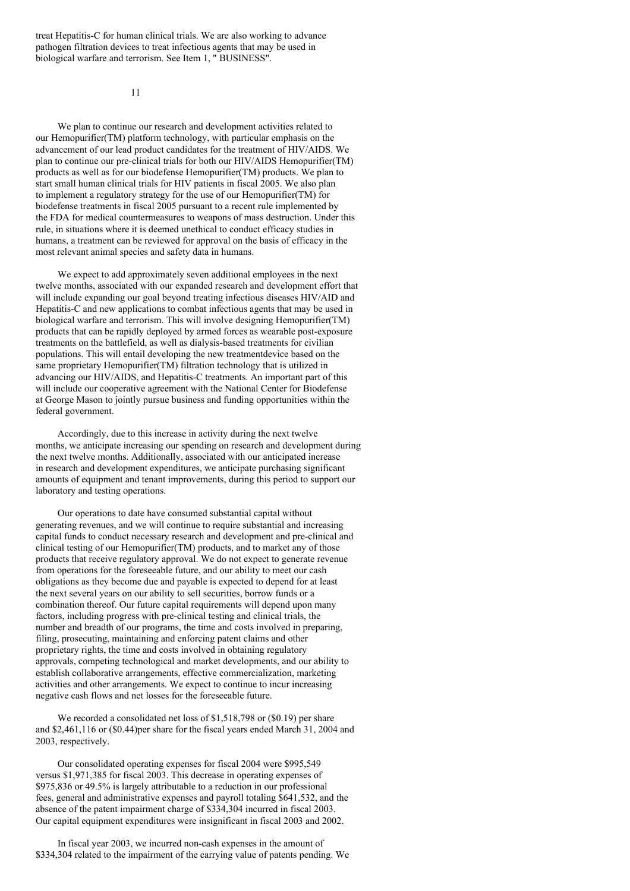treat Hepatitis-C for human clinical trials. We are also working to advance pathogen filtration devices to treat infectious agents that may be used in biological warfare and terrorism. See Item 1, " BUSINESS".

We plan to continue our research and development activities related to our Hemopurifier(TM) platform technology, with particular emphasis on the advancement of our lead product candidates for the treatment of HIV/AIDS. We plan to continue our pre-clinical trials for both our HIV/AIDS Hemopurifier(TM) products as well as for our biodefense Hemopurifier(TM) products. We plan to start small human clinical trials for HIV patients in fiscal 2005. We also plan to implement a regulatory strategy for the use of our Hemopurifier(TM) for biodefense treatments in fiscal 2005 pursuant to a recent rule implemented by the FDA for medical countermeasures to weapons of mass destruction. Under this rule, in situations where it is deemed unethical to conduct efficacy studies in humans, a treatment can be reviewed for approval on the basis of efficacy in the most relevant animal species and safety data in humans.

We expect to add approximately seven additional employees in the next twelve months, associated with our expanded research and development effort that will include expanding our goal beyond treating infectious diseases HIV/AID and Hepatitis-C and new applications to combat infectious agents that may be used in biological warfare and terrorism. This will involve designing Hemopurifier(TM) products that can be rapidly deployed by armed forces as wearable post-exposure treatments on the battlefield, as well as dialysis-based treatments for civilian populations. This will entail developing the new treatmentdevice based on the same proprietary Hemopurifier(TM) filtration technology that is utilized in advancing our HIV/AIDS, and Hepatitis-C treatments. An important part of this will include our cooperative agreement with the National Center for Biodefense at George Mason to jointly pursue business and funding opportunities within the federal government.

Accordingly, due to this increase in activity during the next twelve months, we anticipate increasing our spending on research and development during the next twelve months. Additionally, associated with our anticipated increase in research and development expenditures, we anticipate purchasing significant amounts of equipment and tenant improvements, during this period to support our laboratory and testing operations.

Our operations to date have consumed substantial capital without generating revenues, and we will continue to require substantial and increasing capital funds to conduct necessary research and development and pre-clinical and clinical testing of our Hemopurifier(TM) products, and to market any of those products that receive regulatory approval. We do not expect to generate revenue from operations for the foreseeable future, and our ability to meet our cash obligations as they become due and payable is expected to depend for at least the next several years on our ability to sell securities, borrow funds or a combination thereof. Our future capital requirements will depend upon many factors, including progress with pre-clinical testing and clinical trials, the number and breadth of our programs, the time and costs involved in preparing, filing, prosecuting, maintaining and enforcing patent claims and other proprietary rights, the time and costs involved in obtaining regulatory approvals, competing technological and market developments, and our ability to establish collaborative arrangements, effective commercialization, marketing activities and other arrangements. We expect to continue to incur increasing negative cash flows and net losses for the foreseeable future.

We recorded a consolidated net loss of $1,518,798 or ($0.19) per share and $2,461,116 or ($0.44)per share for the fiscal years ended March 31, 2004 and 2003, respectively.

Our consolidated operating expenses for fiscal 2004 were $995,549 versus $1,971,385 for fiscal 2003. This decrease in operating expenses of $975,836 or 49.5% is largely attributable to a reduction in our professional fees, general and administrative expenses and payroll totaling $641,532, and the absence of the patent impairment charge of $334,304 incurred in fiscal 2003. Our capital equipment expenditures were insignificant in fiscal 2003 and 2002.

In fiscal year 2003, we incurred non-cash expenses in the amount of $334,304 related to the impairment of the carrying value of patents pending. We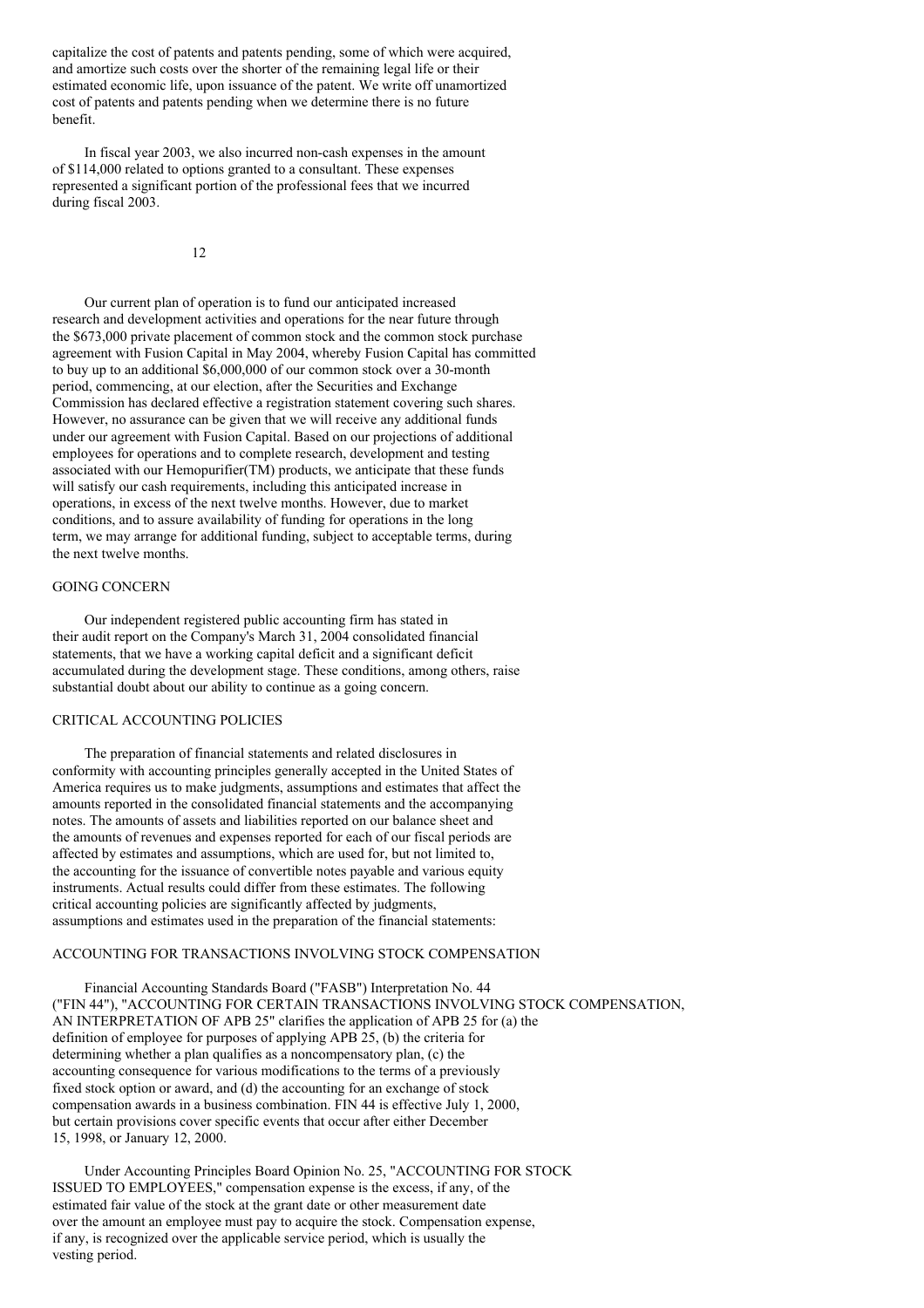capitalize the cost of patents and patents pending, some of which were acquired, and amortize such costs over the shorter of the remaining legal life or their estimated economic life, upon issuance of the patent. We write off unamortized cost of patents and patents pending when we determine there is no future benefit.

In fiscal year 2003, we also incurred non-cash expenses in the amount of $114,000 related to options granted to a consultant. These expenses represented a significant portion of the professional fees that we incurred during fiscal 2003.

Our current plan of operation is to fund our anticipated increased research and development activities and operations for the near future through the $673,000 private placement of common stock and the common stock purchase agreement with Fusion Capital in May 2004, whereby Fusion Capital has committed to buy up to an additional $6,000,000 of our common stock over a 30-month period, commencing, at our election, after the Securities and Exchange Commission has declared effective a registration statement covering such shares. However, no assurance can be given that we will receive any additional funds under our agreement with Fusion Capital. Based on our projections of additional employees for operations and to complete research, development and testing associated with our Hemopurifier(TM) products, we anticipate that these funds will satisfy our cash requirements, including this anticipated increase in operations, in excess of the next twelve months. However, due to market conditions, and to assure availability of funding for operations in the long term, we may arrange for additional funding, subject to acceptable terms, during the next twelve months.

## GOING CONCERN

Our independent registered public accounting firm has stated in their audit report on the Company's March 31, 2004 consolidated financial statements, that we have a working capital deficit and a significant deficit accumulated during the development stage. These conditions, among others, raise substantial doubt about our ability to continue as a going concern.

## CRITICAL ACCOUNTING POLICIES

The preparation of financial statements and related disclosures in conformity with accounting principles generally accepted in the United States of America requires us to make judgments, assumptions and estimates that affect the amounts reported in the consolidated financial statements and the accompanying notes. The amounts of assets and liabilities reported on our balance sheet and the amounts of revenues and expenses reported for each of our fiscal periods are affected by estimates and assumptions, which are used for, but not limited to, the accounting for the issuance of convertible notes payable and various equity instruments. Actual results could differ from these estimates. The following critical accounting policies are significantly affected by judgments, assumptions and estimates used in the preparation of the financial statements:

### ACCOUNTING FOR TRANSACTIONS INVOLVING STOCK COMPENSATION

Financial Accounting Standards Board ("FASB") Interpretation No. 44 ("FIN 44"), "ACCOUNTING FOR CERTAIN TRANSACTIONS INVOLVING STOCK COMPENSATION, AN INTERPRETATION OF APB 25" clarifies the application of APB 25 for (a) the definition of employee for purposes of applying APB 25, (b) the criteria for determining whether a plan qualifies as a noncompensatory plan, (c) the accounting consequence for various modifications to the terms of a previously fixed stock option or award, and (d) the accounting for an exchange of stock compensation awards in a business combination. FIN 44 is effective July 1, 2000, but certain provisions cover specific events that occur after either December 15, 1998, or January 12, 2000.

Under Accounting Principles Board Opinion No. 25, "ACCOUNTING FOR STOCK ISSUED TO EMPLOYEES," compensation expense is the excess, if any, of the estimated fair value of the stock at the grant date or other measurement date over the amount an employee must pay to acquire the stock. Compensation expense, if any, is recognized over the applicable service period, which is usually the vesting period.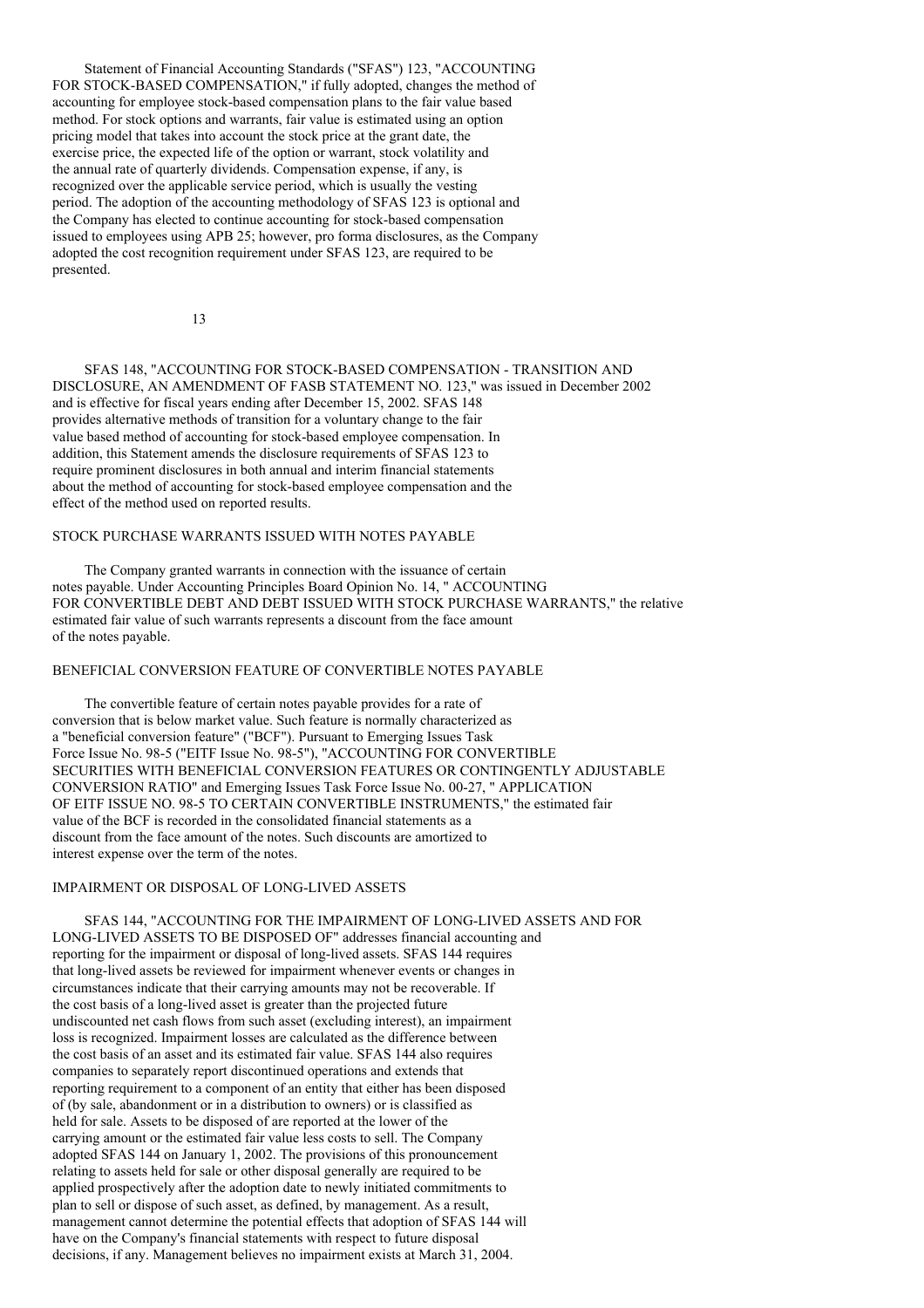Statement of Financial Accounting Standards ("SFAS") 123, "ACCOUNTING FOR STOCK-BASED COMPENSATION," if fully adopted, changes the method of accounting for employee stock-based compensation plans to the fair value based method. For stock options and warrants, fair value is estimated using an option pricing model that takes into account the stock price at the grant date, the exercise price, the expected life of the option or warrant, stock volatility and the annual rate of quarterly dividends. Compensation expense, if any, is recognized over the applicable service period, which is usually the vesting period. The adoption of the accounting methodology of SFAS 123 is optional and the Company has elected to continue accounting for stock-based compensation issued to employees using APB 25; however, pro forma disclosures, as the Company adopted the cost recognition requirement under SFAS 123, are required to be presented.

SFAS 148, "ACCOUNTING FOR STOCK-BASED COMPENSATION - TRANSITION AND DISCLOSURE, AN AMENDMENT OF FASB STATEMENT NO. 123," was issued in December 2002 and is effective for fiscal years ending after December 15, 2002. SFAS 148 provides alternative methods of transition for a voluntary change to the fair value based method of accounting for stock-based employee compensation. In addition, this Statement amends the disclosure requirements of SFAS 123 to require prominent disclosures in both annual and interim financial statements about the method of accounting for stock-based employee compensation and the effect of the method used on reported results.

## STOCK PURCHASE WARRANTS ISSUED WITH NOTES PAYABLE

The Company granted warrants in connection with the issuance of certain notes payable. Under Accounting Principles Board Opinion No. 14, " ACCOUNTING FOR CONVERTIBLE DEBT AND DEBT ISSUED WITH STOCK PURCHASE WARRANTS," the relative estimated fair value of such warrants represents a discount from the face amount of the notes payable.

## BENEFICIAL CONVERSION FEATURE OF CONVERTIBLE NOTES PAYABLE

The convertible feature of certain notes payable provides for a rate of conversion that is below market value. Such feature is normally characterized as a "beneficial conversion feature" ("BCF"). Pursuant to Emerging Issues Task Force Issue No. 98-5 ("EITF Issue No. 98-5"), "ACCOUNTING FOR CONVERTIBLE SECURITIES WITH BENEFICIAL CONVERSION FEATURES OR CONTINGENTLY ADJUSTABLE CONVERSION RATIO" and Emerging Issues Task Force Issue No. 00-27, " APPLICATION OF EITF ISSUE NO. 98-5 TO CERTAIN CONVERTIBLE INSTRUMENTS," the estimated fair value of the BCF is recorded in the consolidated financial statements as a discount from the face amount of the notes. Such discounts are amortized to interest expense over the term of the notes.

## IMPAIRMENT OR DISPOSAL OF LONG-LIVED ASSETS

SFAS 144, "ACCOUNTING FOR THE IMPAIRMENT OF LONG-LIVED ASSETS AND FOR LONG-LIVED ASSETS TO BE DISPOSED OF" addresses financial accounting and reporting for the impairment or disposal of long-lived assets. SFAS 144 requires that long-lived assets be reviewed for impairment whenever events or changes in circumstances indicate that their carrying amounts may not be recoverable. If the cost basis of a long-lived asset is greater than the projected future undiscounted net cash flows from such asset (excluding interest), an impairment loss is recognized. Impairment losses are calculated as the difference between the cost basis of an asset and its estimated fair value. SFAS 144 also requires companies to separately report discontinued operations and extends that reporting requirement to a component of an entity that either has been disposed of (by sale, abandonment or in a distribution to owners) or is classified as held for sale. Assets to be disposed of are reported at the lower of the carrying amount or the estimated fair value less costs to sell. The Company adopted SFAS 144 on January 1, 2002. The provisions of this pronouncement relating to assets held for sale or other disposal generally are required to be applied prospectively after the adoption date to newly initiated commitments to plan to sell or dispose of such asset, as defined, by management. As a result, management cannot determine the potential effects that adoption of SFAS 144 will have on the Company's financial statements with respect to future disposal decisions, if any. Management believes no impairment exists at March 31, 2004.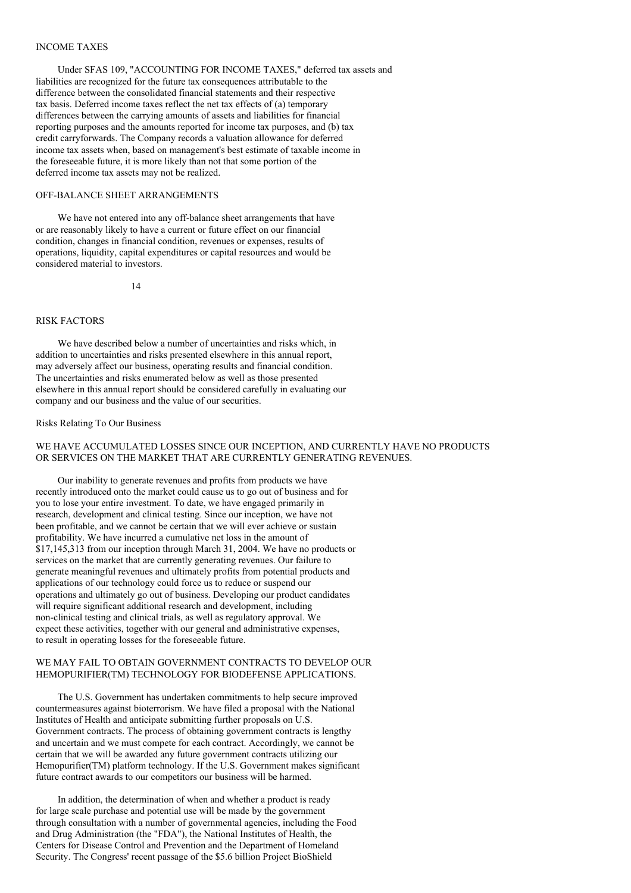## INCOME TAXES

Under SFAS 109, "ACCOUNTING FOR INCOME TAXES," deferred tax assets and liabilities are recognized for the future tax consequences attributable to the difference between the consolidated financial statements and their respective tax basis. Deferred income taxes reflect the net tax effects of (a) temporary differences between the carrying amounts of assets and liabilities for financial reporting purposes and the amounts reported for income tax purposes, and (b) tax credit carryforwards. The Company records a valuation allowance for deferred income tax assets when, based on management's best estimate of taxable income in the foreseeable future, it is more likely than not that some portion of the deferred income tax assets may not be realized.

## OFF-BALANCE SHEET ARRANGEMENTS

We have not entered into any off-balance sheet arrangements that have or are reasonably likely to have a current or future effect on our financial condition, changes in financial condition, revenues or expenses, results of operations, liquidity, capital expenditures or capital resources and would be considered material to investors.

## RISK FACTORS

We have described below a number of uncertainties and risks which, in addition to uncertainties and risks presented elsewhere in this annual report, may adversely affect our business, operating results and financial condition. The uncertainties and risks enumerated below as well as those presented elsewhere in this annual report should be considered carefully in evaluating our company and our business and the value of our securities.

### Risks Relating To Our Business

#### WE HAVE ACCUMULATED LOSSES SINCE OUR INCEPTION, AND CURRENTLY HAVE NO PRODUCTS OR SERVICES ON THE MARKET THAT ARE CURRENTLY GENERATING REVENUES.

Our inability to generate revenues and profits from products we have recently introduced onto the market could cause us to go out of business and for you to lose your entire investment. To date, we have engaged primarily in research, development and clinical testing. Since our inception, we have not been profitable, and we cannot be certain that we will ever achieve or sustain profitability. We have incurred a cumulative net loss in the amount of $17,145,313 from our inception through March 31, 2004. We have no products or services on the market that are currently generating revenues. Our failure to generate meaningful revenues and ultimately profits from potential products and applications of our technology could force us to reduce or suspend our operations and ultimately go out of business. Developing our product candidates will require significant additional research and development, including non-clinical testing and clinical trials, as well as regulatory approval. We expect these activities, together with our general and administrative expenses, to result in operating losses for the foreseeable future.

#### WE MAY FAIL TO OBTAIN GOVERNMENT CONTRACTS TO DEVELOP OUR HEMOPURIFIER(TM) TECHNOLOGY FOR BIODEFENSE APPLICATIONS.

The U.S. Government has undertaken commitments to help secure improved countermeasures against bioterrorism. We have filed a proposal with the National Institutes of Health and anticipate submitting further proposals on U.S. Government contracts. The process of obtaining government contracts is lengthy and uncertain and we must compete for each contract. Accordingly, we cannot be certain that we will be awarded any future government contracts utilizing our Hemopurifier(TM) platform technology. If the U.S. Government makes significant future contract awards to our competitors our business will be harmed.

In addition, the determination of when and whether a product is ready for large scale purchase and potential use will be made by the government through consultation with a number of governmental agencies, including the Food and Drug Administration (the "FDA"), the National Institutes of Health, the Centers for Disease Control and Prevention and the Department of Homeland Security. The Congress' recent passage of the $5.6 billion Project BioShield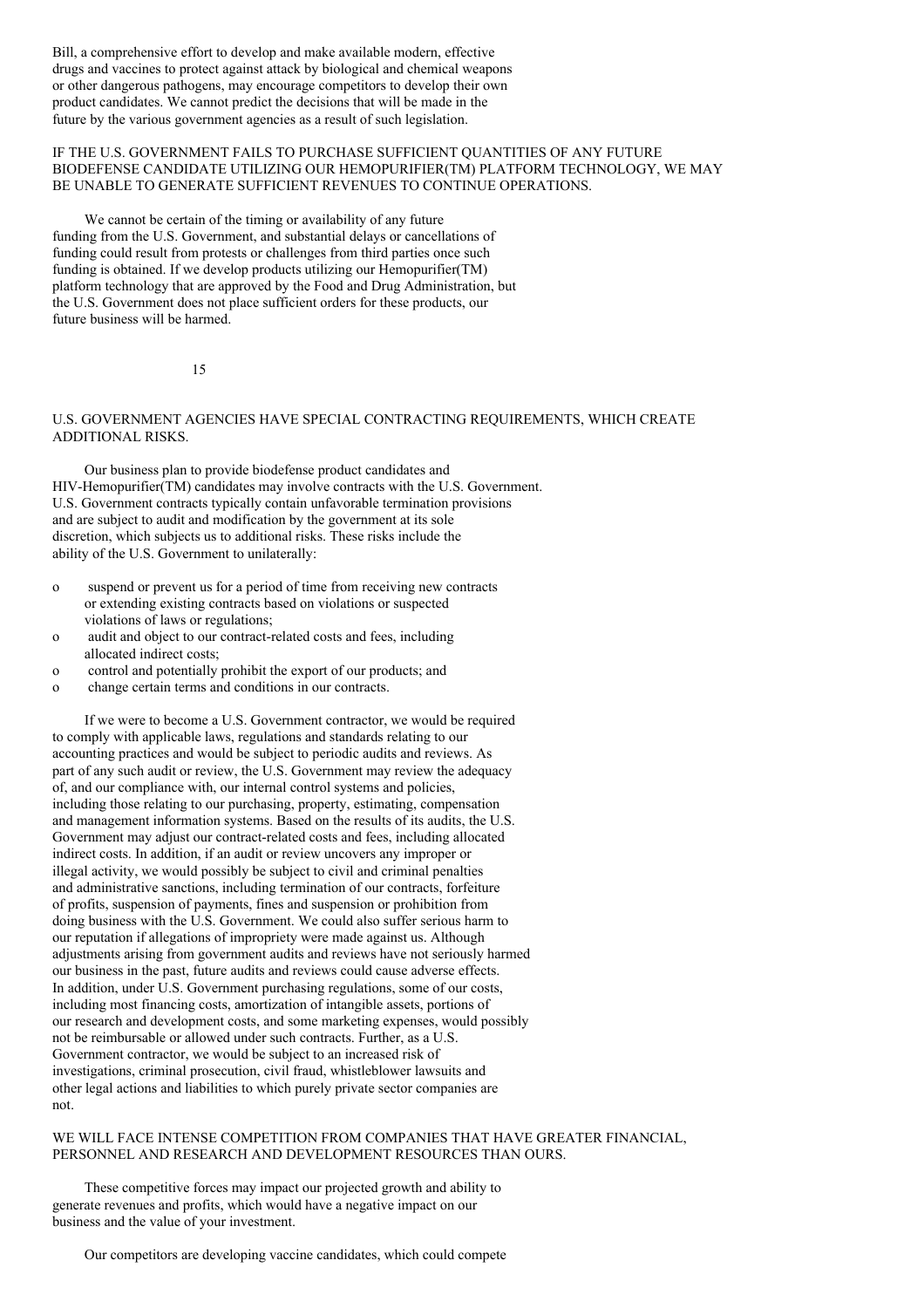Bill, a comprehensive effort to develop and make available modern, effective drugs and vaccines to protect against attack by biological and chemical weapons or other dangerous pathogens, may encourage competitors to develop their own product candidates. We cannot predict the decisions that will be made in the future by the various government agencies as a result of such legislation.

## IF THE U.S. GOVERNMENT FAILS TO PURCHASE SUFFICIENT QUANTITIES OF ANY FUTURE BIODEFENSE CANDIDATE UTILIZING OUR HEMOPURIFIER(TM) PLATFORM TECHNOLOGY, WE MAY BE UNABLE TO GENERATE SUFFICIENT REVENUES TO CONTINUE OPERATIONS.

We cannot be certain of the timing or availability of any future funding from the U.S. Government, and substantial delays or cancellations of funding could result from protests or challenges from third parties once such funding is obtained. If we develop products utilizing our Hemopurifier(TM) platform technology that are approved by the Food and Drug Administration, but the U.S. Government does not place sufficient orders for these products, our future business will be harmed.

## U.S. GOVERNMENT AGENCIES HAVE SPECIAL CONTRACTING REQUIREMENTS, WHICH CREATE ADDITIONAL RISKS.

Our business plan to provide biodefense product candidates and HIV-Hemopurifier(TM) candidates may involve contracts with the U.S. Government. U.S. Government contracts typically contain unfavorable termination provisions and are subject to audit and modification by the government at its sole discretion, which subjects us to additional risks. These risks include the ability of the U.S. Government to unilaterally:

- suspend or prevent us for a period of time from receiving new contracts or extending existing contracts based on violations or suspected violations of laws or regulations;
- audit and object to our contract-related costs and fees, including allocated indirect costs;
- control and potentially prohibit the export of our products; and
- change certain terms and conditions in our contracts.

If we were to become a U.S. Government contractor, we would be required to comply with applicable laws, regulations and standards relating to our accounting practices and would be subject to periodic audits and reviews. As part of any such audit or review, the U.S. Government may review the adequacy of, and our compliance with, our internal control systems and policies, including those relating to our purchasing, property, estimating, compensation and management information systems. Based on the results of its audits, the U.S. Government may adjust our contract-related costs and fees, including allocated indirect costs. In addition, if an audit or review uncovers any improper or illegal activity, we would possibly be subject to civil and criminal penalties and administrative sanctions, including termination of our contracts, forfeiture of profits, suspension of payments, fines and suspension or prohibition from doing business with the U.S. Government. We could also suffer serious harm to our reputation if allegations of impropriety were made against us. Although adjustments arising from government audits and reviews have not seriously harmed our business in the past, future audits and reviews could cause adverse effects. In addition, under U.S. Government purchasing regulations, some of our costs, including most financing costs, amortization of intangible assets, portions of our research and development costs, and some marketing expenses, would possibly not be reimbursable or allowed under such contracts. Further, as a U.S. Government contractor, we would be subject to an increased risk of investigations, criminal prosecution, civil fraud, whistleblower lawsuits and other legal actions and liabilities to which purely private sector companies are not.

## WE WILL FACE INTENSE COMPETITION FROM COMPANIES THAT HAVE GREATER FINANCIAL, PERSONNEL AND RESEARCH AND DEVELOPMENT RESOURCES THAN OURS.

These competitive forces may impact our projected growth and ability to generate revenues and profits, which would have a negative impact on our business and the value of your investment.

Our competitors are developing vaccine candidates, which could compete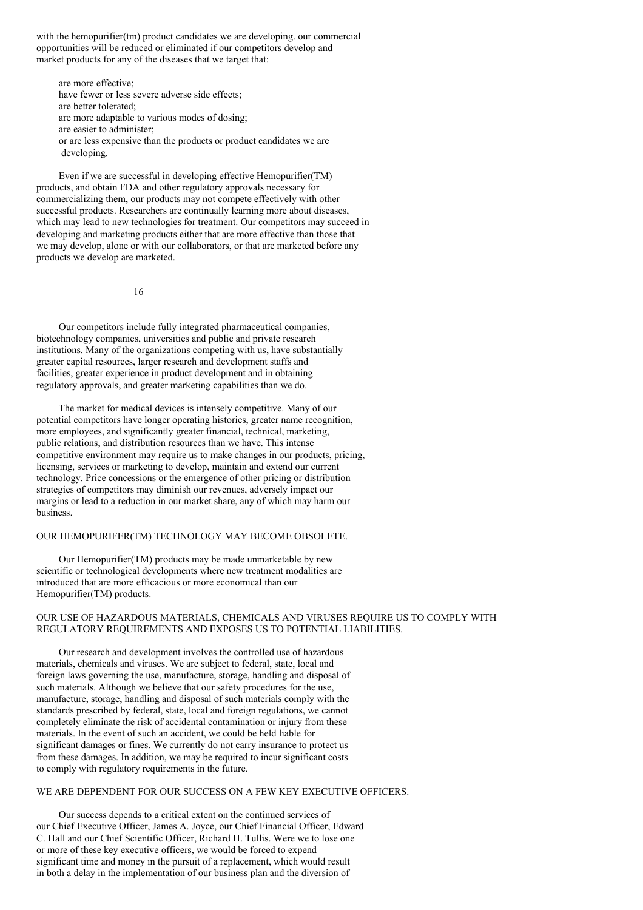with the hemopurifier(tm) product candidates we are developing. our commercial opportunities will be reduced or eliminated if our competitors develop and market products for any of the diseases that we target that:

- are more effective;
- have fewer or less severe adverse side effects;
- are better tolerated;
- are more adaptable to various modes of dosing;
- are easier to administer;
- or are less expensive than the products or product candidates we are developing.

Even if we are successful in developing effective Hemopurifier(TM) products, and obtain FDA and other regulatory approvals necessary for commercializing them, our products may not compete effectively with other successful products. Researchers are continually learning more about diseases, which may lead to new technologies for treatment. Our competitors may succeed in developing and marketing products either that are more effective than those that we may develop, alone or with our collaborators, or that are marketed before any products we develop are marketed.

Our competitors include fully integrated pharmaceutical companies, biotechnology companies, universities and public and private research institutions. Many of the organizations competing with us, have substantially greater capital resources, larger research and development staffs and facilities, greater experience in product development and in obtaining regulatory approvals, and greater marketing capabilities than we do.

The market for medical devices is intensely competitive. Many of our potential competitors have longer operating histories, greater name recognition, more employees, and significantly greater financial, technical, marketing, public relations, and distribution resources than we have. This intense competitive environment may require us to make changes in our products, pricing, licensing, services or marketing to develop, maintain and extend our current technology. Price concessions or the emergence of other pricing or distribution strategies of competitors may diminish our revenues, adversely impact our margins or lead to a reduction in our market share, any of which may harm our business.

OUR HEMOPURIFER(TM) TECHNOLOGY MAY BECOME OBSOLETE.

Our Hemopurifier(TM) products may be made unmarketable by new scientific or technological developments where new treatment modalities are introduced that are more efficacious or more economical than our Hemopurifier(TM) products.

OUR USE OF HAZARDOUS MATERIALS, CHEMICALS AND VIRUSES REQUIRE US TO COMPLY WITH REGULATORY REQUIREMENTS AND EXPOSES US TO POTENTIAL LIABILITIES.

Our research and development involves the controlled use of hazardous materials, chemicals and viruses. We are subject to federal, state, local and foreign laws governing the use, manufacture, storage, handling and disposal of such materials. Although we believe that our safety procedures for the use, manufacture, storage, handling and disposal of such materials comply with the standards prescribed by federal, state, local and foreign regulations, we cannot completely eliminate the risk of accidental contamination or injury from these materials. In the event of such an accident, we could be held liable for significant damages or fines. We currently do not carry insurance to protect us from these damages. In addition, we may be required to incur significant costs to comply with regulatory requirements in the future.

WE ARE DEPENDENT FOR OUR SUCCESS ON A FEW KEY EXECUTIVE OFFICERS.

Our success depends to a critical extent on the continued services of our Chief Executive Officer, James A. Joyce, our Chief Financial Officer, Edward C. Hall and our Chief Scientific Officer, Richard H. Tullis. Were we to lose one or more of these key executive officers, we would be forced to expend significant time and money in the pursuit of a replacement, which would result in both a delay in the implementation of our business plan and the diversion of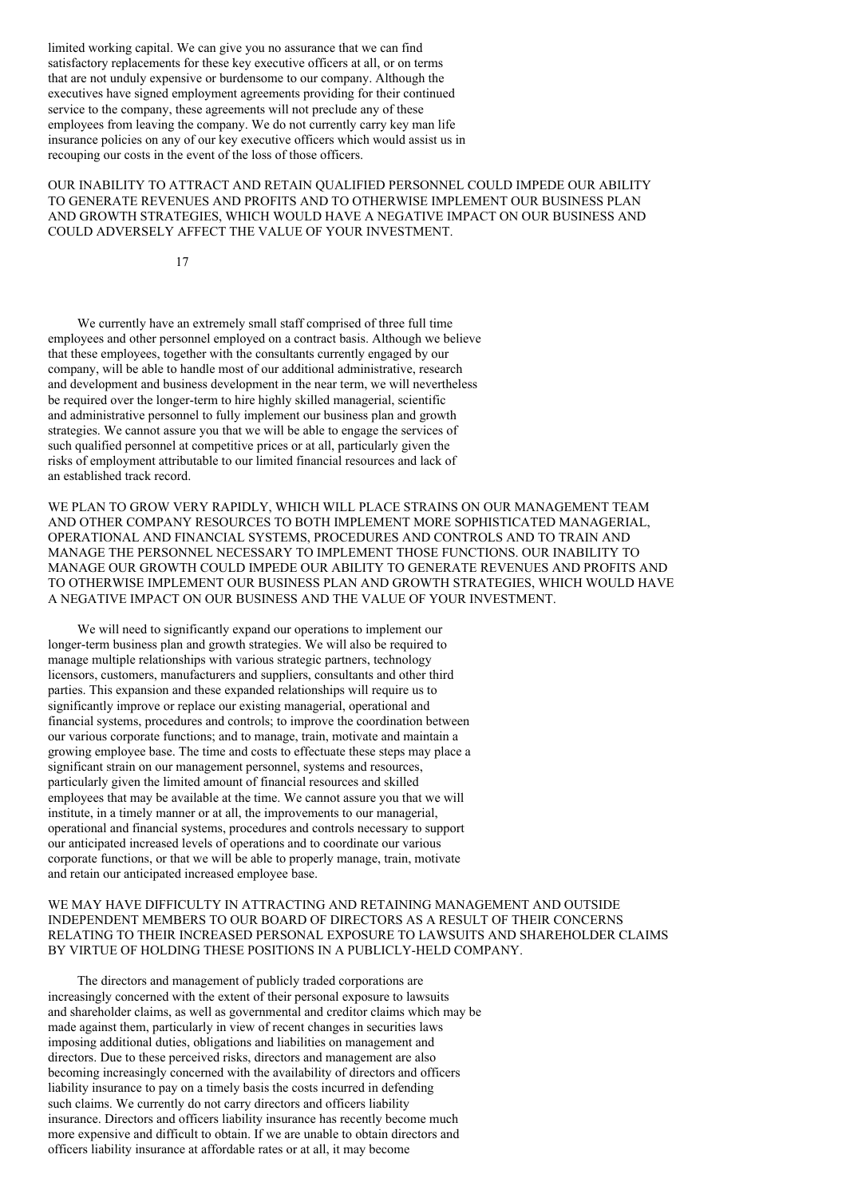limited working capital. We can give you no assurance that we can find satisfactory replacements for these key executive officers at all, or on terms that are not unduly expensive or burdensome to our company. Although the executives have signed employment agreements providing for their continued service to the company, these agreements will not preclude any of these employees from leaving the company. We do not currently carry key man life insurance policies on any of our key executive officers which would assist us in recouping our costs in the event of the loss of those officers.

OUR INABILITY TO ATTRACT AND RETAIN QUALIFIED PERSONNEL COULD IMPEDE OUR ABILITY TO GENERATE REVENUES AND PROFITS AND TO OTHERWISE IMPLEMENT OUR BUSINESS PLAN AND GROWTH STRATEGIES, WHICH WOULD HAVE A NEGATIVE IMPACT ON OUR BUSINESS AND COULD ADVERSELY AFFECT THE VALUE OF YOUR INVESTMENT.

We currently have an extremely small staff comprised of three full time employees and other personnel employed on a contract basis. Although we believe that these employees, together with the consultants currently engaged by our company, will be able to handle most of our additional administrative, research and development and business development in the near term, we will nevertheless be required over the longer-term to hire highly skilled managerial, scientific and administrative personnel to fully implement our business plan and growth strategies. We cannot assure you that we will be able to engage the services of such qualified personnel at competitive prices or at all, particularly given the risks of employment attributable to our limited financial resources and lack of an established track record.

WE PLAN TO GROW VERY RAPIDLY, WHICH WILL PLACE STRAINS ON OUR MANAGEMENT TEAM AND OTHER COMPANY RESOURCES TO BOTH IMPLEMENT MORE SOPHISTICATED MANAGERIAL, OPERATIONAL AND FINANCIAL SYSTEMS, PROCEDURES AND CONTROLS AND TO TRAIN AND MANAGE THE PERSONNEL NECESSARY TO IMPLEMENT THOSE FUNCTIONS. OUR INABILITY TO MANAGE OUR GROWTH COULD IMPEDE OUR ABILITY TO GENERATE REVENUES AND PROFITS AND TO OTHERWISE IMPLEMENT OUR BUSINESS PLAN AND GROWTH STRATEGIES, WHICH WOULD HAVE A NEGATIVE IMPACT ON OUR BUSINESS AND THE VALUE OF YOUR INVESTMENT.

We will need to significantly expand our operations to implement our longer-term business plan and growth strategies. We will also be required to manage multiple relationships with various strategic partners, technology licensors, customers, manufacturers and suppliers, consultants and other third parties. This expansion and these expanded relationships will require us to significantly improve or replace our existing managerial, operational and financial systems, procedures and controls; to improve the coordination between our various corporate functions; and to manage, train, motivate and maintain a growing employee base. The time and costs to effectuate these steps may place a significant strain on our management personnel, systems and resources, particularly given the limited amount of financial resources and skilled employees that may be available at the time. We cannot assure you that we will institute, in a timely manner or at all, the improvements to our managerial, operational and financial systems, procedures and controls necessary to support our anticipated increased levels of operations and to coordinate our various corporate functions, or that we will be able to properly manage, train, motivate and retain our anticipated increased employee base.

WE MAY HAVE DIFFICULTY IN ATTRACTING AND RETAINING MANAGEMENT AND OUTSIDE INDEPENDENT MEMBERS TO OUR BOARD OF DIRECTORS AS A RESULT OF THEIR CONCERNS RELATING TO THEIR INCREASED PERSONAL EXPOSURE TO LAWSUITS AND SHAREHOLDER CLAIMS BY VIRTUE OF HOLDING THESE POSITIONS IN A PUBLICLY-HELD COMPANY.

The directors and management of publicly traded corporations are increasingly concerned with the extent of their personal exposure to lawsuits and shareholder claims, as well as governmental and creditor claims which may be made against them, particularly in view of recent changes in securities laws imposing additional duties, obligations and liabilities on management and directors. Due to these perceived risks, directors and management are also becoming increasingly concerned with the availability of directors and officers liability insurance to pay on a timely basis the costs incurred in defending such claims. We currently do not carry directors and officers liability insurance. Directors and officers liability insurance has recently become much more expensive and difficult to obtain. If we are unable to obtain directors and officers liability insurance at affordable rates or at all, it may become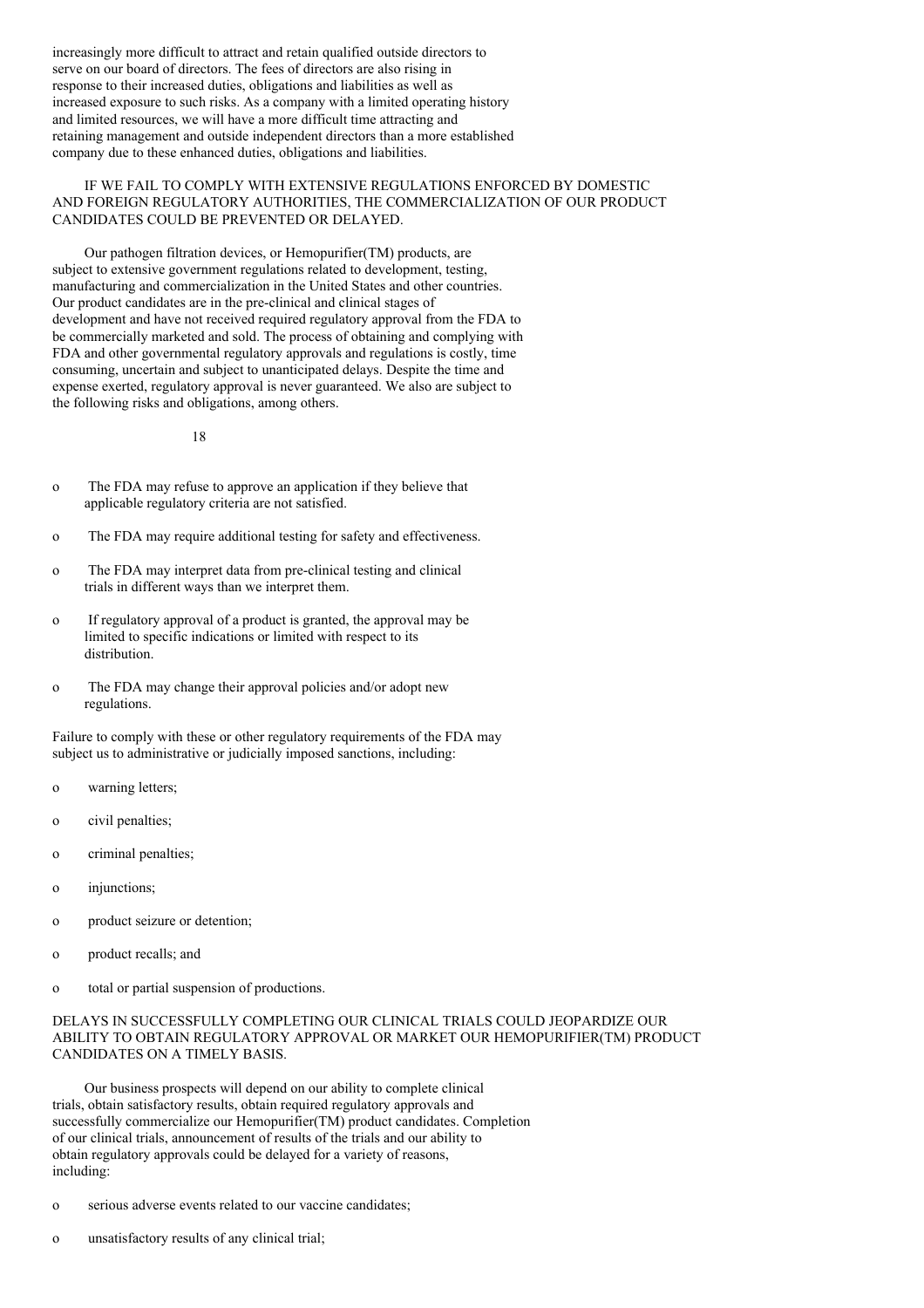increasingly more difficult to attract and retain qualified outside directors to serve on our board of directors. The fees of directors are also rising in response to their increased duties, obligations and liabilities as well as increased exposure to such risks. As a company with a limited operating history and limited resources, we will have a more difficult time attracting and retaining management and outside independent directors than a more established company due to these enhanced duties, obligations and liabilities.

IF WE FAIL TO COMPLY WITH EXTENSIVE REGULATIONS ENFORCED BY DOMESTIC AND FOREIGN REGULATORY AUTHORITIES, THE COMMERCIALIZATION OF OUR PRODUCT CANDIDATES COULD BE PREVENTED OR DELAYED.

Our pathogen filtration devices, or Hemopurifier(TM) products, are subject to extensive government regulations related to development, testing, manufacturing and commercialization in the United States and other countries. Our product candidates are in the pre-clinical and clinical stages of development and have not received required regulatory approval from the FDA to be commercially marketed and sold. The process of obtaining and complying with FDA and other governmental regulatory approvals and regulations is costly, time consuming, uncertain and subject to unanticipated delays. Despite the time and expense exerted, regulatory approval is never guaranteed. We also are subject to the following risks and obligations, among others.

- The FDA may refuse to approve an application if they believe that applicable regulatory criteria are not satisfied.
- The FDA may require additional testing for safety and effectiveness.
- The FDA may interpret data from pre-clinical testing and clinical trials in different ways than we interpret them.
- If regulatory approval of a product is granted, the approval may be limited to specific indications or limited with respect to its distribution.
- The FDA may change their approval policies and/or adopt new regulations.

Failure to comply with these or other regulatory requirements of the FDA may subject us to administrative or judicially imposed sanctions, including:

- warning letters;
- civil penalties;
- criminal penalties;
- injunctions;
- product seizure or detention;
- product recalls; and
- total or partial suspension of productions.

DELAYS IN SUCCESSFULLY COMPLETING OUR CLINICAL TRIALS COULD JEOPARDIZE OUR ABILITY TO OBTAIN REGULATORY APPROVAL OR MARKET OUR HEMOPURIFIER(TM) PRODUCT CANDIDATES ON A TIMELY BASIS.

Our business prospects will depend on our ability to complete clinical trials, obtain satisfactory results, obtain required regulatory approvals and successfully commercialize our Hemopurifier(TM) product candidates. Completion of our clinical trials, announcement of results of the trials and our ability to obtain regulatory approvals could be delayed for a variety of reasons, including:

- serious adverse events related to our vaccine candidates;
- unsatisfactory results of any clinical trial;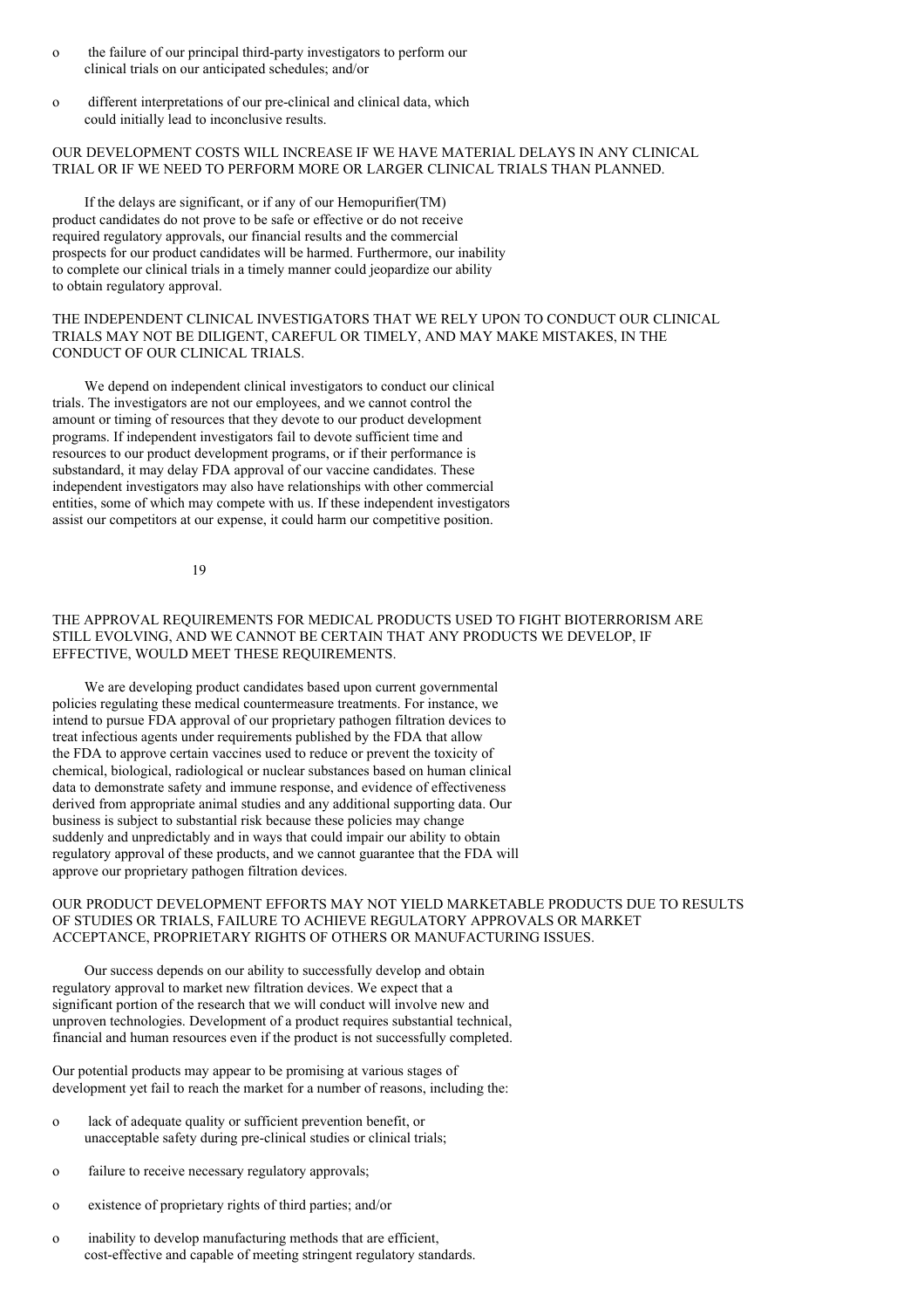- the failure of our principal third-party investigators to perform our clinical trials on our anticipated schedules; and/or

- different interpretations of our pre-clinical and clinical data, which could initially lead to inconclusive results.

OUR DEVELOPMENT COSTS WILL INCREASE IF WE HAVE MATERIAL DELAYS IN ANY CLINICAL TRIAL OR IF WE NEED TO PERFORM MORE OR LARGER CLINICAL TRIALS THAN PLANNED.

If the delays are significant, or if any of our Hemopurifier(TM) product candidates do not prove to be safe or effective or do not receive required regulatory approvals, our financial results and the commercial prospects for our product candidates will be harmed. Furthermore, our inability to complete our clinical trials in a timely manner could jeopardize our ability to obtain regulatory approval.

THE INDEPENDENT CLINICAL INVESTIGATORS THAT WE RELY UPON TO CONDUCT OUR CLINICAL TRIALS MAY NOT BE DILIGENT, CAREFUL OR TIMELY, AND MAY MAKE MISTAKES, IN THE CONDUCT OF OUR CLINICAL TRIALS.

We depend on independent clinical investigators to conduct our clinical trials. The investigators are not our employees, and we cannot control the amount or timing of resources that they devote to our product development programs. If independent investigators fail to devote sufficient time and resources to our product development programs, or if their performance is substandard, it may delay FDA approval of our vaccine candidates. These independent investigators may also have relationships with other commercial entities, some of which may compete with us. If these independent investigators assist our competitors at our expense, it could harm our competitive position.

THE APPROVAL REQUIREMENTS FOR MEDICAL PRODUCTS USED TO FIGHT BIOTERRORISM ARE STILL EVOLVING, AND WE CANNOT BE CERTAIN THAT ANY PRODUCTS WE DEVELOP, IF EFFECTIVE, WOULD MEET THESE REQUIREMENTS.

We are developing product candidates based upon current governmental policies regulating these medical countermeasure treatments. For instance, we intend to pursue FDA approval of our proprietary pathogen filtration devices to treat infectious agents under requirements published by the FDA that allow the FDA to approve certain vaccines used to reduce or prevent the toxicity of chemical, biological, radiological or nuclear substances based on human clinical data to demonstrate safety and immune response, and evidence of effectiveness derived from appropriate animal studies and any additional supporting data. Our business is subject to substantial risk because these policies may change suddenly and unpredictably and in ways that could impair our ability to obtain regulatory approval of these products, and we cannot guarantee that the FDA will approve our proprietary pathogen filtration devices.

OUR PRODUCT DEVELOPMENT EFFORTS MAY NOT YIELD MARKETABLE PRODUCTS DUE TO RESULTS OF STUDIES OR TRIALS, FAILURE TO ACHIEVE REGULATORY APPROVALS OR MARKET ACCEPTANCE, PROPRIETARY RIGHTS OF OTHERS OR MANUFACTURING ISSUES.

Our success depends on our ability to successfully develop and obtain regulatory approval to market new filtration devices. We expect that a significant portion of the research that we will conduct will involve new and unproven technologies. Development of a product requires substantial technical, financial and human resources even if the product is not successfully completed.

Our potential products may appear to be promising at various stages of development yet fail to reach the market for a number of reasons, including the:

- lack of adequate quality or sufficient prevention benefit, or unacceptable safety during pre-clinical studies or clinical trials;

- failure to receive necessary regulatory approvals;

- existence of proprietary rights of third parties; and/or

- inability to develop manufacturing methods that are efficient, cost-effective and capable of meeting stringent regulatory standards.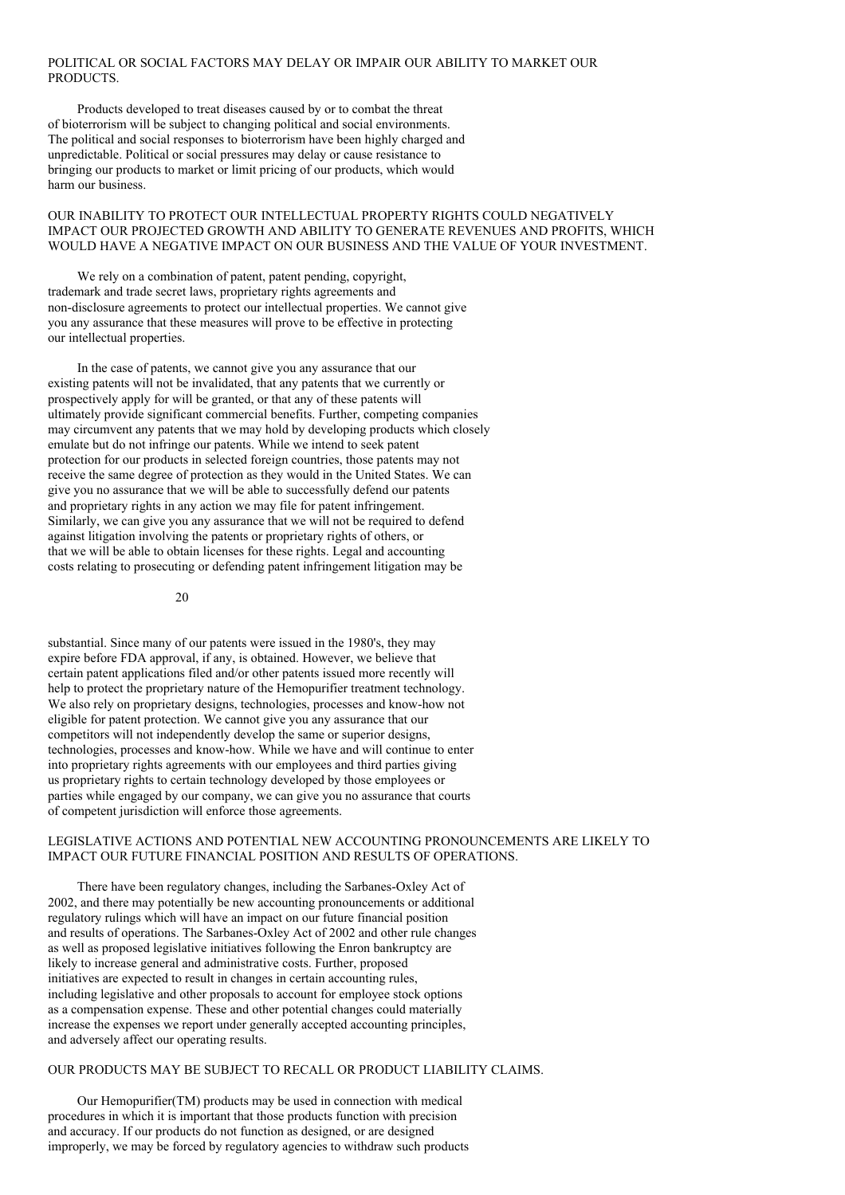## POLITICAL OR SOCIAL FACTORS MAY DELAY OR IMPAIR OUR ABILITY TO MARKET OUR PRODUCTS.

Products developed to treat diseases caused by or to combat the threat of bioterrorism will be subject to changing political and social environments. The political and social responses to bioterrorism have been highly charged and unpredictable. Political or social pressures may delay or cause resistance to bringing our products to market or limit pricing of our products, which would harm our business.

## OUR INABILITY TO PROTECT OUR INTELLECTUAL PROPERTY RIGHTS COULD NEGATIVELY IMPACT OUR PROJECTED GROWTH AND ABILITY TO GENERATE REVENUES AND PROFITS, WHICH WOULD HAVE A NEGATIVE IMPACT ON OUR BUSINESS AND THE VALUE OF YOUR INVESTMENT.

We rely on a combination of patent, patent pending, copyright, trademark and trade secret laws, proprietary rights agreements and non-disclosure agreements to protect our intellectual properties. We cannot give you any assurance that these measures will prove to be effective in protecting our intellectual properties.

In the case of patents, we cannot give you any assurance that our existing patents will not be invalidated, that any patents that we currently or prospectively apply for will be granted, or that any of these patents will ultimately provide significant commercial benefits. Further, competing companies may circumvent any patents that we may hold by developing products which closely emulate but do not infringe our patents. While we intend to seek patent protection for our products in selected foreign countries, those patents may not receive the same degree of protection as they would in the United States. We can give you no assurance that we will be able to successfully defend our patents and proprietary rights in any action we may file for patent infringement. Similarly, we can give you any assurance that we will not be required to defend against litigation involving the patents or proprietary rights of others, or that we will be able to obtain licenses for these rights. Legal and accounting costs relating to prosecuting or defending patent infringement litigation may be substantial. Since many of our patents were issued in the 1980's, they may expire before FDA approval, if any, is obtained. However, we believe that certain patent applications filed and/or other patents issued more recently will help to protect the proprietary nature of the Hemopurifier treatment technology. We also rely on proprietary designs, technologies, processes and know-how not eligible for patent protection. We cannot give you any assurance that our competitors will not independently develop the same or superior designs, technologies, processes and know-how. While we have and will continue to enter into proprietary rights agreements with our employees and third parties giving us proprietary rights to certain technology developed by those employees or parties while engaged by our company, we can give you no assurance that courts of competent jurisdiction will enforce those agreements.

## LEGISLATIVE ACTIONS AND POTENTIAL NEW ACCOUNTING PRONOUNCEMENTS ARE LIKELY TO IMPACT OUR FUTURE FINANCIAL POSITION AND RESULTS OF OPERATIONS.

There have been regulatory changes, including the Sarbanes-Oxley Act of 2002, and there may potentially be new accounting pronouncements or additional regulatory rulings which will have an impact on our future financial position and results of operations. The Sarbanes-Oxley Act of 2002 and other rule changes as well as proposed legislative initiatives following the Enron bankruptcy are likely to increase general and administrative costs. Further, proposed initiatives are expected to result in changes in certain accounting rules, including legislative and other proposals to account for employee stock options as a compensation expense. These and other potential changes could materially increase the expenses we report under generally accepted accounting principles, and adversely affect our operating results.

## OUR PRODUCTS MAY BE SUBJECT TO RECALL OR PRODUCT LIABILITY CLAIMS.

Our Hemopurifier(TM) products may be used in connection with medical procedures in which it is important that those products function with precision and accuracy. If our products do not function as designed, or are designed improperly, we may be forced by regulatory agencies to withdraw such products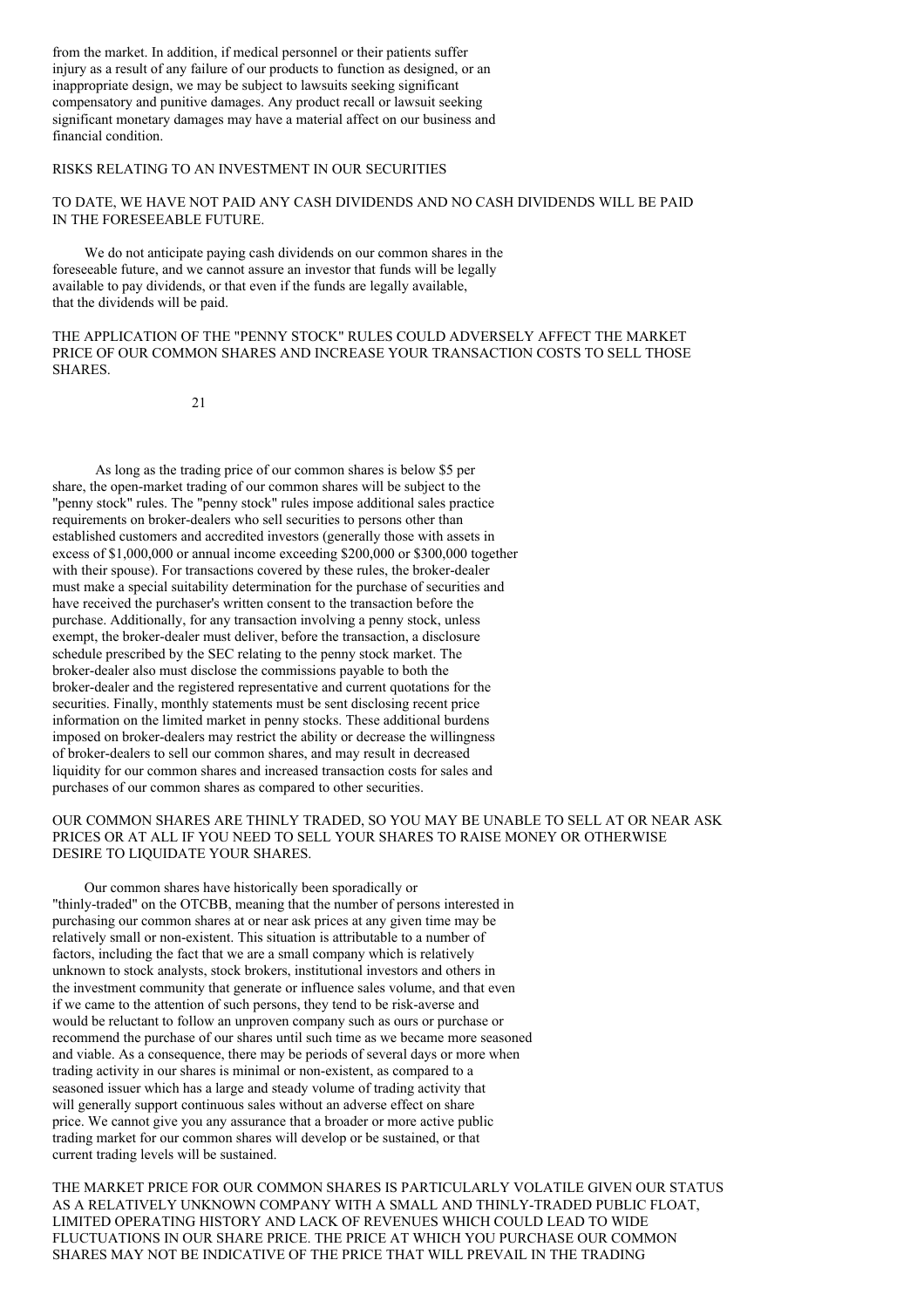from the market. In addition, if medical personnel or their patients suffer injury as a result of any failure of our products to function as designed, or an inappropriate design, we may be subject to lawsuits seeking significant compensatory and punitive damages. Any product recall or lawsuit seeking significant monetary damages may have a material affect on our business and financial condition.

## RISKS RELATING TO AN INVESTMENT IN OUR SECURITIES

### TO DATE, WE HAVE NOT PAID ANY CASH DIVIDENDS AND NO CASH DIVIDENDS WILL BE PAID IN THE FORESEEABLE FUTURE.

We do not anticipate paying cash dividends on our common shares in the foreseeable future, and we cannot assure an investor that funds will be legally available to pay dividends, or that even if the funds are legally available, that the dividends will be paid.

### THE APPLICATION OF THE "PENNY STOCK" RULES COULD ADVERSELY AFFECT THE MARKET PRICE OF OUR COMMON SHARES AND INCREASE YOUR TRANSACTION COSTS TO SELL THOSE SHARES.

As long as the trading price of our common shares is below $5 per share, the open-market trading of our common shares will be subject to the "penny stock" rules. The "penny stock" rules impose additional sales practice requirements on broker-dealers who sell securities to persons other than established customers and accredited investors (generally those with assets in excess of $1,000,000 or annual income exceeding $200,000 or $300,000 together with their spouse). For transactions covered by these rules, the broker-dealer must make a special suitability determination for the purchase of securities and have received the purchaser's written consent to the transaction before the purchase. Additionally, for any transaction involving a penny stock, unless exempt, the broker-dealer must deliver, before the transaction, a disclosure schedule prescribed by the SEC relating to the penny stock market. The broker-dealer also must disclose the commissions payable to both the broker-dealer and the registered representative and current quotations for the securities. Finally, monthly statements must be sent disclosing recent price information on the limited market in penny stocks. These additional burdens imposed on broker-dealers may restrict the ability or decrease the willingness of broker-dealers to sell our common shares, and may result in decreased liquidity for our common shares and increased transaction costs for sales and purchases of our common shares as compared to other securities.

### OUR COMMON SHARES ARE THINLY TRADED, SO YOU MAY BE UNABLE TO SELL AT OR NEAR ASK PRICES OR AT ALL IF YOU NEED TO SELL YOUR SHARES TO RAISE MONEY OR OTHERWISE DESIRE TO LIQUIDATE YOUR SHARES.

Our common shares have historically been sporadically or "thinly-traded" on the OTCBB, meaning that the number of persons interested in purchasing our common shares at or near ask prices at any given time may be relatively small or non-existent. This situation is attributable to a number of factors, including the fact that we are a small company which is relatively unknown to stock analysts, stock brokers, institutional investors and others in the investment community that generate or influence sales volume, and that even if we came to the attention of such persons, they tend to be risk-averse and would be reluctant to follow an unproven company such as ours or purchase or recommend the purchase of our shares until such time as we became more seasoned and viable. As a consequence, there may be periods of several days or more when trading activity in our shares is minimal or non-existent, as compared to a seasoned issuer which has a large and steady volume of trading activity that will generally support continuous sales without an adverse effect on share price. We cannot give you any assurance that a broader or more active public trading market for our common shares will develop or be sustained, or that current trading levels will be sustained.

### THE MARKET PRICE FOR OUR COMMON SHARES IS PARTICULARLY VOLATILE GIVEN OUR STATUS AS A RELATIVELY UNKNOWN COMPANY WITH A SMALL AND THINLY-TRADED PUBLIC FLOAT, LIMITED OPERATING HISTORY AND LACK OF REVENUES WHICH COULD LEAD TO WIDE FLUCTUATIONS IN OUR SHARE PRICE. THE PRICE AT WHICH YOU PURCHASE OUR COMMON SHARES MAY NOT BE INDICATIVE OF THE PRICE THAT WILL PREVAIL IN THE TRADING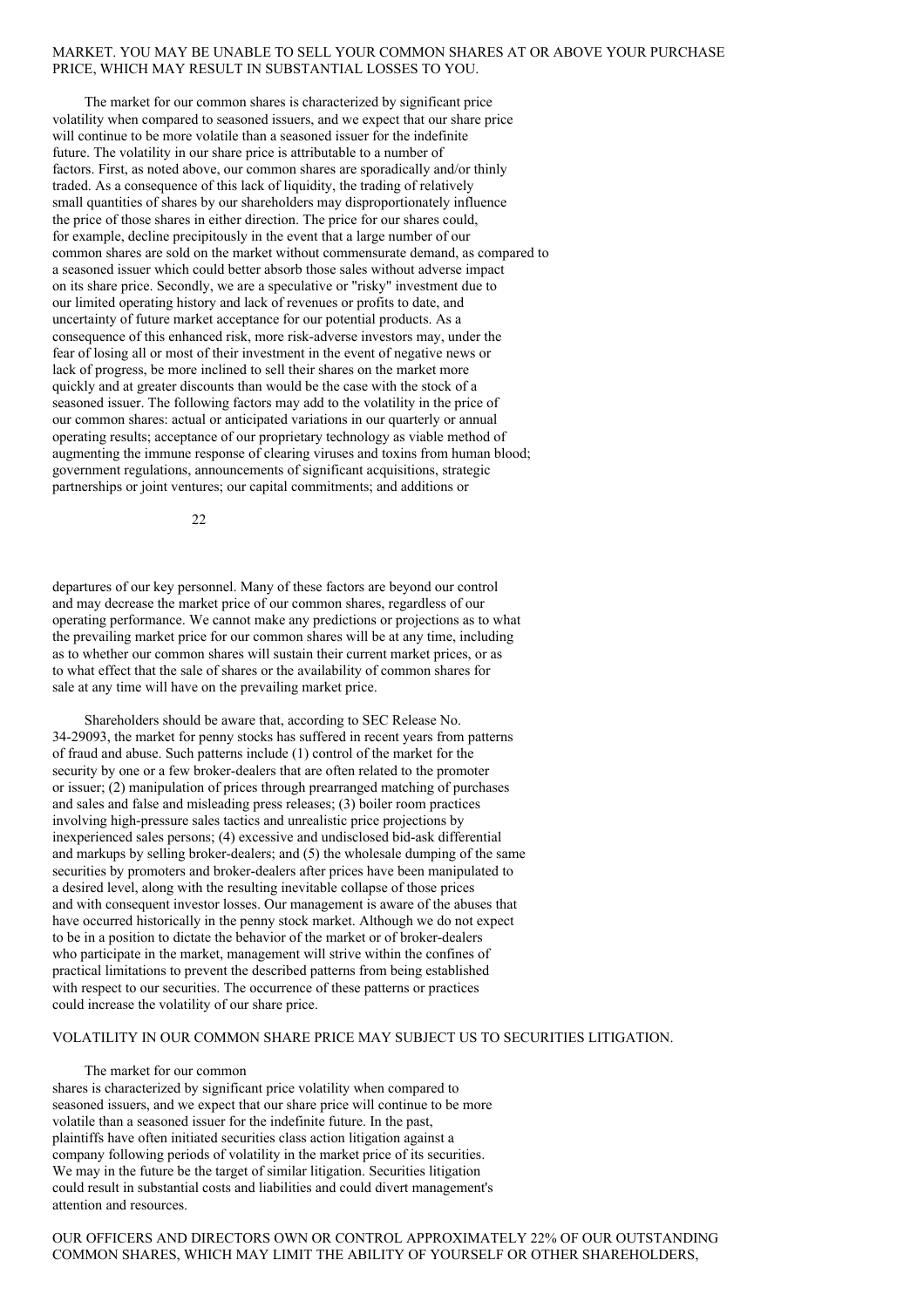MARKET. YOU MAY BE UNABLE TO SELL YOUR COMMON SHARES AT OR ABOVE YOUR PURCHASE PRICE, WHICH MAY RESULT IN SUBSTANTIAL LOSSES TO YOU.

The market for our common shares is characterized by significant price volatility when compared to seasoned issuers, and we expect that our share price will continue to be more volatile than a seasoned issuer for the indefinite future. The volatility in our share price is attributable to a number of factors. First, as noted above, our common shares are sporadically and/or thinly traded. As a consequence of this lack of liquidity, the trading of relatively small quantities of shares by our shareholders may disproportionately influence the price of those shares in either direction. The price for our shares could, for example, decline precipitously in the event that a large number of our common shares are sold on the market without commensurate demand, as compared to a seasoned issuer which could better absorb those sales without adverse impact on its share price. Secondly, we are a speculative or "risky" investment due to our limited operating history and lack of revenues or profits to date, and uncertainty of future market acceptance for our potential products. As a consequence of this enhanced risk, more risk-adverse investors may, under the fear of losing all or most of their investment in the event of negative news or lack of progress, be more inclined to sell their shares on the market more quickly and at greater discounts than would be the case with the stock of a seasoned issuer. The following factors may add to the volatility in the price of our common shares: actual or anticipated variations in our quarterly or annual operating results; acceptance of our proprietary technology as viable method of augmenting the immune response of clearing viruses and toxins from human blood; government regulations, announcements of significant acquisitions, strategic partnerships or joint ventures; our capital commitments; and additions or departures of our key personnel. Many of these factors are beyond our control and may decrease the market price of our common shares, regardless of our operating performance. We cannot make any predictions or projections as to what the prevailing market price for our common shares will be at any time, including as to whether our common shares will sustain their current market prices, or as to what effect that the sale of shares or the availability of common shares for sale at any time will have on the prevailing market price.

Shareholders should be aware that, according to SEC Release No. 34-29093, the market for penny stocks has suffered in recent years from patterns of fraud and abuse. Such patterns include (1) control of the market for the security by one or a few broker-dealers that are often related to the promoter or issuer; (2) manipulation of prices through prearranged matching of purchases and sales and false and misleading press releases; (3) boiler room practices involving high-pressure sales tactics and unrealistic price projections by inexperienced sales persons; (4) excessive and undisclosed bid-ask differential and markups by selling broker-dealers; and (5) the wholesale dumping of the same securities by promoters and broker-dealers after prices have been manipulated to a desired level, along with the resulting inevitable collapse of those prices and with consequent investor losses. Our management is aware of the abuses that have occurred historically in the penny stock market. Although we do not expect to be in a position to dictate the behavior of the market or of broker-dealers who participate in the market, management will strive within the confines of practical limitations to prevent the described patterns from being established with respect to our securities. The occurrence of these patterns or practices could increase the volatility of our share price.

VOLATILITY IN OUR COMMON SHARE PRICE MAY SUBJECT US TO SECURITIES LITIGATION.

The market for our common shares is characterized by significant price volatility when compared to seasoned issuers, and we expect that our share price will continue to be more volatile than a seasoned issuer for the indefinite future. In the past, plaintiffs have often initiated securities class action litigation against a company following periods of volatility in the market price of its securities. We may in the future be the target of similar litigation. Securities litigation could result in substantial costs and liabilities and could divert management's attention and resources.

OUR OFFICERS AND DIRECTORS OWN OR CONTROL APPROXIMATELY 22% OF OUR OUTSTANDING COMMON SHARES, WHICH MAY LIMIT THE ABILITY OF YOURSELF OR OTHER SHAREHOLDERS,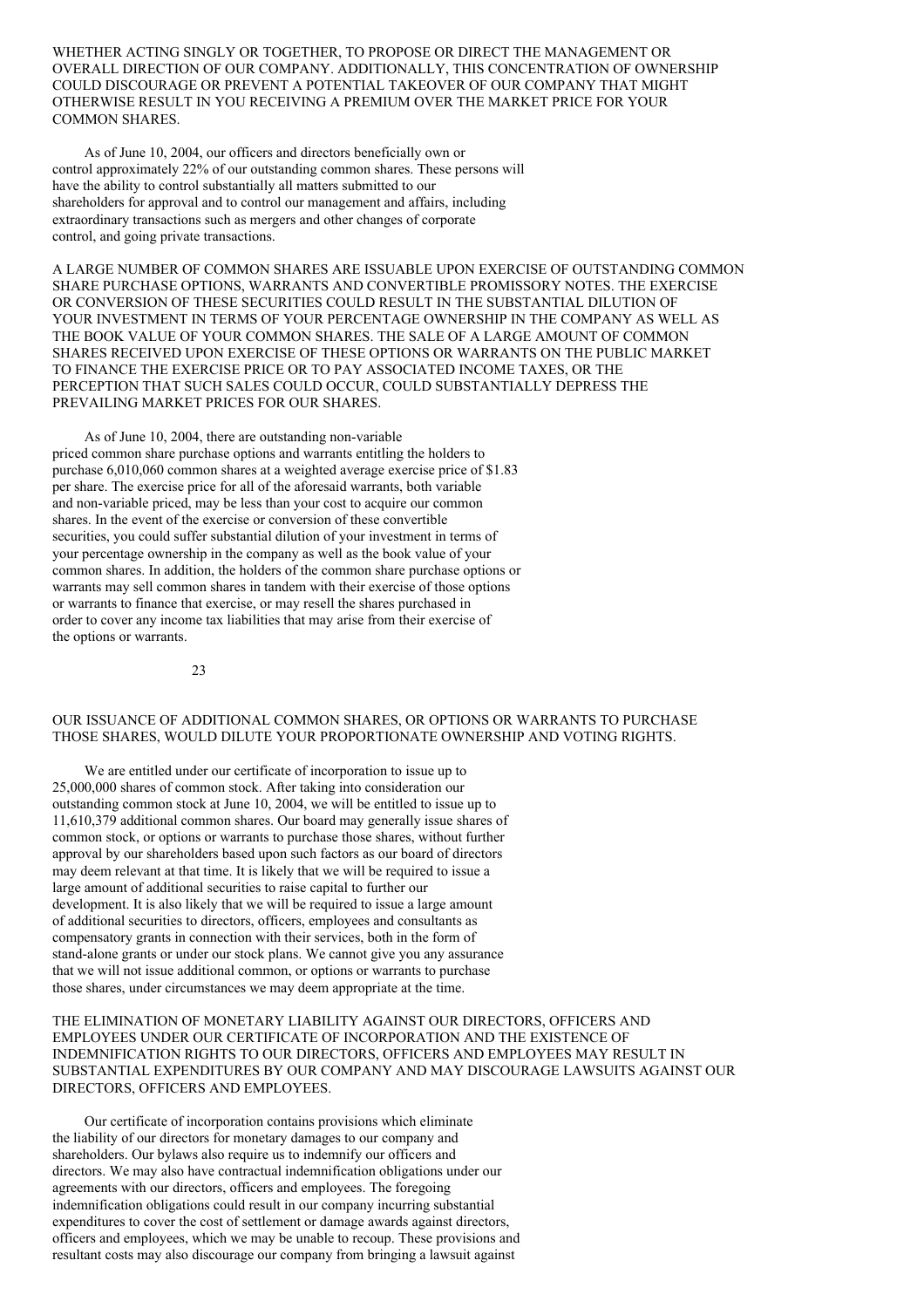WHETHER ACTING SINGLY OR TOGETHER, TO PROPOSE OR DIRECT THE MANAGEMENT OR OVERALL DIRECTION OF OUR COMPANY. ADDITIONALLY, THIS CONCENTRATION OF OWNERSHIP COULD DISCOURAGE OR PREVENT A POTENTIAL TAKEOVER OF OUR COMPANY THAT MIGHT OTHERWISE RESULT IN YOU RECEIVING A PREMIUM OVER THE MARKET PRICE FOR YOUR COMMON SHARES.

As of June 10, 2004, our officers and directors beneficially own or control approximately 22% of our outstanding common shares. These persons will have the ability to control substantially all matters submitted to our shareholders for approval and to control our management and affairs, including extraordinary transactions such as mergers and other changes of corporate control, and going private transactions.

A LARGE NUMBER OF COMMON SHARES ARE ISSUABLE UPON EXERCISE OF OUTSTANDING COMMON SHARE PURCHASE OPTIONS, WARRANTS AND CONVERTIBLE PROMISSORY NOTES. THE EXERCISE OR CONVERSION OF THESE SECURITIES COULD RESULT IN THE SUBSTANTIAL DILUTION OF YOUR INVESTMENT IN TERMS OF YOUR PERCENTAGE OWNERSHIP IN THE COMPANY AS WELL AS THE BOOK VALUE OF YOUR COMMON SHARES. THE SALE OF A LARGE AMOUNT OF COMMON SHARES RECEIVED UPON EXERCISE OF THESE OPTIONS OR WARRANTS ON THE PUBLIC MARKET TO FINANCE THE EXERCISE PRICE OR TO PAY ASSOCIATED INCOME TAXES, OR THE PERCEPTION THAT SUCH SALES COULD OCCUR, COULD SUBSTANTIALLY DEPRESS THE PREVAILING MARKET PRICES FOR OUR SHARES.

As of June 10, 2004, there are outstanding non-variable priced common share purchase options and warrants entitling the holders to purchase 6,010,060 common shares at a weighted average exercise price of $1.83 per share. The exercise price for all of the aforesaid warrants, both variable and non-variable priced, may be less than your cost to acquire our common shares. In the event of the exercise or conversion of these convertible securities, you could suffer substantial dilution of your investment in terms of your percentage ownership in the company as well as the book value of your common shares. In addition, the holders of the common share purchase options or warrants may sell common shares in tandem with their exercise of those options or warrants to finance that exercise, or may resell the shares purchased in order to cover any income tax liabilities that may arise from their exercise of the options or warrants.

OUR ISSUANCE OF ADDITIONAL COMMON SHARES, OR OPTIONS OR WARRANTS TO PURCHASE THOSE SHARES, WOULD DILUTE YOUR PROPORTIONATE OWNERSHIP AND VOTING RIGHTS.

We are entitled under our certificate of incorporation to issue up to 25,000,000 shares of common stock. After taking into consideration our outstanding common stock at June 10, 2004, we will be entitled to issue up to 11,610,379 additional common shares. Our board may generally issue shares of common stock, or options or warrants to purchase those shares, without further approval by our shareholders based upon such factors as our board of directors may deem relevant at that time. It is likely that we will be required to issue a large amount of additional securities to raise capital to further our development. It is also likely that we will be required to issue a large amount of additional securities to directors, officers, employees and consultants as compensatory grants in connection with their services, both in the form of stand-alone grants or under our stock plans. We cannot give you any assurance that we will not issue additional common, or options or warrants to purchase those shares, under circumstances we may deem appropriate at the time.

THE ELIMINATION OF MONETARY LIABILITY AGAINST OUR DIRECTORS, OFFICERS AND EMPLOYEES UNDER OUR CERTIFICATE OF INCORPORATION AND THE EXISTENCE OF INDEMNIFICATION RIGHTS TO OUR DIRECTORS, OFFICERS AND EMPLOYEES MAY RESULT IN SUBSTANTIAL EXPENDITURES BY OUR COMPANY AND MAY DISCOURAGE LAWSUITS AGAINST OUR DIRECTORS, OFFICERS AND EMPLOYEES.

Our certificate of incorporation contains provisions which eliminate the liability of our directors for monetary damages to our company and shareholders. Our bylaws also require us to indemnify our officers and directors. We may also have contractual indemnification obligations under our agreements with our directors, officers and employees. The foregoing indemnification obligations could result in our company incurring substantial expenditures to cover the cost of settlement or damage awards against directors, officers and employees, which we may be unable to recoup. These provisions and resultant costs may also discourage our company from bringing a lawsuit against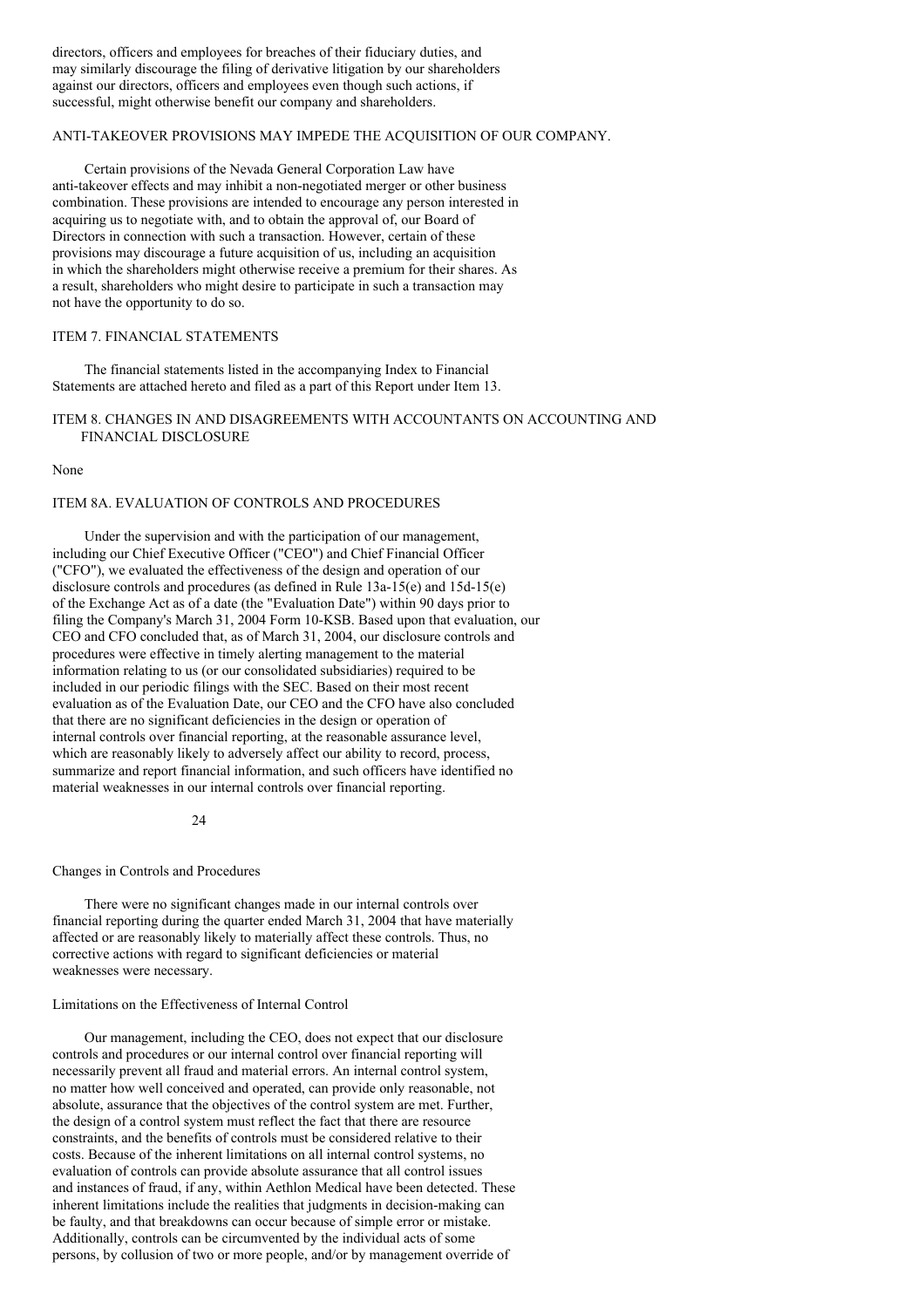directors, officers and employees for breaches of their fiduciary duties, and may similarly discourage the filing of derivative litigation by our shareholders against our directors, officers and employees even though such actions, if successful, might otherwise benefit our company and shareholders.

### ANTI-TAKEOVER PROVISIONS MAY IMPEDE THE ACQUISITION OF OUR COMPANY.

Certain provisions of the Nevada General Corporation Law have anti-takeover effects and may inhibit a non-negotiated merger or other business combination. These provisions are intended to encourage any person interested in acquiring us to negotiate with, and to obtain the approval of, our Board of Directors in connection with such a transaction. However, certain of these provisions may discourage a future acquisition of us, including an acquisition in which the shareholders might otherwise receive a premium for their shares. As a result, shareholders who might desire to participate in such a transaction may not have the opportunity to do so.

## ITEM 7. FINANCIAL STATEMENTS

The financial statements listed in the accompanying Index to Financial Statements are attached hereto and filed as a part of this Report under Item 13.

## ITEM 8. CHANGES IN AND DISAGREEMENTS WITH ACCOUNTANTS ON ACCOUNTING AND FINANCIAL DISCLOSURE

None

## ITEM 8A. EVALUATION OF CONTROLS AND PROCEDURES

Under the supervision and with the participation of our management, including our Chief Executive Officer ("CEO") and Chief Financial Officer ("CFO"), we evaluated the effectiveness of the design and operation of our disclosure controls and procedures (as defined in Rule 13a-15(e) and 15d-15(e) of the Exchange Act as of a date (the "Evaluation Date") within 90 days prior to filing the Company's March 31, 2004 Form 10-KSB. Based upon that evaluation, our CEO and CFO concluded that, as of March 31, 2004, our disclosure controls and procedures were effective in timely alerting management to the material information relating to us (or our consolidated subsidiaries) required to be included in our periodic filings with the SEC. Based on their most recent evaluation as of the Evaluation Date, our CEO and the CFO have also concluded that there are no significant deficiencies in the design or operation of internal controls over financial reporting, at the reasonable assurance level, which are reasonably likely to adversely affect our ability to record, process, summarize and report financial information, and such officers have identified no material weaknesses in our internal controls over financial reporting.

### Changes in Controls and Procedures

There were no significant changes made in our internal controls over financial reporting during the quarter ended March 31, 2004 that have materially affected or are reasonably likely to materially affect these controls. Thus, no corrective actions with regard to significant deficiencies or material weaknesses were necessary.

### Limitations on the Effectiveness of Internal Control

Our management, including the CEO, does not expect that our disclosure controls and procedures or our internal control over financial reporting will necessarily prevent all fraud and material errors. An internal control system, no matter how well conceived and operated, can provide only reasonable, not absolute, assurance that the objectives of the control system are met. Further, the design of a control system must reflect the fact that there are resource constraints, and the benefits of controls must be considered relative to their costs. Because of the inherent limitations on all internal control systems, no evaluation of controls can provide absolute assurance that all control issues and instances of fraud, if any, within Aethlon Medical have been detected. These inherent limitations include the realities that judgments in decision-making can be faulty, and that breakdowns can occur because of simple error or mistake. Additionally, controls can be circumvented by the individual acts of some persons, by collusion of two or more people, and/or by management override of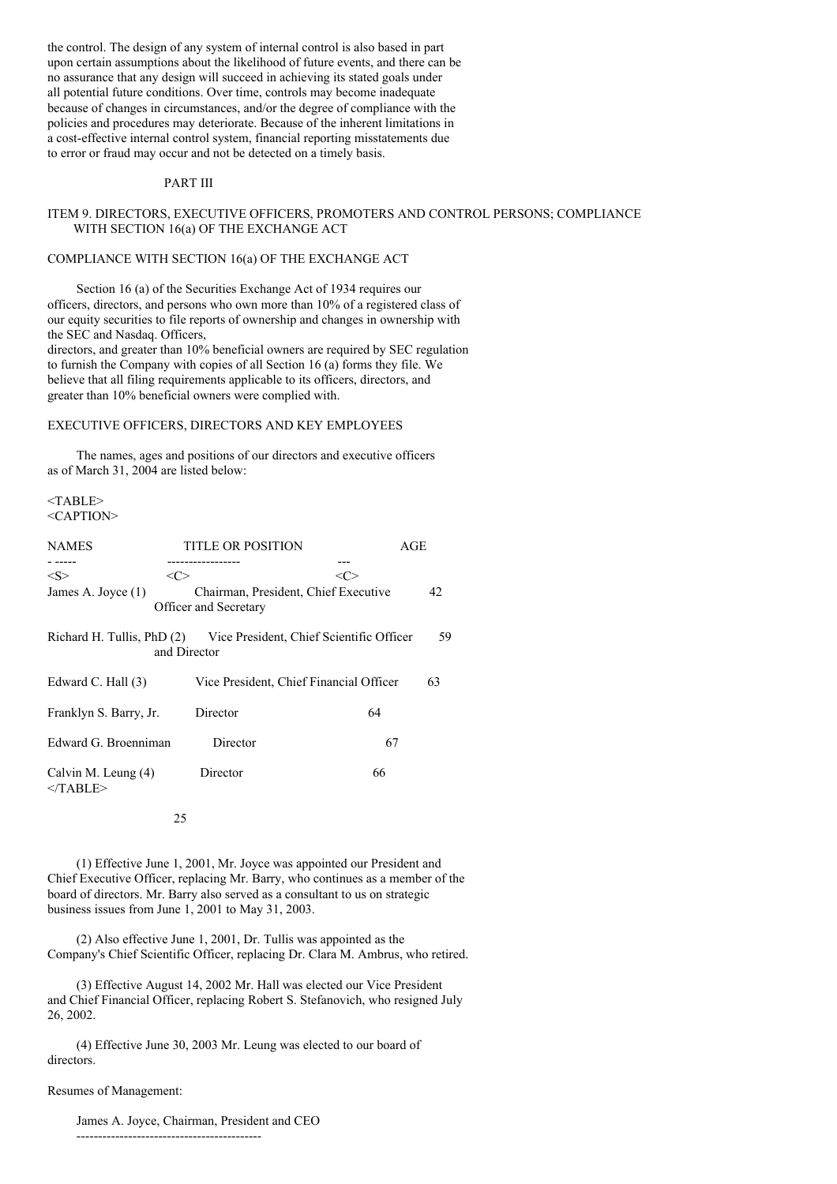the control. The design of any system of internal control is also based in part upon certain assumptions about the likelihood of future events, and there can be no assurance that any design will succeed in achieving its stated goals under all potential future conditions. Over time, controls may become inadequate because of changes in circumstances, and/or the degree of compliance with the policies and procedures may deteriorate. Because of the inherent limitations in a cost-effective internal control system, financial reporting misstatements due to error or fraud may occur and not be detected on a timely basis.

# PART III

## ITEM 9. DIRECTORS, EXECUTIVE OFFICERS, PROMOTERS AND CONTROL PERSONS; COMPLIANCE WITH SECTION 16(a) OF THE EXCHANGE ACT

### COMPLIANCE WITH SECTION 16(a) OF THE EXCHANGE ACT

Section 16 (a) of the Securities Exchange Act of 1934 requires our officers, directors, and persons who own more than 10% of a registered class of our equity securities to file reports of ownership and changes in ownership with the SEC and Nasdaq. Officers, directors, and greater than 10% beneficial owners are required by SEC regulation to furnish the Company with copies of all Section 16 (a) forms they file. We believe that all filing requirements applicable to its officers, directors, and greater than 10% beneficial owners were complied with.

### EXECUTIVE OFFICERS, DIRECTORS AND KEY EMPLOYEES

The names, ages and positions of our directors and executive officers as of March 31, 2004 are listed below:

| NAMES | TITLE OR POSITION | AGE |
|---|---|---|
| James A. Joyce (1) | Chairman, President, Chief Executive Officer and Secretary | 42 |
| Richard H. Tullis, PhD (2) | Vice President, Chief Scientific Officer and Director | 59 |
| Edward C. Hall (3) | Vice President, Chief Financial Officer | 63 |
| Franklyn S. Barry, Jr. | Director | 64 |
| Edward G. Broenniman | Director | 67 |
| Calvin M. Leung (4) | Director | 66 |

(1) Effective June 1, 2001, Mr. Joyce was appointed our President and Chief Executive Officer, replacing Mr. Barry, who continues as a member of the board of directors. Mr. Barry also served as a consultant to us on strategic business issues from June 1, 2001 to May 31, 2003.

(2) Also effective June 1, 2001, Dr. Tullis was appointed as the Company's Chief Scientific Officer, replacing Dr. Clara M. Ambrus, who retired.

(3) Effective August 14, 2002 Mr. Hall was elected our Vice President and Chief Financial Officer, replacing Robert S. Stefanovich, who resigned July 26, 2002.

(4) Effective June 30, 2003 Mr. Leung was elected to our board of directors.

Resumes of Management:

James A. Joyce, Chairman, President and CEO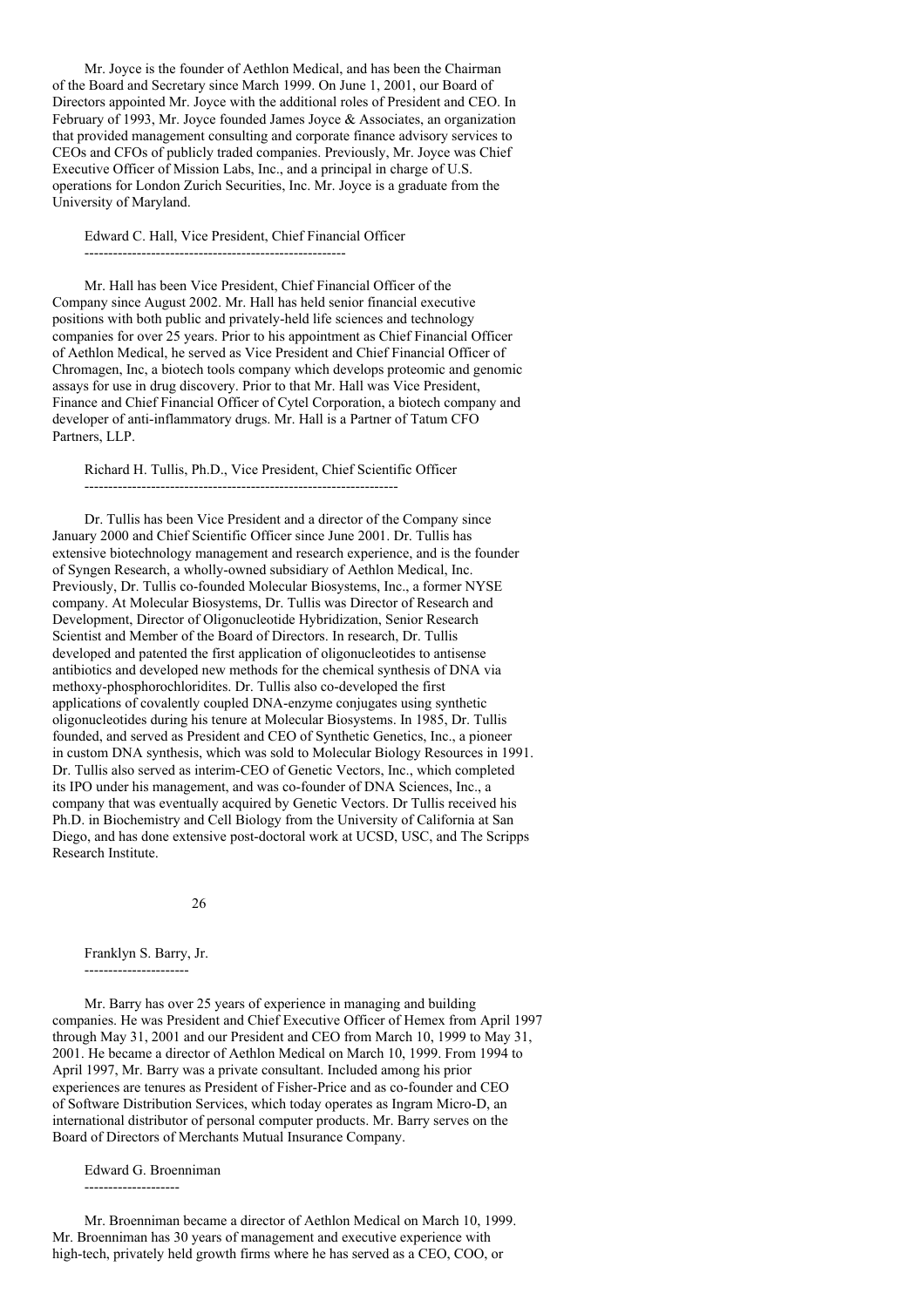Mr. Joyce is the founder of Aethlon Medical, and has been the Chairman of the Board and Secretary since March 1999. On June 1, 2001, our Board of Directors appointed Mr. Joyce with the additional roles of President and CEO. In February of 1993, Mr. Joyce founded James Joyce & Associates, an organization that provided management consulting and corporate finance advisory services to CEOs and CFOs of publicly traded companies. Previously, Mr. Joyce was Chief Executive Officer of Mission Labs, Inc., and a principal in charge of U.S. operations for London Zurich Securities, Inc. Mr. Joyce is a graduate from the University of Maryland.

### Edward C. Hall, Vice President, Chief Financial Officer

Mr. Hall has been Vice President, Chief Financial Officer of the Company since August 2002. Mr. Hall has held senior financial executive positions with both public and privately-held life sciences and technology companies for over 25 years. Prior to his appointment as Chief Financial Officer of Aethlon Medical, he served as Vice President and Chief Financial Officer of Chromagen, Inc, a biotech tools company which develops proteomic and genomic assays for use in drug discovery. Prior to that Mr. Hall was Vice President, Finance and Chief Financial Officer of Cytel Corporation, a biotech company and developer of anti-inflammatory drugs. Mr. Hall is a Partner of Tatum CFO Partners, LLP.

### Richard H. Tullis, Ph.D., Vice President, Chief Scientific Officer

Dr. Tullis has been Vice President and a director of the Company since January 2000 and Chief Scientific Officer since June 2001. Dr. Tullis has extensive biotechnology management and research experience, and is the founder of Syngen Research, a wholly-owned subsidiary of Aethlon Medical, Inc. Previously, Dr. Tullis co-founded Molecular Biosystems, Inc., a former NYSE company. At Molecular Biosystems, Dr. Tullis was Director of Research and Development, Director of Oligonucleotide Hybridization, Senior Research Scientist and Member of the Board of Directors. In research, Dr. Tullis developed and patented the first application of oligonucleotides to antisense antibiotics and developed new methods for the chemical synthesis of DNA via methoxy-phosphorochloridites. Dr. Tullis also co-developed the first applications of covalently coupled DNA-enzyme conjugates using synthetic oligonucleotides during his tenure at Molecular Biosystems. In 1985, Dr. Tullis founded, and served as President and CEO of Synthetic Genetics, Inc., a pioneer in custom DNA synthesis, which was sold to Molecular Biology Resources in 1991. Dr. Tullis also served as interim-CEO of Genetic Vectors, Inc., which completed its IPO under his management, and was co-founder of DNA Sciences, Inc., a company that was eventually acquired by Genetic Vectors. Dr Tullis received his Ph.D. in Biochemistry and Cell Biology from the University of California at San Diego, and has done extensive post-doctoral work at UCSD, USC, and The Scripps Research Institute.

### Franklyn S. Barry, Jr.

Mr. Barry has over 25 years of experience in managing and building companies. He was President and Chief Executive Officer of Hemex from April 1997 through May 31, 2001 and our President and CEO from March 10, 1999 to May 31, 2001. He became a director of Aethlon Medical on March 10, 1999. From 1994 to April 1997, Mr. Barry was a private consultant. Included among his prior experiences are tenures as President of Fisher-Price and as co-founder and CEO of Software Distribution Services, which today operates as Ingram Micro-D, an international distributor of personal computer products. Mr. Barry serves on the Board of Directors of Merchants Mutual Insurance Company.

### Edward G. Broenniman

Mr. Broenniman became a director of Aethlon Medical on March 10, 1999. Mr. Broenniman has 30 years of management and executive experience with high-tech, privately held growth firms where he has served as a CEO, COO, or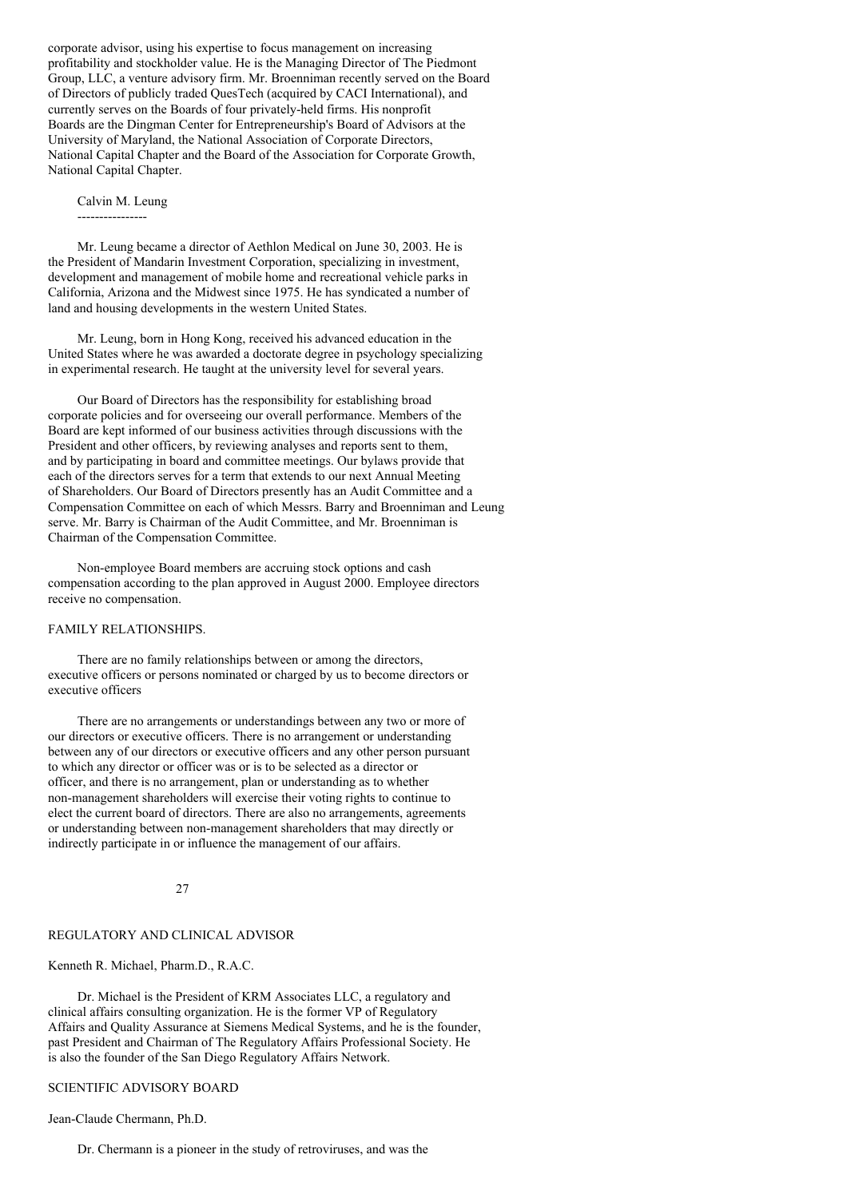corporate advisor, using his expertise to focus management on increasing profitability and stockholder value. He is the Managing Director of The Piedmont Group, LLC, a venture advisory firm. Mr. Broenniman recently served on the Board of Directors of publicly traded QuesTech (acquired by CACI International), and currently serves on the Boards of four privately-held firms. His nonprofit Boards are the Dingman Center for Entrepreneurship's Board of Advisors at the University of Maryland, the National Association of Corporate Directors, National Capital Chapter and the Board of the Association for Corporate Growth, National Capital Chapter.

### Calvin M. Leung

Mr. Leung became a director of Aethlon Medical on June 30, 2003. He is the President of Mandarin Investment Corporation, specializing in investment, development and management of mobile home and recreational vehicle parks in California, Arizona and the Midwest since 1975. He has syndicated a number of land and housing developments in the western United States.

Mr. Leung, born in Hong Kong, received his advanced education in the United States where he was awarded a doctorate degree in psychology specializing in experimental research. He taught at the university level for several years.

Our Board of Directors has the responsibility for establishing broad corporate policies and for overseeing our overall performance. Members of the Board are kept informed of our business activities through discussions with the President and other officers, by reviewing analyses and reports sent to them, and by participating in board and committee meetings. Our bylaws provide that each of the directors serves for a term that extends to our next Annual Meeting of Shareholders. Our Board of Directors presently has an Audit Committee and a Compensation Committee on each of which Messrs. Barry and Broenniman and Leung serve. Mr. Barry is Chairman of the Audit Committee, and Mr. Broenniman is Chairman of the Compensation Committee.

Non-employee Board members are accruing stock options and cash compensation according to the plan approved in August 2000. Employee directors receive no compensation.

## FAMILY RELATIONSHIPS.

There are no family relationships between or among the directors, executive officers or persons nominated or charged by us to become directors or executive officers

There are no arrangements or understandings between any two or more of our directors or executive officers. There is no arrangement or understanding between any of our directors or executive officers and any other person pursuant to which any director or officer was or is to be selected as a director or officer, and there is no arrangement, plan or understanding as to whether non-management shareholders will exercise their voting rights to continue to elect the current board of directors. There are also no arrangements, agreements or understanding between non-management shareholders that may directly or indirectly participate in or influence the management of our affairs.

## REGULATORY AND CLINICAL ADVISOR

Kenneth R. Michael, Pharm.D., R.A.C.

Dr. Michael is the President of KRM Associates LLC, a regulatory and clinical affairs consulting organization. He is the former VP of Regulatory Affairs and Quality Assurance at Siemens Medical Systems, and he is the founder, past President and Chairman of The Regulatory Affairs Professional Society. He is also the founder of the San Diego Regulatory Affairs Network.

## SCIENTIFIC ADVISORY BOARD

Jean-Claude Chermann, Ph.D.

Dr. Chermann is a pioneer in the study of retroviruses, and was the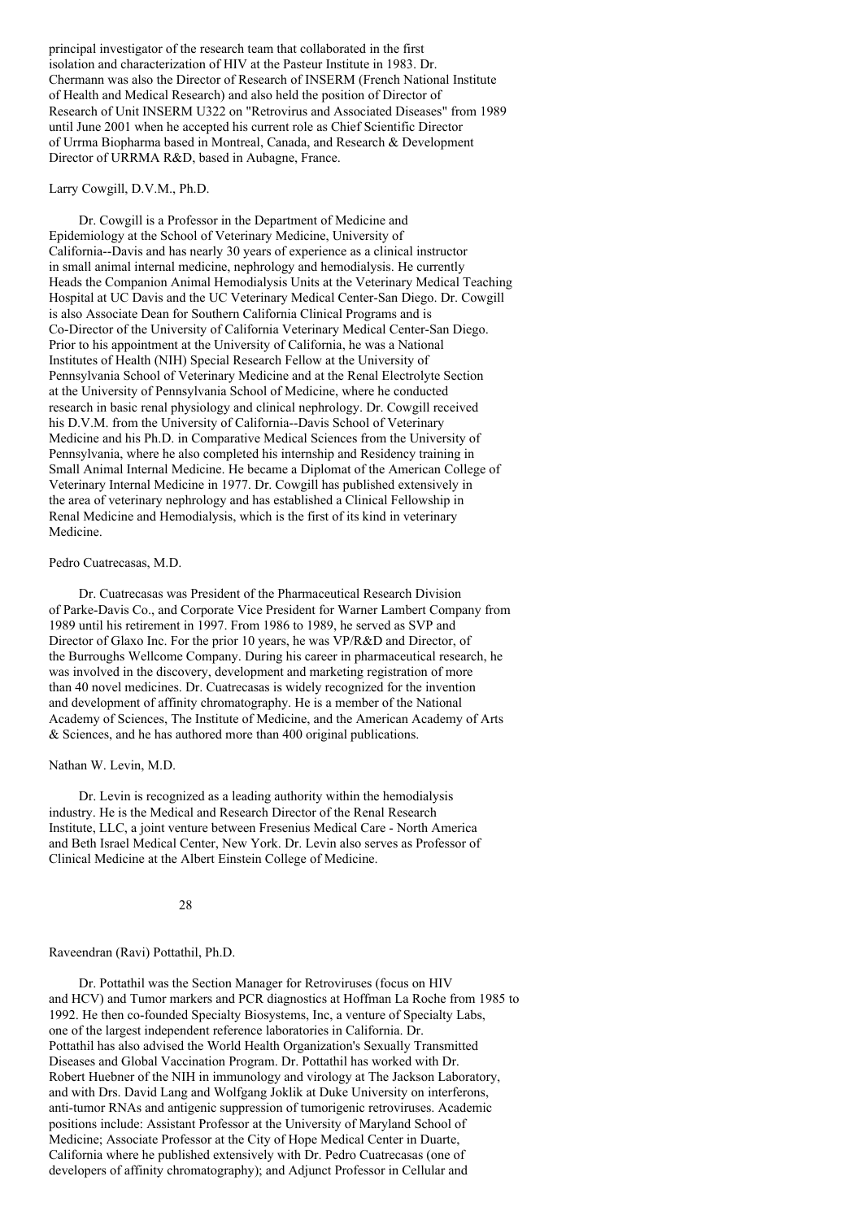principal investigator of the research team that collaborated in the first isolation and characterization of HIV at the Pasteur Institute in 1983. Dr. Chermann was also the Director of Research of INSERM (French National Institute of Health and Medical Research) and also held the position of Director of Research of Unit INSERM U322 on "Retrovirus and Associated Diseases" from 1989 until June 2001 when he accepted his current role as Chief Scientific Director of Urrma Biopharma based in Montreal, Canada, and Research & Development Director of URRMA R&D, based in Aubagne, France.

Larry Cowgill, D.V.M., Ph.D.

Dr. Cowgill is a Professor in the Department of Medicine and Epidemiology at the School of Veterinary Medicine, University of California--Davis and has nearly 30 years of experience as a clinical instructor in small animal internal medicine, nephrology and hemodialysis. He currently Heads the Companion Animal Hemodialysis Units at the Veterinary Medical Teaching Hospital at UC Davis and the UC Veterinary Medical Center-San Diego. Dr. Cowgill is also Associate Dean for Southern California Clinical Programs and is Co-Director of the University of California Veterinary Medical Center-San Diego. Prior to his appointment at the University of California, he was a National Institutes of Health (NIH) Special Research Fellow at the University of Pennsylvania School of Veterinary Medicine and at the Renal Electrolyte Section at the University of Pennsylvania School of Medicine, where he conducted research in basic renal physiology and clinical nephrology. Dr. Cowgill received his D.V.M. from the University of California--Davis School of Veterinary Medicine and his Ph.D. in Comparative Medical Sciences from the University of Pennsylvania, where he also completed his internship and Residency training in Small Animal Internal Medicine. He became a Diplomat of the American College of Veterinary Internal Medicine in 1977. Dr. Cowgill has published extensively in the area of veterinary nephrology and has established a Clinical Fellowship in Renal Medicine and Hemodialysis, which is the first of its kind in veterinary Medicine.

Pedro Cuatrecasas, M.D.

Dr. Cuatrecasas was President of the Pharmaceutical Research Division of Parke-Davis Co., and Corporate Vice President for Warner Lambert Company from 1989 until his retirement in 1997. From 1986 to 1989, he served as SVP and Director of Glaxo Inc. For the prior 10 years, he was VP/R&D and Director, of the Burroughs Wellcome Company. During his career in pharmaceutical research, he was involved in the discovery, development and marketing registration of more than 40 novel medicines. Dr. Cuatrecasas is widely recognized for the invention and development of affinity chromatography. He is a member of the National Academy of Sciences, The Institute of Medicine, and the American Academy of Arts & Sciences, and he has authored more than 400 original publications.

Nathan W. Levin, M.D.

Dr. Levin is recognized as a leading authority within the hemodialysis industry. He is the Medical and Research Director of the Renal Research Institute, LLC, a joint venture between Fresenius Medical Care - North America and Beth Israel Medical Center, New York. Dr. Levin also serves as Professor of Clinical Medicine at the Albert Einstein College of Medicine.

Raveendran (Ravi) Pottathil, Ph.D.

Dr. Pottathil was the Section Manager for Retroviruses (focus on HIV and HCV) and Tumor markers and PCR diagnostics at Hoffman La Roche from 1985 to 1992. He then co-founded Specialty Biosystems, Inc, a venture of Specialty Labs, one of the largest independent reference laboratories in California. Dr. Pottathil has also advised the World Health Organization's Sexually Transmitted Diseases and Global Vaccination Program. Dr. Pottathil has worked with Dr. Robert Huebner of the NIH in immunology and virology at The Jackson Laboratory, and with Drs. David Lang and Wolfgang Joklik at Duke University on interferons, anti-tumor RNAs and antigenic suppression of tumorigenic retroviruses. Academic positions include: Assistant Professor at the University of Maryland School of Medicine; Associate Professor at the City of Hope Medical Center in Duarte, California where he published extensively with Dr. Pedro Cuatrecasas (one of developers of affinity chromatography); and Adjunct Professor in Cellular and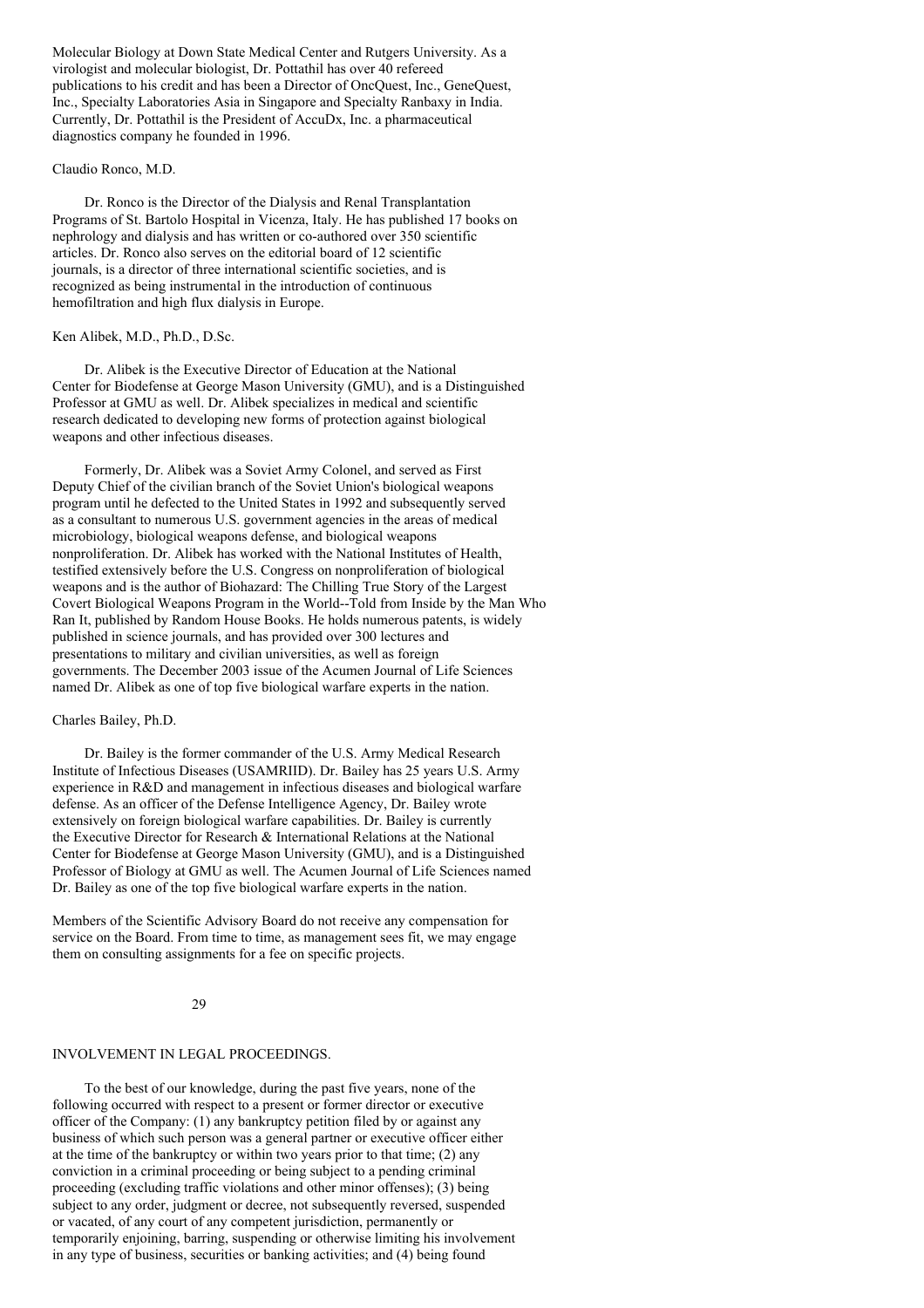Molecular Biology at Down State Medical Center and Rutgers University. As a virologist and molecular biologist, Dr. Pottathil has over 40 refereed publications to his credit and has been a Director of OncQuest, Inc., GeneQuest, Inc., Specialty Laboratories Asia in Singapore and Specialty Ranbaxy in India. Currently, Dr. Pottathil is the President of AccuDx, Inc. a pharmaceutical diagnostics company he founded in 1996.

Claudio Ronco, M.D.

Dr. Ronco is the Director of the Dialysis and Renal Transplantation Programs of St. Bartolo Hospital in Vicenza, Italy. He has published 17 books on nephrology and dialysis and has written or co-authored over 350 scientific articles. Dr. Ronco also serves on the editorial board of 12 scientific journals, is a director of three international scientific societies, and is recognized as being instrumental in the introduction of continuous hemofiltration and high flux dialysis in Europe.

Ken Alibek, M.D., Ph.D., D.Sc.

Dr. Alibek is the Executive Director of Education at the National Center for Biodefense at George Mason University (GMU), and is a Distinguished Professor at GMU as well. Dr. Alibek specializes in medical and scientific research dedicated to developing new forms of protection against biological weapons and other infectious diseases.

Formerly, Dr. Alibek was a Soviet Army Colonel, and served as First Deputy Chief of the civilian branch of the Soviet Union's biological weapons program until he defected to the United States in 1992 and subsequently served as a consultant to numerous U.S. government agencies in the areas of medical microbiology, biological weapons defense, and biological weapons nonproliferation. Dr. Alibek has worked with the National Institutes of Health, testified extensively before the U.S. Congress on nonproliferation of biological weapons and is the author of Biohazard: The Chilling True Story of the Largest Covert Biological Weapons Program in the World--Told from Inside by the Man Who Ran It, published by Random House Books. He holds numerous patents, is widely published in science journals, and has provided over 300 lectures and presentations to military and civilian universities, as well as foreign governments. The December 2003 issue of the Acumen Journal of Life Sciences named Dr. Alibek as one of top five biological warfare experts in the nation.

Charles Bailey, Ph.D.

Dr. Bailey is the former commander of the U.S. Army Medical Research Institute of Infectious Diseases (USAMRIID). Dr. Bailey has 25 years U.S. Army experience in R&D and management in infectious diseases and biological warfare defense. As an officer of the Defense Intelligence Agency, Dr. Bailey wrote extensively on foreign biological warfare capabilities. Dr. Bailey is currently the Executive Director for Research & International Relations at the National Center for Biodefense at George Mason University (GMU), and is a Distinguished Professor of Biology at GMU as well. The Acumen Journal of Life Sciences named Dr. Bailey as one of the top five biological warfare experts in the nation.

Members of the Scientific Advisory Board do not receive any compensation for service on the Board. From time to time, as management sees fit, we may engage them on consulting assignments for a fee on specific projects.

INVOLVEMENT IN LEGAL PROCEEDINGS.

To the best of our knowledge, during the past five years, none of the following occurred with respect to a present or former director or executive officer of the Company: (1) any bankruptcy petition filed by or against any business of which such person was a general partner or executive officer either at the time of the bankruptcy or within two years prior to that time; (2) any conviction in a criminal proceeding or being subject to a pending criminal proceeding (excluding traffic violations and other minor offenses); (3) being subject to any order, judgment or decree, not subsequently reversed, suspended or vacated, of any court of any competent jurisdiction, permanently or temporarily enjoining, barring, suspending or otherwise limiting his involvement in any type of business, securities or banking activities; and (4) being found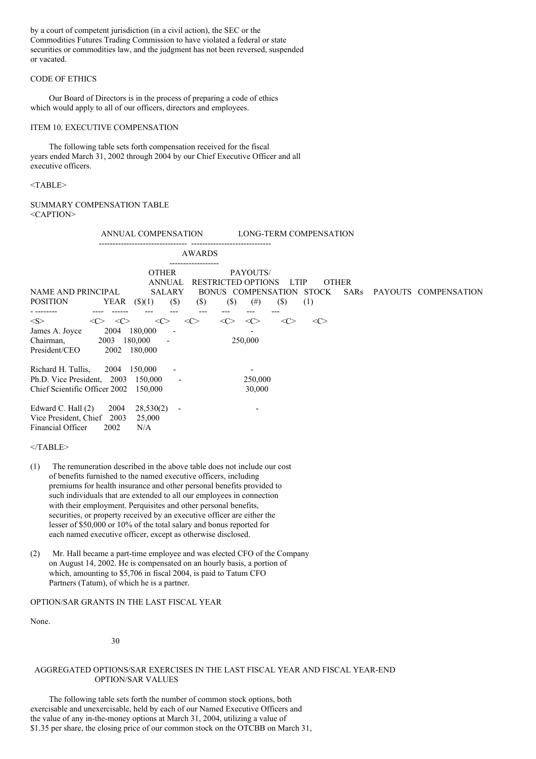by a court of competent jurisdiction (in a civil action), the SEC or the Commodities Futures Trading Commission to have violated a federal or state securities or commodities law, and the judgment has not been reversed, suspended or vacated.

CODE OF ETHICS

Our Board of Directors is in the process of preparing a code of ethics which would apply to all of our officers, directors and employees.

ITEM 10. EXECUTIVE COMPENSATION

The following table sets forth compensation received for the fiscal years ended March 31, 2002 through 2004 by our Chief Executive Officer and all executive officers.

SUMMARY COMPENSATION TABLE

| | | ANNUAL COMPENSATION | | | LONG-TERM COMPENSATION | | | |
|---|---|---|---|---|---|---|---|---|
| | | | | | AWARDS | | PAYOUTS | |
| NAME AND PRINCIPAL POSITION | YEAR | SALARY ($)(1) | BONUS ($) | OTHER ANNUAL COMPENSATION ($) | RESTRICTED STOCK ($) | OPTIONS SARs (#) | LTIP PAYOUTS ($) | OTHER COMPENSATION (1) |
| James A. Joyce | 2004 | 180,000 | - | | | - | | |
| Chairman, | 2003 | 180,000 | - | | | 250,000 | | |
| President/CEO | 2002 | 180,000 | | | | | | |
| Richard H. Tullis, | 2004 | 150,000 | - | | | - | | |
| Ph.D. Vice President, | 2003 | 150,000 | - | | | 250,000 | | |
| Chief Scientific Officer | 2002 | 150,000 | | | | 30,000 | | |
| Edward C. Hall (2) | 2004 | 28,530(2) | - | | | - | | |
| Vice President, Chief | 2003 | 25,000 | | | | | | |
| Financial Officer | 2002 | N/A | | | | | | |

(1) The remuneration described in the above table does not include our cost of benefits furnished to the named executive officers, including premiums for health insurance and other personal benefits provided to such individuals that are extended to all our employees in connection with their employment. Perquisites and other personal benefits, securities, or property received by an executive officer are either the lesser of $50,000 or 10% of the total salary and bonus reported for each named executive officer, except as otherwise disclosed.

(2) Mr. Hall became a part-time employee and was elected CFO of the Company on August 14, 2002. He is compensated on an hourly basis, a portion of which, amounting to $5,706 in fiscal 2004, is paid to Tatum CFO Partners (Tatum), of which he is a partner.

OPTION/SAR GRANTS IN THE LAST FISCAL YEAR

None.

AGGREGATED OPTIONS/SAR EXERCISES IN THE LAST FISCAL YEAR AND FISCAL YEAR-END OPTION/SAR VALUES

The following table sets forth the number of common stock options, both exercisable and unexercisable, held by each of our Named Executive Officers and the value of any in-the-money options at March 31, 2004, utilizing a value of $1.35 per share, the closing price of our common stock on the OTCBB on March 31,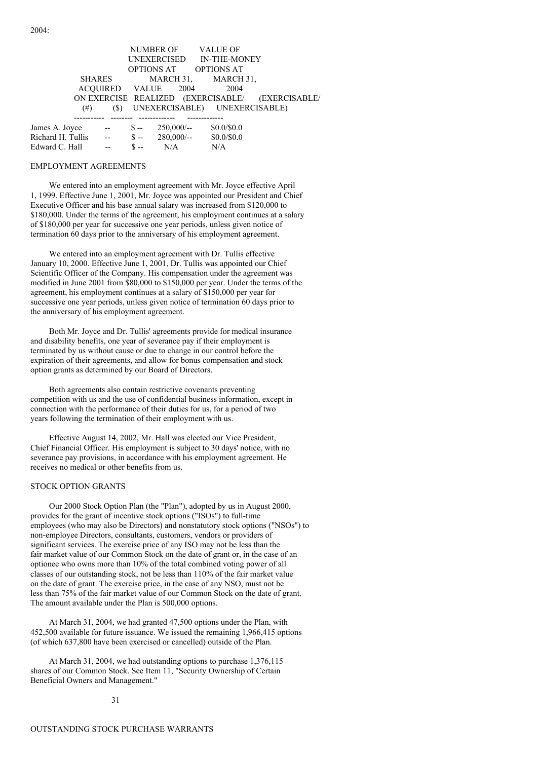2004:

| | SHARES ACQUIRED ON EXERCISE (#) | VALUE REALIZED ($) | NUMBER OF UNEXERCISED OPTIONS AT MARCH 31, 2004 (EXERCISABLE/ UNEXERCISABLE) | VALUE OF IN-THE-MONEY OPTIONS AT MARCH 31, 2004 (EXERCISABLE/ UNEXERCISABLE) |
|---|---|---|---|---|
| James A. Joyce | -- | $ -- | 250,000/-- | $0.0/$0.0 |
| Richard H. Tullis | -- | $ -- | 280,000/-- | $0.0/$0.0 |
| Edward C. Hall | -- | $ -- | N/A | N/A |

## EMPLOYMENT AGREEMENTS

We entered into an employment agreement with Mr. Joyce effective April 1, 1999. Effective June 1, 2001, Mr. Joyce was appointed our President and Chief Executive Officer and his base annual salary was increased from $120,000 to $180,000. Under the terms of the agreement, his employment continues at a salary of $180,000 per year for successive one year periods, unless given notice of termination 60 days prior to the anniversary of his employment agreement.

We entered into an employment agreement with Dr. Tullis effective January 10, 2000. Effective June 1, 2001, Dr. Tullis was appointed our Chief Scientific Officer of the Company. His compensation under the agreement was modified in June 2001 from $80,000 to $150,000 per year. Under the terms of the agreement, his employment continues at a salary of $150,000 per year for successive one year periods, unless given notice of termination 60 days prior to the anniversary of his employment agreement.

Both Mr. Joyce and Dr. Tullis' agreements provide for medical insurance and disability benefits, one year of severance pay if their employment is terminated by us without cause or due to change in our control before the expiration of their agreements, and allow for bonus compensation and stock option grants as determined by our Board of Directors.

Both agreements also contain restrictive covenants preventing competition with us and the use of confidential business information, except in connection with the performance of their duties for us, for a period of two years following the termination of their employment with us.

Effective August 14, 2002, Mr. Hall was elected our Vice President, Chief Financial Officer. His employment is subject to 30 days' notice, with no severance pay provisions, in accordance with his employment agreement. He receives no medical or other benefits from us.

## STOCK OPTION GRANTS

Our 2000 Stock Option Plan (the "Plan"), adopted by us in August 2000, provides for the grant of incentive stock options ("ISOs") to full-time employees (who may also be Directors) and nonstatutory stock options ("NSOs") to non-employee Directors, consultants, customers, vendors or providers of significant services. The exercise price of any ISO may not be less than the fair market value of our Common Stock on the date of grant or, in the case of an optionee who owns more than 10% of the total combined voting power of all classes of our outstanding stock, not be less than 110% of the fair market value on the date of grant. The exercise price, in the case of any NSO, must not be less than 75% of the fair market value of our Common Stock on the date of grant. The amount available under the Plan is 500,000 options.

At March 31, 2004, we had granted 47,500 options under the Plan, with 452,500 available for future issuance. We issued the remaining 1,966,415 options (of which 637,800 have been exercised or cancelled) outside of the Plan.

At March 31, 2004, we had outstanding options to purchase 1,376,115 shares of our Common Stock. See Item 11, "Security Ownership of Certain Beneficial Owners and Management."

## OUTSTANDING STOCK PURCHASE WARRANTS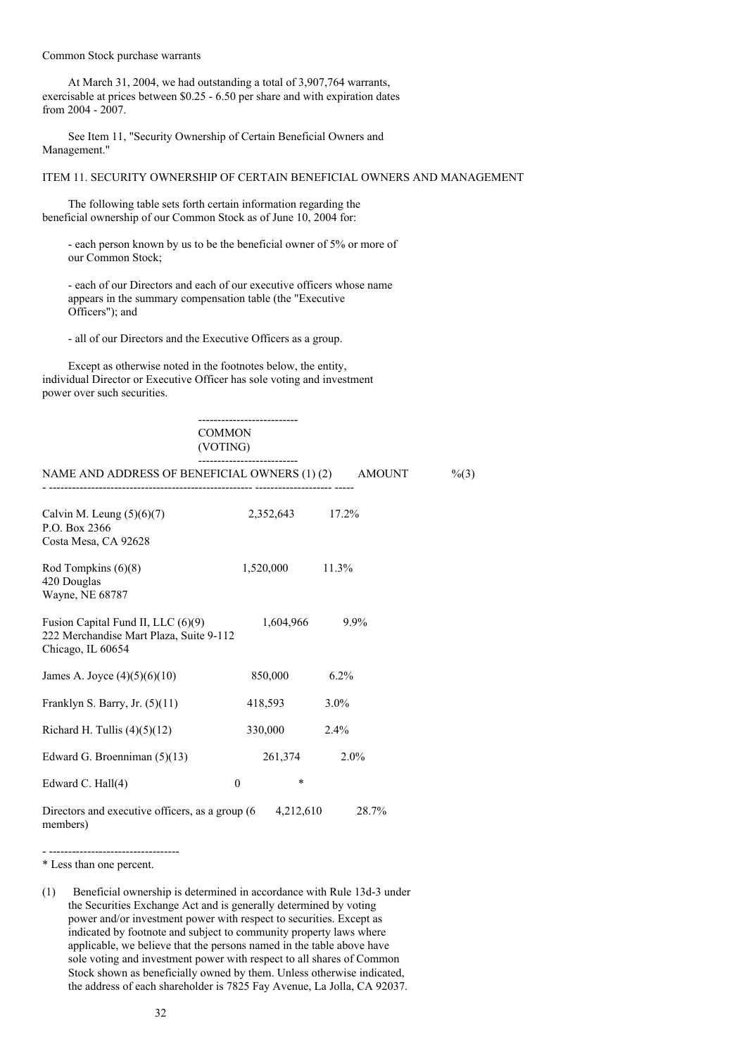Common Stock purchase warrants

At March 31, 2004, we had outstanding a total of 3,907,764 warrants, exercisable at prices between $0.25 - 6.50 per share and with expiration dates from 2004 - 2007.

See Item 11, "Security Ownership of Certain Beneficial Owners and Management."

## ITEM 11. SECURITY OWNERSHIP OF CERTAIN BENEFICIAL OWNERS AND MANAGEMENT

The following table sets forth certain information regarding the beneficial ownership of our Common Stock as of June 10, 2004 for:

- each person known by us to be the beneficial owner of 5% or more of our Common Stock;

- each of our Directors and each of our executive officers whose name appears in the summary compensation table (the "Executive Officers"); and

- all of our Directors and the Executive Officers as a group.

Except as otherwise noted in the footnotes below, the entity, individual Director or Executive Officer has sole voting and investment power over such securities.

| | COMMON (VOTING) | |
|---|---|---|
| NAME AND ADDRESS OF BENEFICIAL OWNERS (1) (2) | AMOUNT | %(3) |
| Calvin M. Leung (5)(6)(7)<br>P.O. Box 2366<br>Costa Mesa, CA 92628 | 2,352,643 | 17.2% |
| Rod Tompkins (6)(8)<br>420 Douglas<br>Wayne, NE 68787 | 1,520,000 | 11.3% |
| Fusion Capital Fund II, LLC (6)(9)<br>222 Merchandise Mart Plaza, Suite 9-112<br>Chicago, IL 60654 | 1,604,966 | 9.9% |
| James A. Joyce (4)(5)(6)(10) | 850,000 | 6.2% |
| Franklyn S. Barry, Jr. (5)(11) | 418,593 | 3.0% |
| Richard H. Tullis (4)(5)(12) | 330,000 | 2.4% |
| Edward G. Broenniman (5)(13) | 261,374 | 2.0% |
| Edward C. Hall(4) | 0 | * |
| Directors and executive officers, as a group (6 members) | 4,212,610 | 28.7% |

\* Less than one percent.

(1) Beneficial ownership is determined in accordance with Rule 13d-3 under the Securities Exchange Act and is generally determined by voting power and/or investment power with respect to securities. Except as indicated by footnote and subject to community property laws where applicable, we believe that the persons named in the table above have sole voting and investment power with respect to all shares of Common Stock shown as beneficially owned by them. Unless otherwise indicated, the address of each shareholder is 7825 Fay Avenue, La Jolla, CA 92037.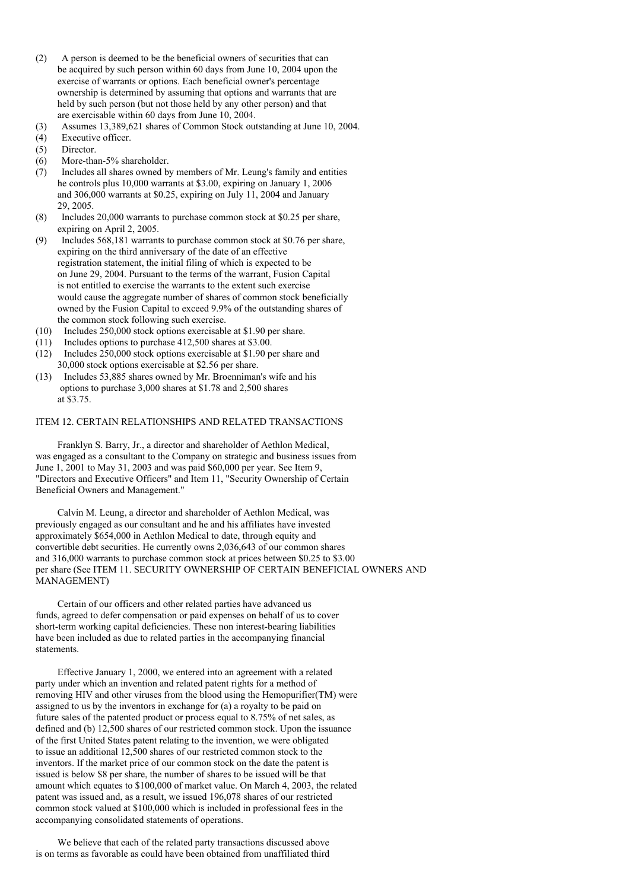(2) A person is deemed to be the beneficial owners of securities that can be acquired by such person within 60 days from June 10, 2004 upon the exercise of warrants or options. Each beneficial owner's percentage ownership is determined by assuming that options and warrants that are held by such person (but not those held by any other person) and that are exercisable within 60 days from June 10, 2004.

(3) Assumes 13,389,621 shares of Common Stock outstanding at June 10, 2004.

(4) Executive officer.

(5) Director.

(6) More-than-5% shareholder.

(7) Includes all shares owned by members of Mr. Leung's family and entities he controls plus 10,000 warrants at $3.00, expiring on January 1, 2006 and 306,000 warrants at $0.25, expiring on July 11, 2004 and January 29, 2005.

(8) Includes 20,000 warrants to purchase common stock at $0.25 per share, expiring on April 2, 2005.

(9) Includes 568,181 warrants to purchase common stock at $0.76 per share, expiring on the third anniversary of the date of an effective registration statement, the initial filing of which is expected to be on June 29, 2004. Pursuant to the terms of the warrant, Fusion Capital is not entitled to exercise the warrants to the extent such exercise would cause the aggregate number of shares of common stock beneficially owned by the Fusion Capital to exceed 9.9% of the outstanding shares of the common stock following such exercise.

(10) Includes 250,000 stock options exercisable at $1.90 per share.

(11) Includes options to purchase 412,500 shares at $3.00.

(12) Includes 250,000 stock options exercisable at $1.90 per share and 30,000 stock options exercisable at $2.56 per share.

(13) Includes 53,885 shares owned by Mr. Broenniman's wife and his options to purchase 3,000 shares at $1.78 and 2,500 shares at $3.75.

## ITEM 12. CERTAIN RELATIONSHIPS AND RELATED TRANSACTIONS

Franklyn S. Barry, Jr., a director and shareholder of Aethlon Medical, was engaged as a consultant to the Company on strategic and business issues from June 1, 2001 to May 31, 2003 and was paid $60,000 per year. See Item 9, "Directors and Executive Officers" and Item 11, "Security Ownership of Certain Beneficial Owners and Management."

Calvin M. Leung, a director and shareholder of Aethlon Medical, was previously engaged as our consultant and he and his affiliates have invested approximately $654,000 in Aethlon Medical to date, through equity and convertible debt securities. He currently owns 2,036,643 of our common shares and 316,000 warrants to purchase common stock at prices between $0.25 to $3.00 per share (See ITEM 11. SECURITY OWNERSHIP OF CERTAIN BENEFICIAL OWNERS AND MANAGEMENT)

Certain of our officers and other related parties have advanced us funds, agreed to defer compensation or paid expenses on behalf of us to cover short-term working capital deficiencies. These non interest-bearing liabilities have been included as due to related parties in the accompanying financial statements.

Effective January 1, 2000, we entered into an agreement with a related party under which an invention and related patent rights for a method of removing HIV and other viruses from the blood using the Hemopurifier(TM) were assigned to us by the inventors in exchange for (a) a royalty to be paid on future sales of the patented product or process equal to 8.75% of net sales, as defined and (b) 12,500 shares of our restricted common stock. Upon the issuance of the first United States patent relating to the invention, we were obligated to issue an additional 12,500 shares of our restricted common stock to the inventors. If the market price of our common stock on the date the patent is issued is below $8 per share, the number of shares to be issued will be that amount which equates to $100,000 of market value. On March 4, 2003, the related patent was issued and, as a result, we issued 196,078 shares of our restricted common stock valued at $100,000 which is included in professional fees in the accompanying consolidated statements of operations.

We believe that each of the related party transactions discussed above is on terms as favorable as could have been obtained from unaffiliated third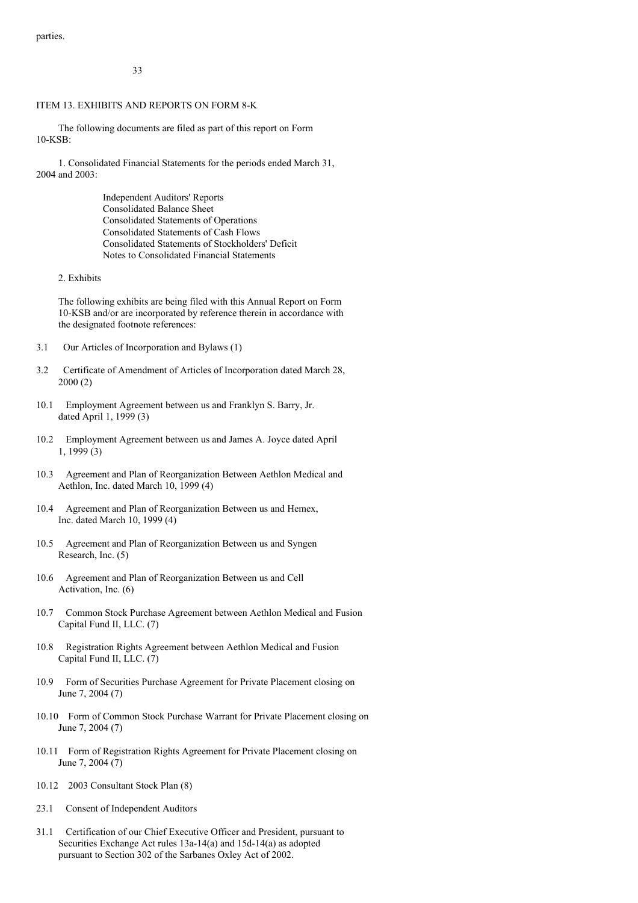parties.

ITEM 13. EXHIBITS AND REPORTS ON FORM 8-K

The following documents are filed as part of this report on Form 10-KSB:

1. Consolidated Financial Statements for the periods ended March 31, 2004 and 2003:

   - Independent Auditors' Reports
   - Consolidated Balance Sheet
   - Consolidated Statements of Operations
   - Consolidated Statements of Cash Flows
   - Consolidated Statements of Stockholders' Deficit
   - Notes to Consolidated Financial Statements

2. Exhibits

   The following exhibits are being filed with this Annual Report on Form 10-KSB and/or are incorporated by reference therein in accordance with the designated footnote references:

3.1 Our Articles of Incorporation and Bylaws (1)

3.2 Certificate of Amendment of Articles of Incorporation dated March 28, 2000 (2)

10.1 Employment Agreement between us and Franklyn S. Barry, Jr. dated April 1, 1999 (3)

10.2 Employment Agreement between us and James A. Joyce dated April 1, 1999 (3)

10.3 Agreement and Plan of Reorganization Between Aethlon Medical and Aethlon, Inc. dated March 10, 1999 (4)

10.4 Agreement and Plan of Reorganization Between us and Hemex, Inc. dated March 10, 1999 (4)

10.5 Agreement and Plan of Reorganization Between us and Syngen Research, Inc. (5)

10.6 Agreement and Plan of Reorganization Between us and Cell Activation, Inc. (6)

10.7 Common Stock Purchase Agreement between Aethlon Medical and Fusion Capital Fund II, LLC. (7)

10.8 Registration Rights Agreement between Aethlon Medical and Fusion Capital Fund II, LLC. (7)

10.9 Form of Securities Purchase Agreement for Private Placement closing on June 7, 2004 (7)

10.10 Form of Common Stock Purchase Warrant for Private Placement closing on June 7, 2004 (7)

10.11 Form of Registration Rights Agreement for Private Placement closing on June 7, 2004 (7)

10.12 2003 Consultant Stock Plan (8)

23.1 Consent of Independent Auditors

31.1 Certification of our Chief Executive Officer and President, pursuant to Securities Exchange Act rules 13a-14(a) and 15d-14(a) as adopted pursuant to Section 302 of the Sarbanes Oxley Act of 2002.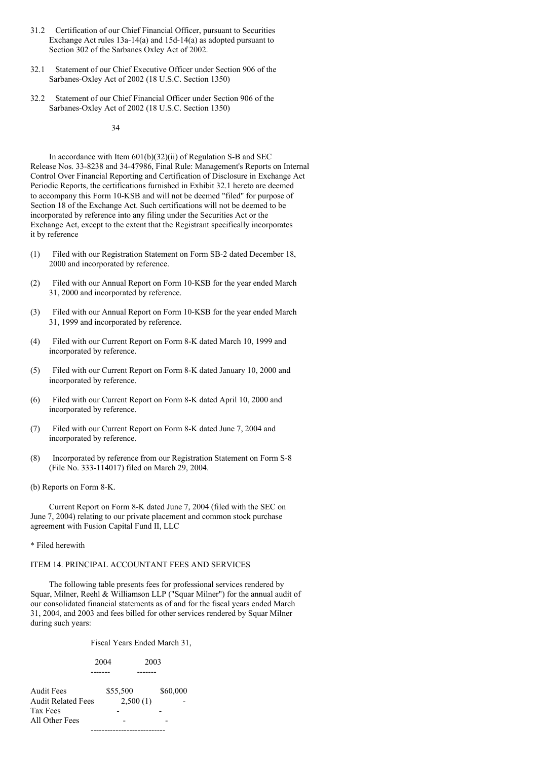31.2 Certification of our Chief Financial Officer, pursuant to Securities Exchange Act rules 13a-14(a) and 15d-14(a) as adopted pursuant to Section 302 of the Sarbanes Oxley Act of 2002.

32.1 Statement of our Chief Executive Officer under Section 906 of the Sarbanes-Oxley Act of 2002 (18 U.S.C. Section 1350)

32.2 Statement of our Chief Financial Officer under Section 906 of the Sarbanes-Oxley Act of 2002 (18 U.S.C. Section 1350)

In accordance with Item 601(b)(32)(ii) of Regulation S-B and SEC Release Nos. 33-8238 and 34-47986, Final Rule: Management's Reports on Internal Control Over Financial Reporting and Certification of Disclosure in Exchange Act Periodic Reports, the certifications furnished in Exhibit 32.1 hereto are deemed to accompany this Form 10-KSB and will not be deemed "filed" for purpose of Section 18 of the Exchange Act. Such certifications will not be deemed to be incorporated by reference into any filing under the Securities Act or the Exchange Act, except to the extent that the Registrant specifically incorporates it by reference

(1) Filed with our Registration Statement on Form SB-2 dated December 18, 2000 and incorporated by reference.

(2) Filed with our Annual Report on Form 10-KSB for the year ended March 31, 2000 and incorporated by reference.

(3) Filed with our Annual Report on Form 10-KSB for the year ended March 31, 1999 and incorporated by reference.

(4) Filed with our Current Report on Form 8-K dated March 10, 1999 and incorporated by reference.

(5) Filed with our Current Report on Form 8-K dated January 10, 2000 and incorporated by reference.

(6) Filed with our Current Report on Form 8-K dated April 10, 2000 and incorporated by reference.

(7) Filed with our Current Report on Form 8-K dated June 7, 2004 and incorporated by reference.

(8) Incorporated by reference from our Registration Statement on Form S-8 (File No. 333-114017) filed on March 29, 2004.

(b) Reports on Form 8-K.

Current Report on Form 8-K dated June 7, 2004 (filed with the SEC on June 7, 2004) relating to our private placement and common stock purchase agreement with Fusion Capital Fund II, LLC

* Filed herewith

ITEM 14. PRINCIPAL ACCOUNTANT FEES AND SERVICES

The following table presents fees for professional services rendered by Squar, Milner, Reehl & Williamson LLP ("Squar Milner") for the annual audit of our consolidated financial statements as of and for the fiscal years ended March 31, 2004, and 2003 and fees billed for other services rendered by Squar Milner during such years:

| | Fiscal Years Ended March 31, | |
|---|---|---|
| | 2004 | 2003 |
| Audit Fees | $55,500 | $60,000 |
| Audit Related Fees | 2,500 (1) | - |
| Tax Fees | - | - |
| All Other Fees | - | - |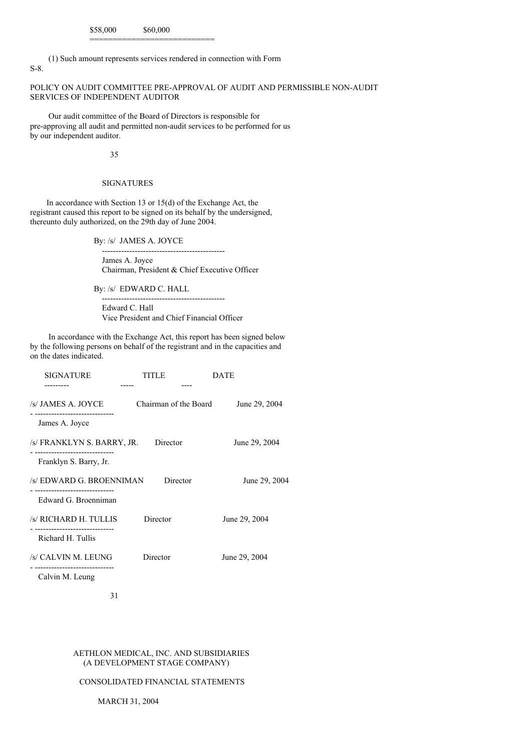| $58,000 | $60,000 |
| --- | --- |

(1) Such amount represents services rendered in connection with Form S-8.

POLICY ON AUDIT COMMITTEE PRE-APPROVAL OF AUDIT AND PERMISSIBLE NON-AUDIT SERVICES OF INDEPENDENT AUDITOR

Our audit committee of the Board of Directors is responsible for pre-approving all audit and permitted non-audit services to be performed for us by our independent auditor.

## SIGNATURES

In accordance with Section 13 or 15(d) of the Exchange Act, the registrant caused this report to be signed on its behalf by the undersigned, thereunto duly authorized, on the 29th day of June 2004.

By: /s/ JAMES A. JOYCE
James A. Joyce
Chairman, President & Chief Executive Officer

By: /s/ EDWARD C. HALL
Edward C. Hall
Vice President and Chief Financial Officer

In accordance with the Exchange Act, this report has been signed below by the following persons on behalf of the registrant and in the capacities and on the dates indicated.

| SIGNATURE | TITLE | DATE |
| --- | --- | --- |
| /s/ JAMES A. JOYCE<br>James A. Joyce | Chairman of the Board | June 29, 2004 |
| /s/ FRANKLYN S. BARRY, JR.<br>Franklyn S. Barry, Jr. | Director | June 29, 2004 |
| /s/ EDWARD G. BROENNIMAN<br>Edward G. Broenniman | Director | June 29, 2004 |
| /s/ RICHARD H. TULLIS<br>Richard H. Tullis | Director | June 29, 2004 |
| /s/ CALVIN M. LEUNG<br>Calvin M. Leung | Director | June 29, 2004 |

AETHLON MEDICAL, INC. AND SUBSIDIARIES
(A DEVELOPMENT STAGE COMPANY)

CONSOLIDATED FINANCIAL STATEMENTS

MARCH 31, 2004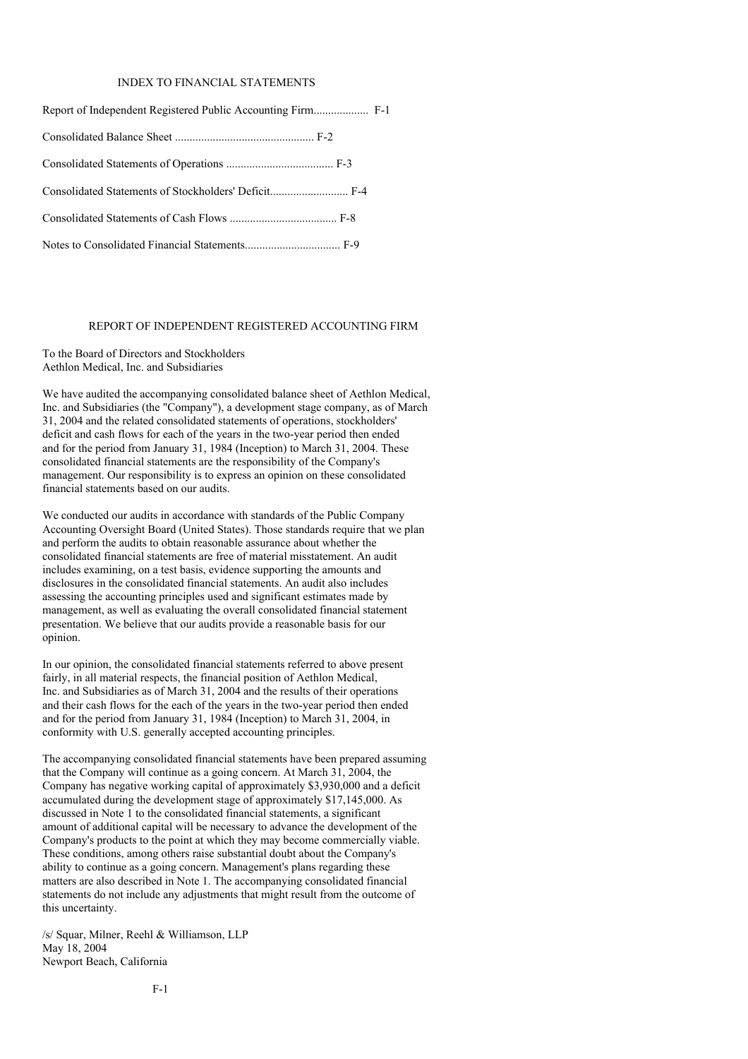# INDEX TO FINANCIAL STATEMENTS

| | |
|---|---|
| Report of Independent Registered Public Accounting Firm | F-1 |
| Consolidated Balance Sheet | F-2 |
| Consolidated Statements of Operations | F-3 |
| Consolidated Statements of Stockholders' Deficit | F-4 |
| Consolidated Statements of Cash Flows | F-8 |
| Notes to Consolidated Financial Statements | F-9 |

## REPORT OF INDEPENDENT REGISTERED ACCOUNTING FIRM

To the Board of Directors and Stockholders
Aethlon Medical, Inc. and Subsidiaries

We have audited the accompanying consolidated balance sheet of Aethlon Medical, Inc. and Subsidiaries (the "Company"), a development stage company, as of March 31, 2004 and the related consolidated statements of operations, stockholders' deficit and cash flows for each of the years in the two-year period then ended and for the period from January 31, 1984 (Inception) to March 31, 2004. These consolidated financial statements are the responsibility of the Company's management. Our responsibility is to express an opinion on these consolidated financial statements based on our audits.

We conducted our audits in accordance with standards of the Public Company Accounting Oversight Board (United States). Those standards require that we plan and perform the audits to obtain reasonable assurance about whether the consolidated financial statements are free of material misstatement. An audit includes examining, on a test basis, evidence supporting the amounts and disclosures in the consolidated financial statements. An audit also includes assessing the accounting principles used and significant estimates made by management, as well as evaluating the overall consolidated financial statement presentation. We believe that our audits provide a reasonable basis for our opinion.

In our opinion, the consolidated financial statements referred to above present fairly, in all material respects, the financial position of Aethlon Medical, Inc. and Subsidiaries as of March 31, 2004 and the results of their operations and their cash flows for the each of the years in the two-year period then ended and for the period from January 31, 1984 (Inception) to March 31, 2004, in conformity with U.S. generally accepted accounting principles.

The accompanying consolidated financial statements have been prepared assuming that the Company will continue as a going concern. At March 31, 2004, the Company has negative working capital of approximately $3,930,000 and a deficit accumulated during the development stage of approximately $17,145,000. As discussed in Note 1 to the consolidated financial statements, a significant amount of additional capital will be necessary to advance the development of the Company's products to the point at which they may become commercially viable. These conditions, among others raise substantial doubt about the Company's ability to continue as a going concern. Management's plans regarding these matters are also described in Note 1. The accompanying consolidated financial statements do not include any adjustments that might result from the outcome of this uncertainty.

/s/ Squar, Milner, Reehl & Williamson, LLP
May 18, 2004
Newport Beach, California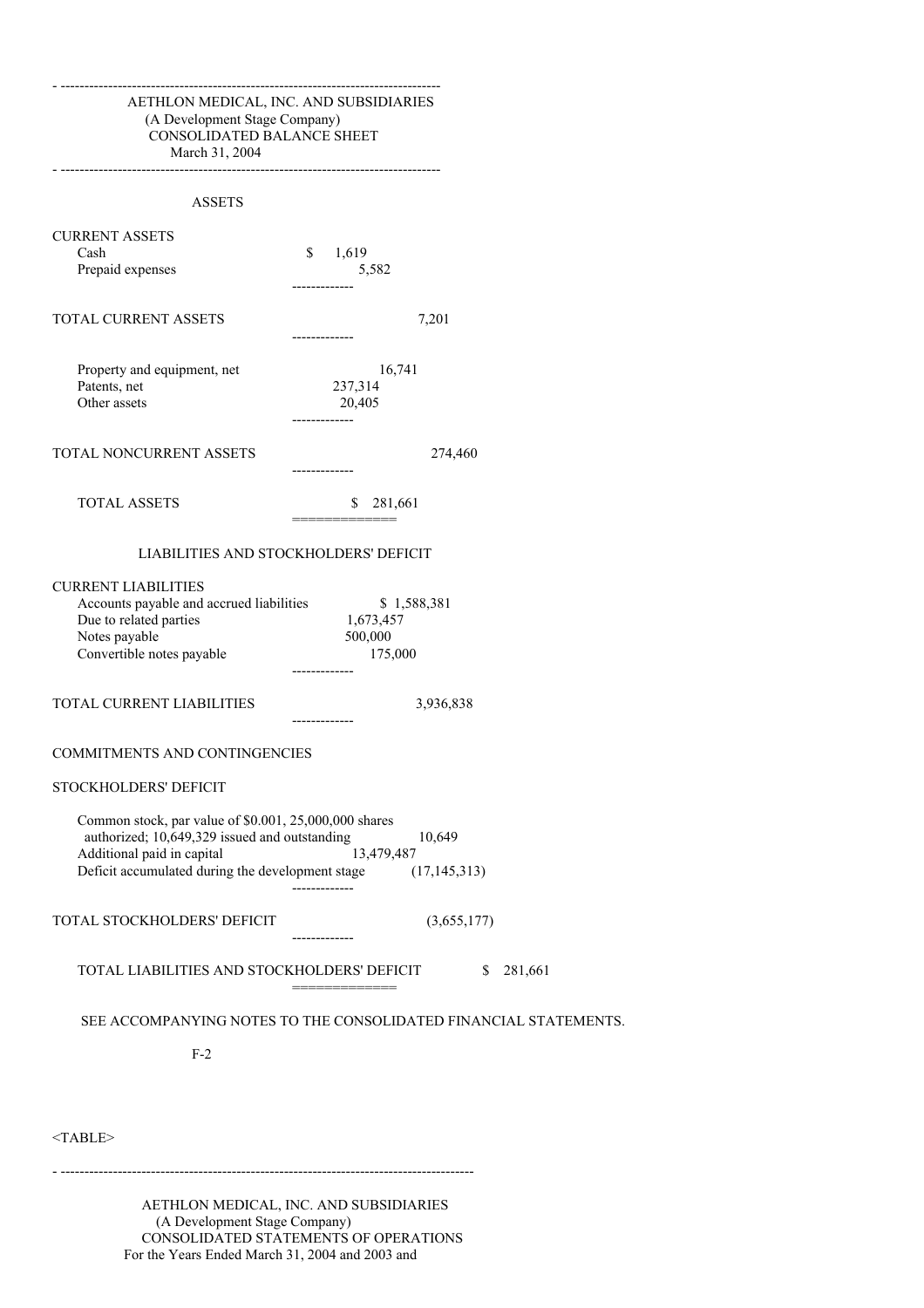AETHLON MEDICAL, INC. AND SUBSIDIARIES
(A Development Stage Company)
CONSOLIDATED BALANCE SHEET
March 31, 2004

| | | |
|---|---|---|
| **ASSETS** | | |
| CURRENT ASSETS | | |
| Cash | $ 1,619 | |
| Prepaid expenses | 5,582 | |
| TOTAL CURRENT ASSETS | | 7,201 |
| Property and equipment, net | 16,741 | |
| Patents, net | 237,314 | |
| Other assets | 20,405 | |
| TOTAL NONCURRENT ASSETS | | 274,460 |
| TOTAL ASSETS | $ 281,661 | |
| **LIABILITIES AND STOCKHOLDERS' DEFICIT** | | |
| CURRENT LIABILITIES | | |
| Accounts payable and accrued liabilities | $ 1,588,381 | |
| Due to related parties | 1,673,457 | |
| Notes payable | 500,000 | |
| Convertible notes payable | 175,000 | |
| TOTAL CURRENT LIABILITIES | | 3,936,838 |
| COMMITMENTS AND CONTINGENCIES | | |
| STOCKHOLDERS' DEFICIT | | |
| Common stock, par value of $0.001, 25,000,000 shares authorized; 10,649,329 issued and outstanding | 10,649 | |
| Additional paid in capital | 13,479,487 | |
| Deficit accumulated during the development stage | (17,145,313) | |
| TOTAL STOCKHOLDERS' DEFICIT | | (3,655,177) |
| TOTAL LIABILITIES AND STOCKHOLDERS' DEFICIT | | $ 281,661 |

SEE ACCOMPANYING NOTES TO THE CONSOLIDATED FINANCIAL STATEMENTS.

F-2

<TABLE>

AETHLON MEDICAL, INC. AND SUBSIDIARIES
(A Development Stage Company)
CONSOLIDATED STATEMENTS OF OPERATIONS
For the Years Ended March 31, 2004 and 2003 and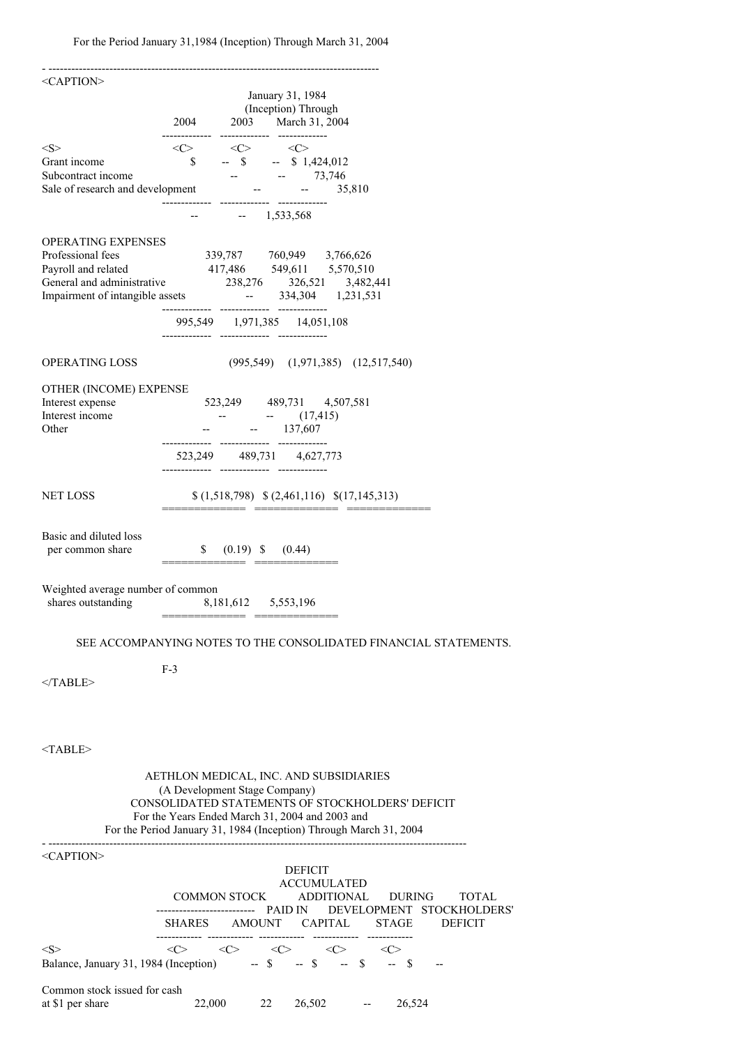For the Period January 31,1984 (Inception) Through March 31, 2004

| | 2004 | 2003 | January 31, 1984 (Inception) Through March 31, 2004 |
|---|---|---|---|
| Grant income | $ -- | $ -- | $ 1,424,012 |
| Subcontract income | -- | -- | 73,746 |
| Sale of research and development | -- | -- | 35,810 |
| | -- | -- | 1,533,568 |
| OPERATING EXPENSES | | | |
| Professional fees | 339,787 | 760,949 | 3,766,626 |
| Payroll and related | 417,486 | 549,611 | 5,570,510 |
| General and administrative | 238,276 | 326,521 | 3,482,441 |
| Impairment of intangible assets | -- | 334,304 | 1,231,531 |
| | 995,549 | 1,971,385 | 14,051,108 |
| OPERATING LOSS | (995,549) | (1,971,385) | (12,517,540) |
| OTHER (INCOME) EXPENSE | | | |
| Interest expense | 523,249 | 489,731 | 4,507,581 |
| Interest income | -- | -- | (17,415) |
| Other | -- | -- | 137,607 |
| | 523,249 | 489,731 | 4,627,773 |
| NET LOSS | $ (1,518,798) | $ (2,461,116) | $(17,145,313) |
| Basic and diluted loss per common share | $ (0.19) | $ (0.44) | |
| Weighted average number of common shares outstanding | 8,181,612 | 5,553,196 | |

SEE ACCOMPANYING NOTES TO THE CONSOLIDATED FINANCIAL STATEMENTS.

F-3

AETHLON MEDICAL, INC. AND SUBSIDIARIES
(A Development Stage Company)
CONSOLIDATED STATEMENTS OF STOCKHOLDERS' DEFICIT
For the Years Ended March 31, 2004 and 2003 and
For the Period January 31, 1984 (Inception) Through March 31, 2004

| | COMMON STOCK | | ADDITIONAL PAID IN CAPITAL | DEFICIT ACCUMULATED DURING DEVELOPMENT STAGE | TOTAL STOCKHOLDERS' DEFICIT |
|---|---|---|---|---|---|
| | SHARES | AMOUNT | | | |
| Balance, January 31, 1984 (Inception) | -- | $ -- | $ -- | $ -- | $ -- |
| Common stock issued for cash at $1 per share | 22,000 | 22 | 26,502 | -- | 26,524 |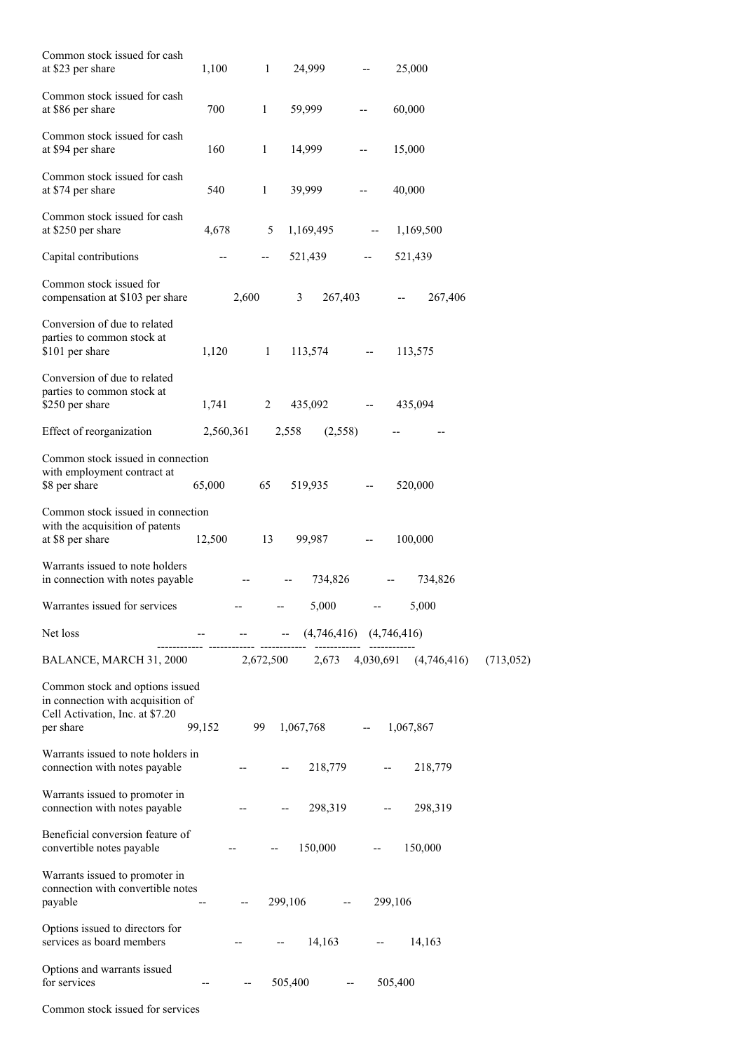| | | | | | |
|---|---|---|---|---|---|
| Common stock issued for cash at $23 per share | 1,100 | 1 | 24,999 | -- | 25,000 |
| Common stock issued for cash at $86 per share | 700 | 1 | 59,999 | -- | 60,000 |
| Common stock issued for cash at $94 per share | 160 | 1 | 14,999 | -- | 15,000 |
| Common stock issued for cash at $74 per share | 540 | 1 | 39,999 | -- | 40,000 |
| Common stock issued for cash at $250 per share | 4,678 | 5 | 1,169,495 | -- | 1,169,500 |
| Capital contributions | -- | -- | 521,439 | -- | 521,439 |
| Common stock issued for compensation at $103 per share | 2,600 | 3 | 267,403 | -- | 267,406 |
| Conversion of due to related parties to common stock at $101 per share | 1,120 | 1 | 113,574 | -- | 113,575 |
| Conversion of due to related parties to common stock at $250 per share | 1,741 | 2 | 435,092 | -- | 435,094 |
| Effect of reorganization | 2,560,361 | 2,558 | (2,558) | -- | -- |
| Common stock issued in connection with employment contract at $8 per share | 65,000 | 65 | 519,935 | -- | 520,000 |
| Common stock issued in connection with the acquisition of patents at $8 per share | 12,500 | 13 | 99,987 | -- | 100,000 |
| Warrants issued to note holders in connection with notes payable | -- | -- | 734,826 | -- | 734,826 |
| Warrantes issued for services | -- | -- | 5,000 | -- | 5,000 |
| Net loss | -- | -- | -- | (4,746,416) | (4,746,416) |
| BALANCE, MARCH 31, 2000 | 2,672,500 | 2,673 | 4,030,691 | (4,746,416) | (713,052) |
| Common stock and options issued in connection with acquisition of Cell Activation, Inc. at $7.20 per share | 99,152 | 99 | 1,067,768 | -- | 1,067,867 |
| Warrants issued to note holders in connection with notes payable | -- | -- | 218,779 | -- | 218,779 |
| Warrants issued to promoter in connection with notes payable | -- | -- | 298,319 | -- | 298,319 |
| Beneficial conversion feature of convertible notes payable | -- | -- | 150,000 | -- | 150,000 |
| Warrants issued to promoter in connection with convertible notes payable | -- | -- | 299,106 | -- | 299,106 |
| Options issued to directors for services as board members | -- | -- | 14,163 | -- | 14,163 |
| Options and warrants issued for services | -- | -- | 505,400 | -- | 505,400 |
| Common stock issued for services | | | | | |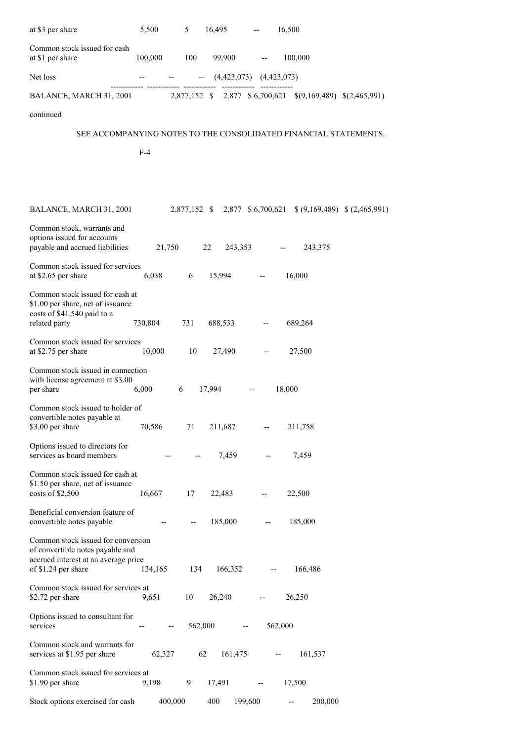| | | | | | |
|---|---|---|---|---|---|
| at $3 per share | 5,500 | 5 | 16,495 | -- | 16,500 |
| Common stock issued for cash at $1 per share | 100,000 | 100 | 99,900 | -- | 100,000 |
| Net loss | -- | -- | -- | (4,423,073) | (4,423,073) |
| BALANCE, MARCH 31, 2001 | 2,877,152 | $ 2,877 | $ 6,700,621 | $(9,169,489) | $(2,465,991) |

continued

SEE ACCOMPANYING NOTES TO THE CONSOLIDATED FINANCIAL STATEMENTS.

F-4

| | | | | | |
|---|---|---|---|---|---|
| BALANCE, MARCH 31, 2001 | 2,877,152 | $ 2,877 | $ 6,700,621 | $ (9,169,489) | $ (2,465,991) |
| Common stock, warrants and options issued for accounts payable and accrued liabilities | 21,750 | 22 | 243,353 | -- | 243,375 |
| Common stock issued for services at $2.65 per share | 6,038 | 6 | 15,994 | -- | 16,000 |
| Common stock issued for cash at $1.00 per share, net of issuance costs of $41,540 paid to a related party | 730,804 | 731 | 688,533 | -- | 689,264 |
| Common stock issued for services at $2.75 per share | 10,000 | 10 | 27,490 | -- | 27,500 |
| Common stock issued in connection with license agreement at $3.00 per share | 6,000 | 6 | 17,994 | -- | 18,000 |
| Common stock issued to holder of convertible notes payable at $3.00 per share | 70,586 | 71 | 211,687 | -- | 211,758 |
| Options issued to directors for services as board members | -- | -- | 7,459 | -- | 7,459 |
| Common stock issued for cash at $1.50 per share, net of issuance costs of $2,500 | 16,667 | 17 | 22,483 | -- | 22,500 |
| Beneficial conversion feature of convertible notes payable | -- | -- | 185,000 | -- | 185,000 |
| Common stock issued for conversion of convertible notes payable and accrued interest at an average price of $1.24 per share | 134,165 | 134 | 166,352 | -- | 166,486 |
| Common stock issued for services at $2.72 per share | 9,651 | 10 | 26,240 | -- | 26,250 |
| Options issued to consultant for services | -- | -- | 562,000 | -- | 562,000 |
| Common stock and warrants for services at $1.95 per share | 62,327 | 62 | 161,475 | -- | 161,537 |
| Common stock issued for services at $1.90 per share | 9,198 | 9 | 17,491 | -- | 17,500 |
| Stock options exercised for cash | 400,000 | 400 | 199,600 | -- | 200,000 |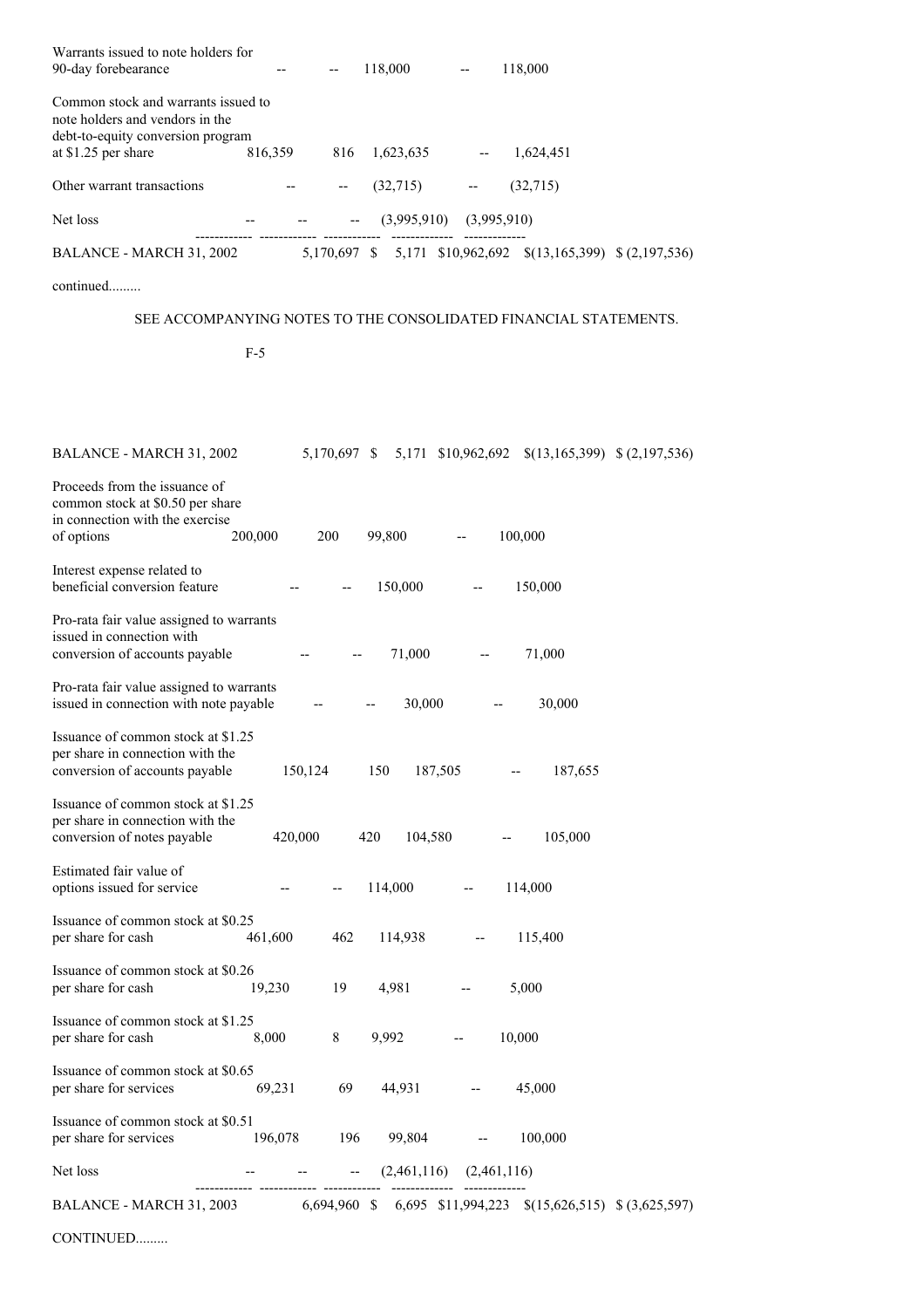| | Shares | Amount | Additional Paid-in Capital | Accumulated Deficit | Total |
|---|---|---|---|---|---|
| Warrants issued to note holders for 90-day forebearance | -- | -- | 118,000 | -- | 118,000 |
| Common stock and warrants issued to note holders and vendors in the debt-to-equity conversion program at $1.25 per share | 816,359 | 816 | 1,623,635 | -- | 1,624,451 |
| Other warrant transactions | -- | -- | (32,715) | -- | (32,715) |
| Net loss | -- | -- | -- | (3,995,910) | (3,995,910) |
| BALANCE - MARCH 31, 2002 | 5,170,697 | $ 5,171 | $10,962,692 | $(13,165,399) | $ (2,197,536) |

continued.........

SEE ACCOMPANYING NOTES TO THE CONSOLIDATED FINANCIAL STATEMENTS.

F-5

| | Shares | Amount | Additional Paid-in Capital | Accumulated Deficit | Total |
|---|---|---|---|---|---|
| BALANCE - MARCH 31, 2002 | 5,170,697 | $ 5,171 | $10,962,692 | $(13,165,399) | $ (2,197,536) |
| Proceeds from the issuance of common stock at $0.50 per share in connection with the exercise of options | 200,000 | 200 | 99,800 | -- | 100,000 |
| Interest expense related to beneficial conversion feature | -- | -- | 150,000 | -- | 150,000 |
| Pro-rata fair value assigned to warrants issued in connection with conversion of accounts payable | -- | -- | 71,000 | -- | 71,000 |
| Pro-rata fair value assigned to warrants issued in connection with note payable | -- | -- | 30,000 | -- | 30,000 |
| Issuance of common stock at $1.25 per share in connection with the conversion of accounts payable | 150,124 | 150 | 187,505 | -- | 187,655 |
| Issuance of common stock at $1.25 per share in connection with the conversion of notes payable | 420,000 | 420 | 104,580 | -- | 105,000 |
| Estimated fair value of options issued for service | -- | -- | 114,000 | -- | 114,000 |
| Issuance of common stock at $0.25 per share for cash | 461,600 | 462 | 114,938 | -- | 115,400 |
| Issuance of common stock at $0.26 per share for cash | 19,230 | 19 | 4,981 | -- | 5,000 |
| Issuance of common stock at $1.25 per share for cash | 8,000 | 8 | 9,992 | -- | 10,000 |
| Issuance of common stock at $0.65 per share for services | 69,231 | 69 | 44,931 | -- | 45,000 |
| Issuance of common stock at $0.51 per share for services | 196,078 | 196 | 99,804 | -- | 100,000 |
| Net loss | -- | -- | -- | (2,461,116) | (2,461,116) |
| BALANCE - MARCH 31, 2003 | 6,694,960 | $ 6,695 | $11,994,223 | $(15,626,515) | $ (3,625,597) |

CONTINUED.........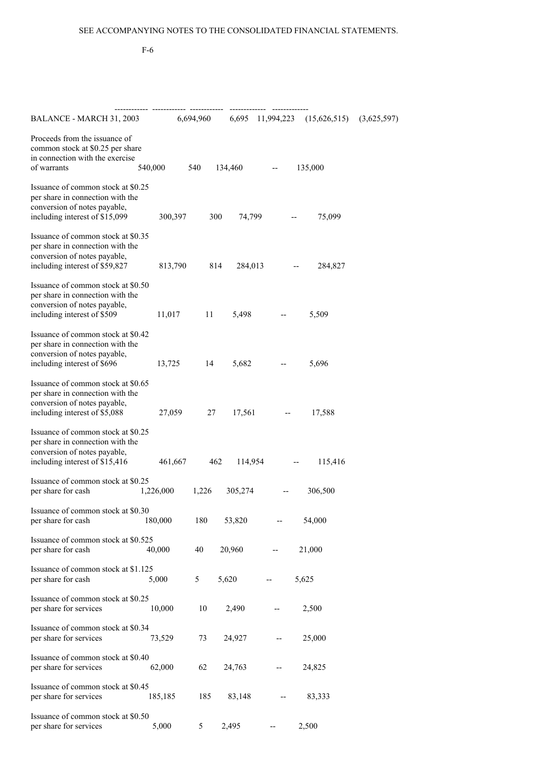SEE ACCOMPANYING NOTES TO THE CONSOLIDATED FINANCIAL STATEMENTS.

| | | | | | |
|---|---|---|---|---|---|
| BALANCE - MARCH 31, 2003 | 6,694,960 | 6,695 | 11,994,223 | (15,626,515) | (3,625,597) |
| Proceeds from the issuance of common stock at $0.25 per share in connection with the exercise of warrants | 540,000 | 540 | 134,460 | -- | 135,000 |
| Issuance of common stock at $0.25 per share in connection with the conversion of notes payable, including interest of $15,099 | 300,397 | 300 | 74,799 | -- | 75,099 |
| Issuance of common stock at $0.35 per share in connection with the conversion of notes payable, including interest of $59,827 | 813,790 | 814 | 284,013 | -- | 284,827 |
| Issuance of common stock at $0.50 per share in connection with the conversion of notes payable, including interest of $509 | 11,017 | 11 | 5,498 | -- | 5,509 |
| Issuance of common stock at $0.42 per share in connection with the conversion of notes payable, including interest of $696 | 13,725 | 14 | 5,682 | -- | 5,696 |
| Issuance of common stock at $0.65 per share in connection with the conversion of notes payable, including interest of $5,088 | 27,059 | 27 | 17,561 | -- | 17,588 |
| Issuance of common stock at $0.25 per share in connection with the conversion of notes payable, including interest of $15,416 | 461,667 | 462 | 114,954 | -- | 115,416 |
| Issuance of common stock at $0.25 per share for cash | 1,226,000 | 1,226 | 305,274 | -- | 306,500 |
| Issuance of common stock at $0.30 per share for cash | 180,000 | 180 | 53,820 | -- | 54,000 |
| Issuance of common stock at $0.525 per share for cash | 40,000 | 40 | 20,960 | -- | 21,000 |
| Issuance of common stock at $1.125 per share for cash | 5,000 | 5 | 5,620 | -- | 5,625 |
| Issuance of common stock at $0.25 per share for services | 10,000 | 10 | 2,490 | -- | 2,500 |
| Issuance of common stock at $0.34 per share for services | 73,529 | 73 | 24,927 | -- | 25,000 |
| Issuance of common stock at $0.40 per share for services | 62,000 | 62 | 24,763 | -- | 24,825 |
| Issuance of common stock at $0.45 per share for services | 185,185 | 185 | 83,148 | -- | 83,333 |
| Issuance of common stock at $0.50 per share for services | 5,000 | 5 | 2,495 | -- | 2,500 |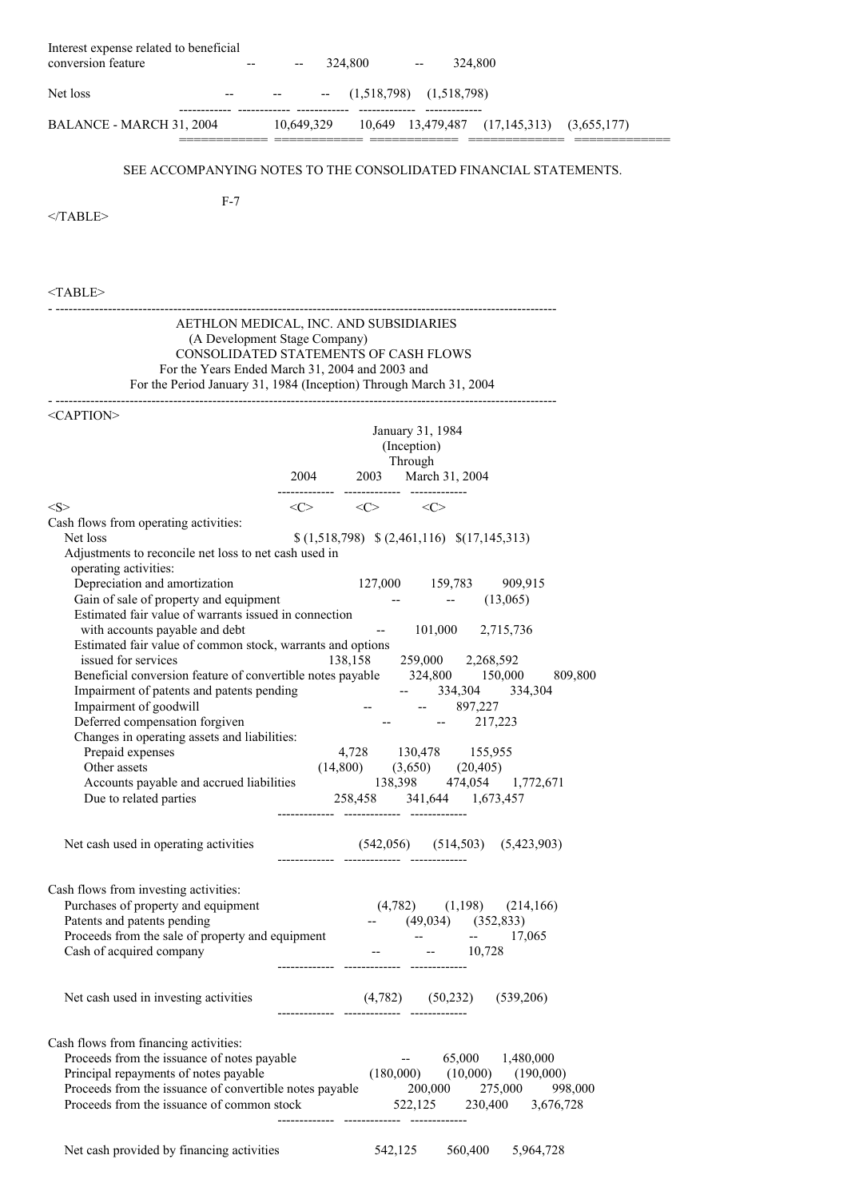| | | | | | |
|---|---|---|---|---|---|
| Interest expense related to beneficial conversion feature | -- | -- | 324,800 | -- | 324,800 |
| Net loss | -- | -- | -- | (1,518,798) | (1,518,798) |
| BALANCE - MARCH 31, 2004 | 10,649,329 | 10,649 | 13,479,487 | (17,145,313) | (3,655,177) |

SEE ACCOMPANYING NOTES TO THE CONSOLIDATED FINANCIAL STATEMENTS.

F-7

AETHLON MEDICAL, INC. AND SUBSIDIARIES
(A Development Stage Company)
CONSOLIDATED STATEMENTS OF CASH FLOWS
For the Years Ended March 31, 2004 and 2003 and
For the Period January 31, 1984 (Inception) Through March 31, 2004

| | 2004 | 2003 | January 31, 1984 (Inception) Through March 31, 2004 |
|---|---|---|---|
| Cash flows from operating activities: | | | |
| Net loss | $ (1,518,798) | $ (2,461,116) | $(17,145,313) |
| Adjustments to reconcile net loss to net cash used in operating activities: | | | |
| Depreciation and amortization | 127,000 | 159,783 | 909,915 |
| Gain of sale of property and equipment | -- | -- | (13,065) |
| Estimated fair value of warrants issued in connection with accounts payable and debt | -- | 101,000 | 2,715,736 |
| Estimated fair value of common stock, warrants and options issued for services | 138,158 | 259,000 | 2,268,592 |
| Beneficial conversion feature of convertible notes payable | 324,800 | 150,000 | 809,800 |
| Impairment of patents and patents pending | -- | 334,304 | 334,304 |
| Impairment of goodwill | -- | -- | 897,227 |
| Deferred compensation forgiven | -- | -- | 217,223 |
| Changes in operating assets and liabilities: | | | |
| Prepaid expenses | 4,728 | 130,478 | 155,955 |
| Other assets | (14,800) | (3,650) | (20,405) |
| Accounts payable and accrued liabilities | 138,398 | 474,054 | 1,772,671 |
| Due to related parties | 258,458 | 341,644 | 1,673,457 |
| Net cash used in operating activities | (542,056) | (514,503) | (5,423,903) |
| Cash flows from investing activities: | | | |
| Purchases of property and equipment | (4,782) | (1,198) | (214,166) |
| Patents and patents pending | -- | (49,034) | (352,833) |
| Proceeds from the sale of property and equipment | -- | -- | 17,065 |
| Cash of acquired company | -- | -- | 10,728 |
| Net cash used in investing activities | (4,782) | (50,232) | (539,206) |
| Cash flows from financing activities: | | | |
| Proceeds from the issuance of notes payable | -- | 65,000 | 1,480,000 |
| Principal repayments of notes payable | (180,000) | (10,000) | (190,000) |
| Proceeds from the issuance of convertible notes payable | 200,000 | 275,000 | 998,000 |
| Proceeds from the issuance of common stock | 522,125 | 230,400 | 3,676,728 |
| Net cash provided by financing activities | 542,125 | 560,400 | 5,964,728 |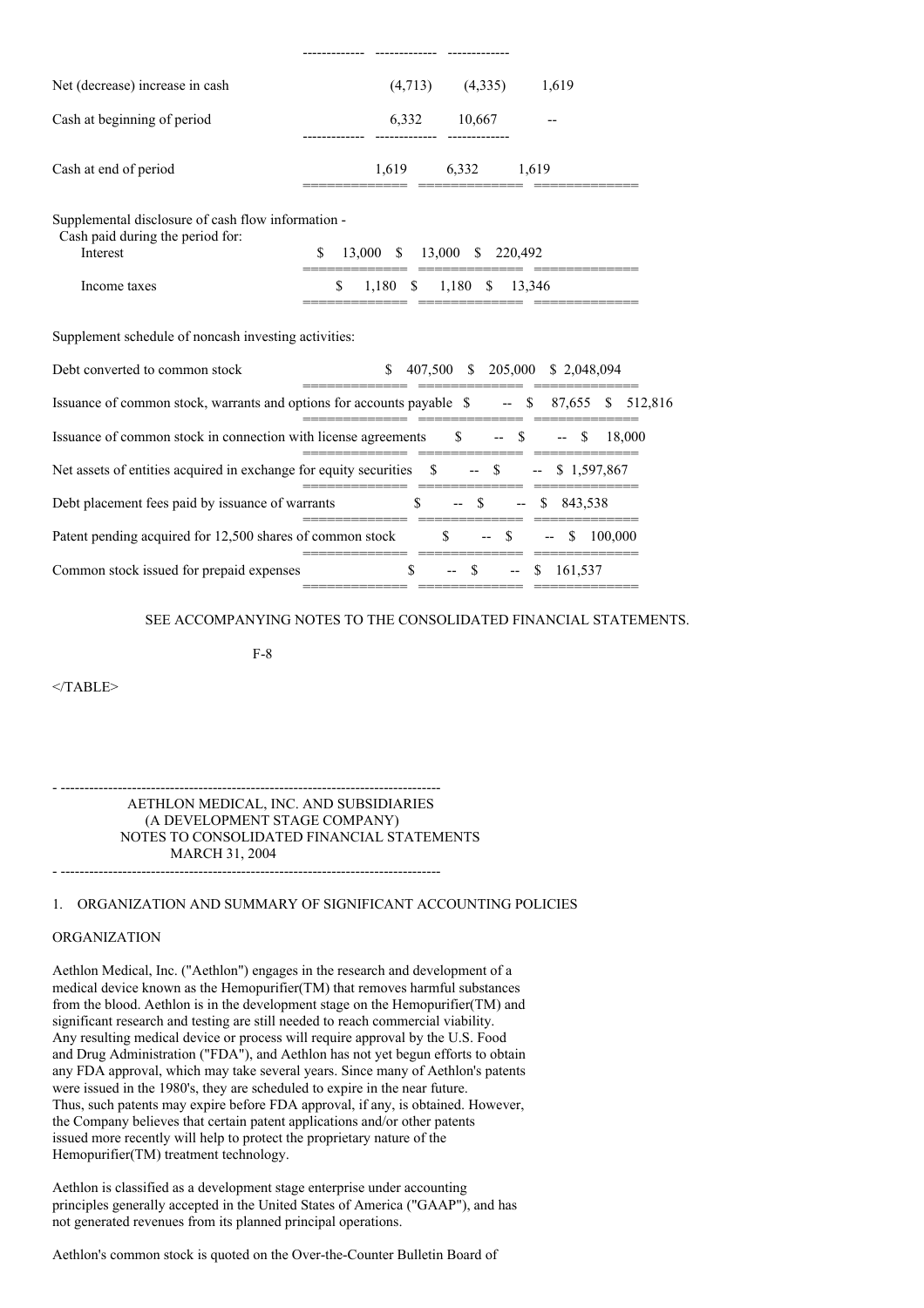| | | | |
|---|---|---|---|
| Net (decrease) increase in cash | (4,713) | (4,335) | 1,619 |
| Cash at beginning of period | 6,332 | 10,667 | -- |
| Cash at end of period | 1,619 | 6,332 | 1,619 |
| Supplemental disclosure of cash flow information - Cash paid during the period for: | | | |
| Interest | $ 13,000 | $ 13,000 | $ 220,492 |
| Income taxes | $ 1,180 | $ 1,180 | $ 13,346 |
| Supplement schedule of noncash investing activities: | | | |
| Debt converted to common stock | $ 407,500 | $ 205,000 | $ 2,048,094 |
| Issuance of common stock, warrants and options for accounts payable | $ -- | $ 87,655 | $ 512,816 |
| Issuance of common stock in connection with license agreements | $ -- | $ -- | $ 18,000 |
| Net assets of entities acquired in exchange for equity securities | $ -- | $ -- | $ 1,597,867 |
| Debt placement fees paid by issuance of warrants | $ -- | $ -- | $ 843,538 |
| Patent pending acquired for 12,500 shares of common stock | $ -- | $ -- | $ 100,000 |
| Common stock issued for prepaid expenses | $ -- | $ -- | $ 161,537 |

SEE ACCOMPANYING NOTES TO THE CONSOLIDATED FINANCIAL STATEMENTS.

F-8

AETHLON MEDICAL, INC. AND SUBSIDIARIES
(A DEVELOPMENT STAGE COMPANY)
NOTES TO CONSOLIDATED FINANCIAL STATEMENTS
MARCH 31, 2004

## 1. ORGANIZATION AND SUMMARY OF SIGNIFICANT ACCOUNTING POLICIES

### ORGANIZATION

Aethlon Medical, Inc. ("Aethlon") engages in the research and development of a medical device known as the Hemopurifier(TM) that removes harmful substances from the blood. Aethlon is in the development stage on the Hemopurifier(TM) and significant research and testing are still needed to reach commercial viability. Any resulting medical device or process will require approval by the U.S. Food and Drug Administration ("FDA"), and Aethlon has not yet begun efforts to obtain any FDA approval, which may take several years. Since many of Aethlon's patents were issued in the 1980's, they are scheduled to expire in the near future. Thus, such patents may expire before FDA approval, if any, is obtained. However, the Company believes that certain patent applications and/or other patents issued more recently will help to protect the proprietary nature of the Hemopurifier(TM) treatment technology.

Aethlon is classified as a development stage enterprise under accounting principles generally accepted in the United States of America ("GAAP"), and has not generated revenues from its planned principal operations.

Aethlon's common stock is quoted on the Over-the-Counter Bulletin Board of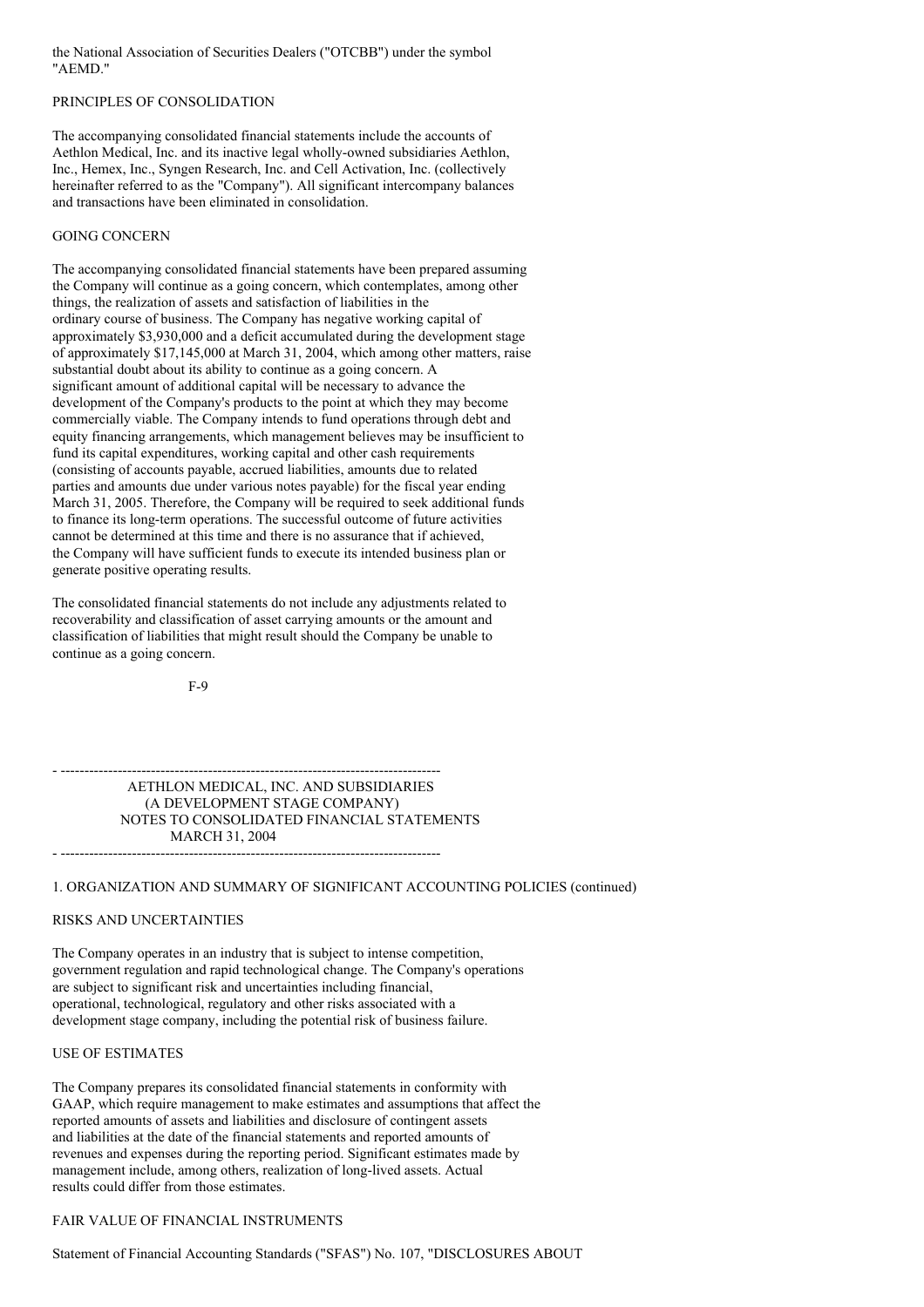the National Association of Securities Dealers ("OTCBB") under the symbol "AEMD."

### PRINCIPLES OF CONSOLIDATION

The accompanying consolidated financial statements include the accounts of Aethlon Medical, Inc. and its inactive legal wholly-owned subsidiaries Aethlon, Inc., Hemex, Inc., Syngen Research, Inc. and Cell Activation, Inc. (collectively hereinafter referred to as the "Company"). All significant intercompany balances and transactions have been eliminated in consolidation.

### GOING CONCERN

The accompanying consolidated financial statements have been prepared assuming the Company will continue as a going concern, which contemplates, among other things, the realization of assets and satisfaction of liabilities in the ordinary course of business. The Company has negative working capital of approximately $3,930,000 and a deficit accumulated during the development stage of approximately $17,145,000 at March 31, 2004, which among other matters, raise substantial doubt about its ability to continue as a going concern. A significant amount of additional capital will be necessary to advance the development of the Company's products to the point at which they may become commercially viable. The Company intends to fund operations through debt and equity financing arrangements, which management believes may be insufficient to fund its capital expenditures, working capital and other cash requirements (consisting of accounts payable, accrued liabilities, amounts due to related parties and amounts due under various notes payable) for the fiscal year ending March 31, 2005. Therefore, the Company will be required to seek additional funds to finance its long-term operations. The successful outcome of future activities cannot be determined at this time and there is no assurance that if achieved, the Company will have sufficient funds to execute its intended business plan or generate positive operating results.

The consolidated financial statements do not include any adjustments related to recoverability and classification of asset carrying amounts or the amount and classification of liabilities that might result should the Company be unable to continue as a going concern.

AETHLON MEDICAL, INC. AND SUBSIDIARIES
(A DEVELOPMENT STAGE COMPANY)
NOTES TO CONSOLIDATED FINANCIAL STATEMENTS
MARCH 31, 2004

## 1. ORGANIZATION AND SUMMARY OF SIGNIFICANT ACCOUNTING POLICIES (continued)

### RISKS AND UNCERTAINTIES

The Company operates in an industry that is subject to intense competition, government regulation and rapid technological change. The Company's operations are subject to significant risk and uncertainties including financial, operational, technological, regulatory and other risks associated with a development stage company, including the potential risk of business failure.

### USE OF ESTIMATES

The Company prepares its consolidated financial statements in conformity with GAAP, which require management to make estimates and assumptions that affect the reported amounts of assets and liabilities and disclosure of contingent assets and liabilities at the date of the financial statements and reported amounts of revenues and expenses during the reporting period. Significant estimates made by management include, among others, realization of long-lived assets. Actual results could differ from those estimates.

### FAIR VALUE OF FINANCIAL INSTRUMENTS

Statement of Financial Accounting Standards ("SFAS") No. 107, "DISCLOSURES ABOUT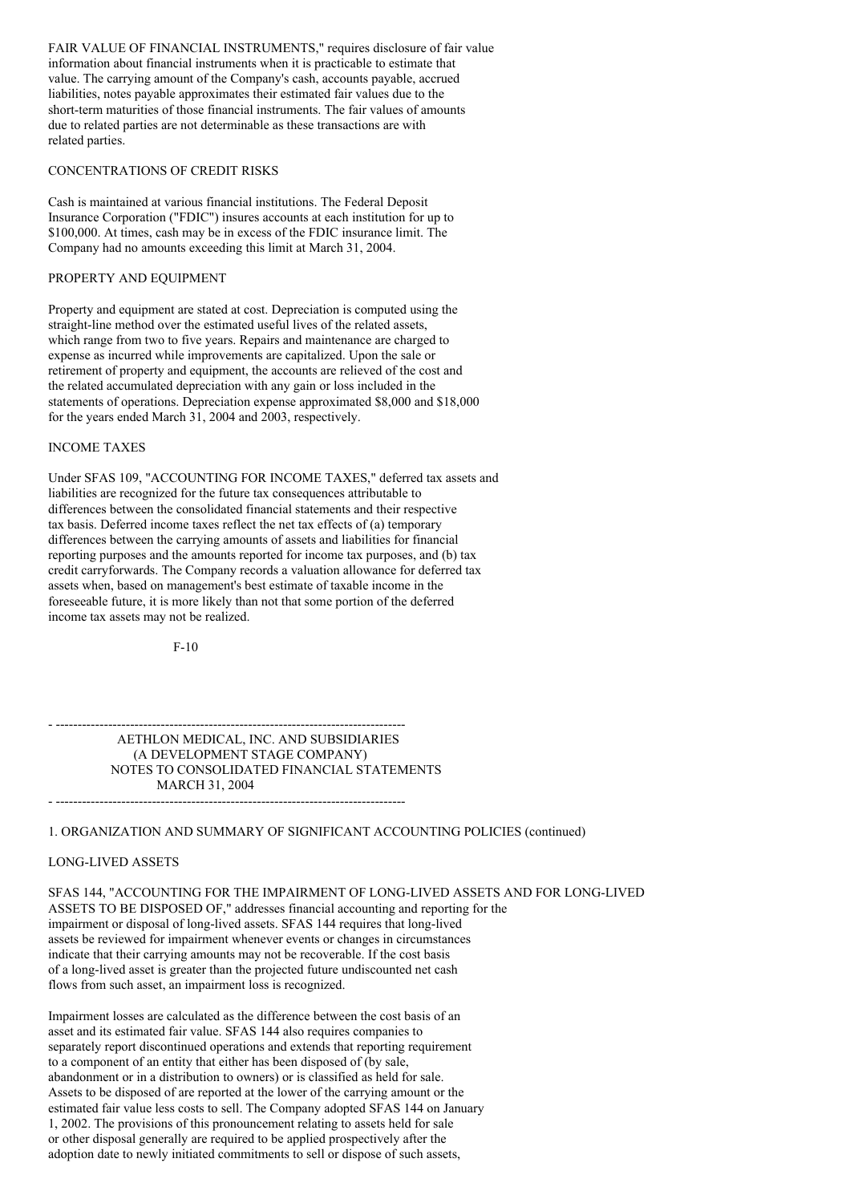FAIR VALUE OF FINANCIAL INSTRUMENTS," requires disclosure of fair value information about financial instruments when it is practicable to estimate that value. The carrying amount of the Company's cash, accounts payable, accrued liabilities, notes payable approximates their estimated fair values due to the short-term maturities of those financial instruments. The fair values of amounts due to related parties are not determinable as these transactions are with related parties.

### CONCENTRATIONS OF CREDIT RISKS

Cash is maintained at various financial institutions. The Federal Deposit Insurance Corporation ("FDIC") insures accounts at each institution for up to $100,000. At times, cash may be in excess of the FDIC insurance limit. The Company had no amounts exceeding this limit at March 31, 2004.

### PROPERTY AND EQUIPMENT

Property and equipment are stated at cost. Depreciation is computed using the straight-line method over the estimated useful lives of the related assets, which range from two to five years. Repairs and maintenance are charged to expense as incurred while improvements are capitalized. Upon the sale or retirement of property and equipment, the accounts are relieved of the cost and the related accumulated depreciation with any gain or loss included in the statements of operations. Depreciation expense approximated $8,000 and $18,000 for the years ended March 31, 2004 and 2003, respectively.

### INCOME TAXES

Under SFAS 109, "ACCOUNTING FOR INCOME TAXES," deferred tax assets and liabilities are recognized for the future tax consequences attributable to differences between the consolidated financial statements and their respective tax basis. Deferred income taxes reflect the net tax effects of (a) temporary differences between the carrying amounts of assets and liabilities for financial reporting purposes and the amounts reported for income tax purposes, and (b) tax credit carryforwards. The Company records a valuation allowance for deferred tax assets when, based on management's best estimate of taxable income in the foreseeable future, it is more likely than not that some portion of the deferred income tax assets may not be realized.

AETHLON MEDICAL, INC. AND SUBSIDIARIES
(A DEVELOPMENT STAGE COMPANY)
NOTES TO CONSOLIDATED FINANCIAL STATEMENTS
MARCH 31, 2004

## 1. ORGANIZATION AND SUMMARY OF SIGNIFICANT ACCOUNTING POLICIES (continued)

### LONG-LIVED ASSETS

SFAS 144, "ACCOUNTING FOR THE IMPAIRMENT OF LONG-LIVED ASSETS AND FOR LONG-LIVED ASSETS TO BE DISPOSED OF," addresses financial accounting and reporting for the impairment or disposal of long-lived assets. SFAS 144 requires that long-lived assets be reviewed for impairment whenever events or changes in circumstances indicate that their carrying amounts may not be recoverable. If the cost basis of a long-lived asset is greater than the projected future undiscounted net cash flows from such asset, an impairment loss is recognized.

Impairment losses are calculated as the difference between the cost basis of an asset and its estimated fair value. SFAS 144 also requires companies to separately report discontinued operations and extends that reporting requirement to a component of an entity that either has been disposed of (by sale, abandonment or in a distribution to owners) or is classified as held for sale. Assets to be disposed of are reported at the lower of the carrying amount or the estimated fair value less costs to sell. The Company adopted SFAS 144 on January 1, 2002. The provisions of this pronouncement relating to assets held for sale or other disposal generally are required to be applied prospectively after the adoption date to newly initiated commitments to sell or dispose of such assets,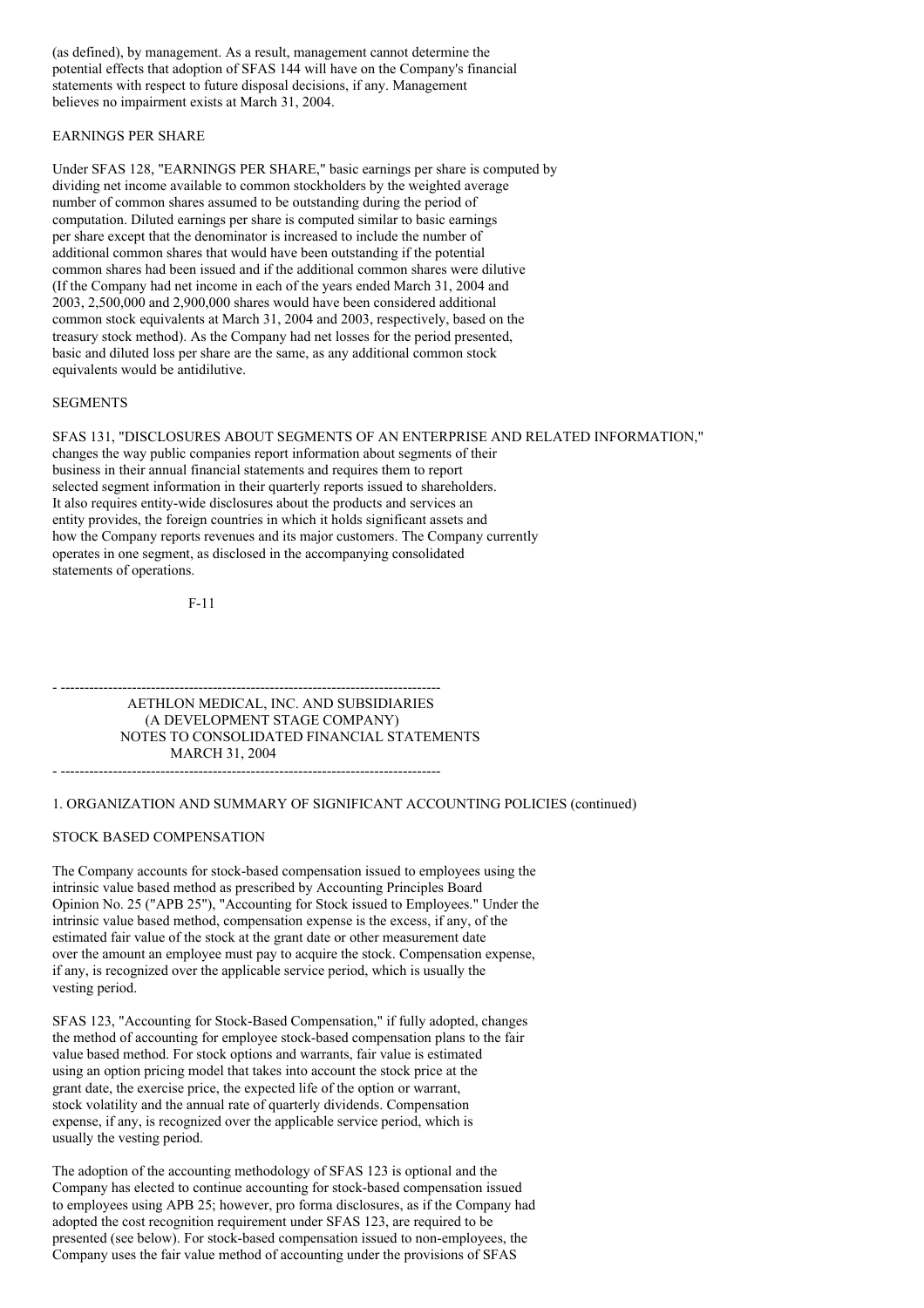(as defined), by management. As a result, management cannot determine the potential effects that adoption of SFAS 144 will have on the Company's financial statements with respect to future disposal decisions, if any. Management believes no impairment exists at March 31, 2004.

EARNINGS PER SHARE

Under SFAS 128, "EARNINGS PER SHARE," basic earnings per share is computed by dividing net income available to common stockholders by the weighted average number of common shares assumed to be outstanding during the period of computation. Diluted earnings per share is computed similar to basic earnings per share except that the denominator is increased to include the number of additional common shares that would have been outstanding if the potential common shares had been issued and if the additional common shares were dilutive (If the Company had net income in each of the years ended March 31, 2004 and 2003, 2,500,000 and 2,900,000 shares would have been considered additional common stock equivalents at March 31, 2004 and 2003, respectively, based on the treasury stock method). As the Company had net losses for the period presented, basic and diluted loss per share are the same, as any additional common stock equivalents would be antidilutive.

SEGMENTS

SFAS 131, "DISCLOSURES ABOUT SEGMENTS OF AN ENTERPRISE AND RELATED INFORMATION," changes the way public companies report information about segments of their business in their annual financial statements and requires them to report selected segment information in their quarterly reports issued to shareholders. It also requires entity-wide disclosures about the products and services an entity provides, the foreign countries in which it holds significant assets and how the Company reports revenues and its major customers. The Company currently operates in one segment, as disclosed in the accompanying consolidated statements of operations.

AETHLON MEDICAL, INC. AND SUBSIDIARIES
(A DEVELOPMENT STAGE COMPANY)
NOTES TO CONSOLIDATED FINANCIAL STATEMENTS
MARCH 31, 2004

1. ORGANIZATION AND SUMMARY OF SIGNIFICANT ACCOUNTING POLICIES (continued)

STOCK BASED COMPENSATION

The Company accounts for stock-based compensation issued to employees using the intrinsic value based method as prescribed by Accounting Principles Board Opinion No. 25 ("APB 25"), "Accounting for Stock issued to Employees." Under the intrinsic value based method, compensation expense is the excess, if any, of the estimated fair value of the stock at the grant date or other measurement date over the amount an employee must pay to acquire the stock. Compensation expense, if any, is recognized over the applicable service period, which is usually the vesting period.

SFAS 123, "Accounting for Stock-Based Compensation," if fully adopted, changes the method of accounting for employee stock-based compensation plans to the fair value based method. For stock options and warrants, fair value is estimated using an option pricing model that takes into account the stock price at the grant date, the exercise price, the expected life of the option or warrant, stock volatility and the annual rate of quarterly dividends. Compensation expense, if any, is recognized over the applicable service period, which is usually the vesting period.

The adoption of the accounting methodology of SFAS 123 is optional and the Company has elected to continue accounting for stock-based compensation issued to employees using APB 25; however, pro forma disclosures, as if the Company had adopted the cost recognition requirement under SFAS 123, are required to be presented (see below). For stock-based compensation issued to non-employees, the Company uses the fair value method of accounting under the provisions of SFAS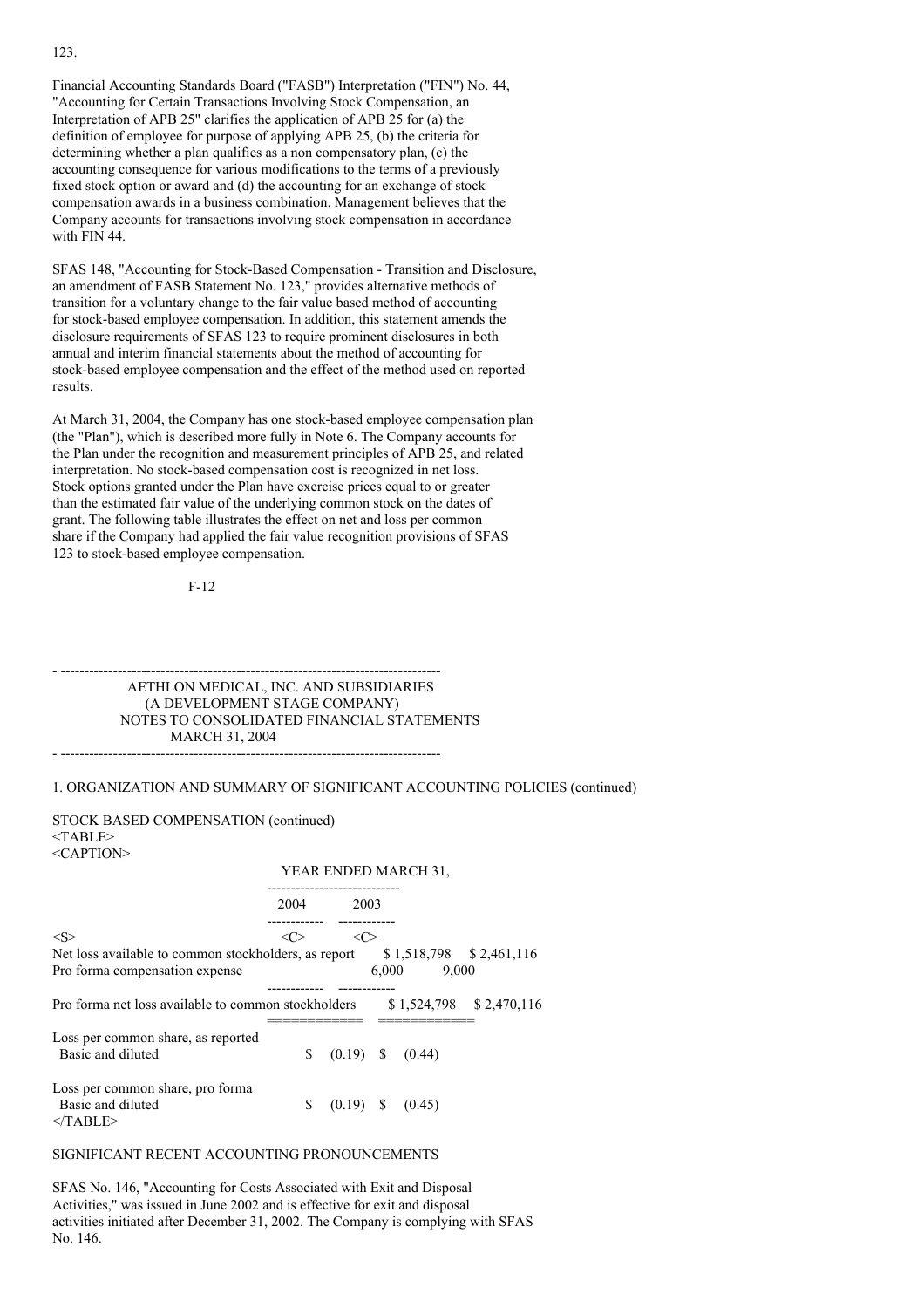123.

Financial Accounting Standards Board ("FASB") Interpretation ("FIN") No. 44, "Accounting for Certain Transactions Involving Stock Compensation, an Interpretation of APB 25" clarifies the application of APB 25 for (a) the definition of employee for purpose of applying APB 25, (b) the criteria for determining whether a plan qualifies as a non compensatory plan, (c) the accounting consequence for various modifications to the terms of a previously fixed stock option or award and (d) the accounting for an exchange of stock compensation awards in a business combination. Management believes that the Company accounts for transactions involving stock compensation in accordance with FIN 44.

SFAS 148, "Accounting for Stock-Based Compensation - Transition and Disclosure, an amendment of FASB Statement No. 123," provides alternative methods of transition for a voluntary change to the fair value based method of accounting for stock-based employee compensation. In addition, this statement amends the disclosure requirements of SFAS 123 to require prominent disclosures in both annual and interim financial statements about the method of accounting for stock-based employee compensation and the effect of the method used on reported results.

At March 31, 2004, the Company has one stock-based employee compensation plan (the "Plan"), which is described more fully in Note 6. The Company accounts for the Plan under the recognition and measurement principles of APB 25, and related interpretation. No stock-based compensation cost is recognized in net loss. Stock options granted under the Plan have exercise prices equal to or greater than the estimated fair value of the underlying common stock on the dates of grant. The following table illustrates the effect on net and loss per common share if the Company had applied the fair value recognition provisions of SFAS 123 to stock-based employee compensation.

AETHLON MEDICAL, INC. AND SUBSIDIARIES
(A DEVELOPMENT STAGE COMPANY)
NOTES TO CONSOLIDATED FINANCIAL STATEMENTS
MARCH 31, 2004

1. ORGANIZATION AND SUMMARY OF SIGNIFICANT ACCOUNTING POLICIES (continued)

STOCK BASED COMPENSATION (continued)

| | YEAR ENDED MARCH 31, | |
|---|---|---|
| | 2004 | 2003 |
| Net loss available to common stockholders, as report | $ 1,518,798 | $ 2,461,116 |
| Pro forma compensation expense | 6,000 | 9,000 |
| Pro forma net loss available to common stockholders | $ 1,524,798 | $ 2,470,116 |
| Loss per common share, as reported<br>Basic and diluted | $ (0.19) | $ (0.44) |
| Loss per common share, pro forma<br>Basic and diluted | $ (0.19) | $ (0.45) |

SIGNIFICANT RECENT ACCOUNTING PRONOUNCEMENTS

SFAS No. 146, "Accounting for Costs Associated with Exit and Disposal Activities," was issued in June 2002 and is effective for exit and disposal activities initiated after December 31, 2002. The Company is complying with SFAS No. 146.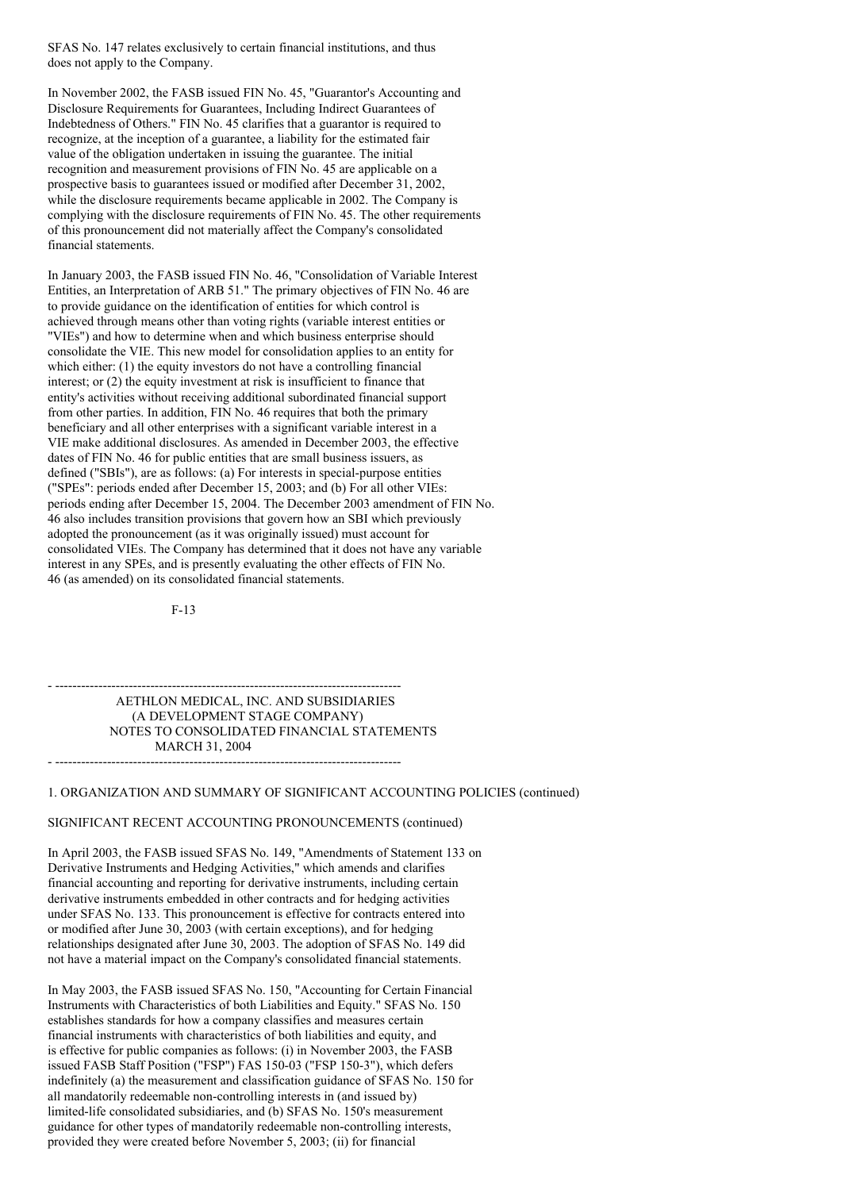SFAS No. 147 relates exclusively to certain financial institutions, and thus does not apply to the Company.

In November 2002, the FASB issued FIN No. 45, "Guarantor's Accounting and Disclosure Requirements for Guarantees, Including Indirect Guarantees of Indebtedness of Others." FIN No. 45 clarifies that a guarantor is required to recognize, at the inception of a guarantee, a liability for the estimated fair value of the obligation undertaken in issuing the guarantee. The initial recognition and measurement provisions of FIN No. 45 are applicable on a prospective basis to guarantees issued or modified after December 31, 2002, while the disclosure requirements became applicable in 2002. The Company is complying with the disclosure requirements of FIN No. 45. The other requirements of this pronouncement did not materially affect the Company's consolidated financial statements.

In January 2003, the FASB issued FIN No. 46, "Consolidation of Variable Interest Entities, an Interpretation of ARB 51." The primary objectives of FIN No. 46 are to provide guidance on the identification of entities for which control is achieved through means other than voting rights (variable interest entities or "VIEs") and how to determine when and which business enterprise should consolidate the VIE. This new model for consolidation applies to an entity for which either: (1) the equity investors do not have a controlling financial interest; or (2) the equity investment at risk is insufficient to finance that entity's activities without receiving additional subordinated financial support from other parties. In addition, FIN No. 46 requires that both the primary beneficiary and all other enterprises with a significant variable interest in a VIE make additional disclosures. As amended in December 2003, the effective dates of FIN No. 46 for public entities that are small business issuers, as defined ("SBIs"), are as follows: (a) For interests in special-purpose entities ("SPEs": periods ended after December 15, 2003; and (b) For all other VIEs: periods ending after December 15, 2004. The December 2003 amendment of FIN No. 46 also includes transition provisions that govern how an SBI which previously adopted the pronouncement (as it was originally issued) must account for consolidated VIEs. The Company has determined that it does not have any variable interest in any SPEs, and is presently evaluating the other effects of FIN No. 46 (as amended) on its consolidated financial statements.

AETHLON MEDICAL, INC. AND SUBSIDIARIES
(A DEVELOPMENT STAGE COMPANY)
NOTES TO CONSOLIDATED FINANCIAL STATEMENTS
MARCH 31, 2004

1. ORGANIZATION AND SUMMARY OF SIGNIFICANT ACCOUNTING POLICIES (continued)

SIGNIFICANT RECENT ACCOUNTING PRONOUNCEMENTS (continued)

In April 2003, the FASB issued SFAS No. 149, "Amendments of Statement 133 on Derivative Instruments and Hedging Activities," which amends and clarifies financial accounting and reporting for derivative instruments, including certain derivative instruments embedded in other contracts and for hedging activities under SFAS No. 133. This pronouncement is effective for contracts entered into or modified after June 30, 2003 (with certain exceptions), and for hedging relationships designated after June 30, 2003. The adoption of SFAS No. 149 did not have a material impact on the Company's consolidated financial statements.

In May 2003, the FASB issued SFAS No. 150, "Accounting for Certain Financial Instruments with Characteristics of both Liabilities and Equity." SFAS No. 150 establishes standards for how a company classifies and measures certain financial instruments with characteristics of both liabilities and equity, and is effective for public companies as follows: (i) in November 2003, the FASB issued FASB Staff Position ("FSP") FAS 150-03 ("FSP 150-3"), which defers indefinitely (a) the measurement and classification guidance of SFAS No. 150 for all mandatorily redeemable non-controlling interests in (and issued by) limited-life consolidated subsidiaries, and (b) SFAS No. 150's measurement guidance for other types of mandatorily redeemable non-controlling interests, provided they were created before November 5, 2003; (ii) for financial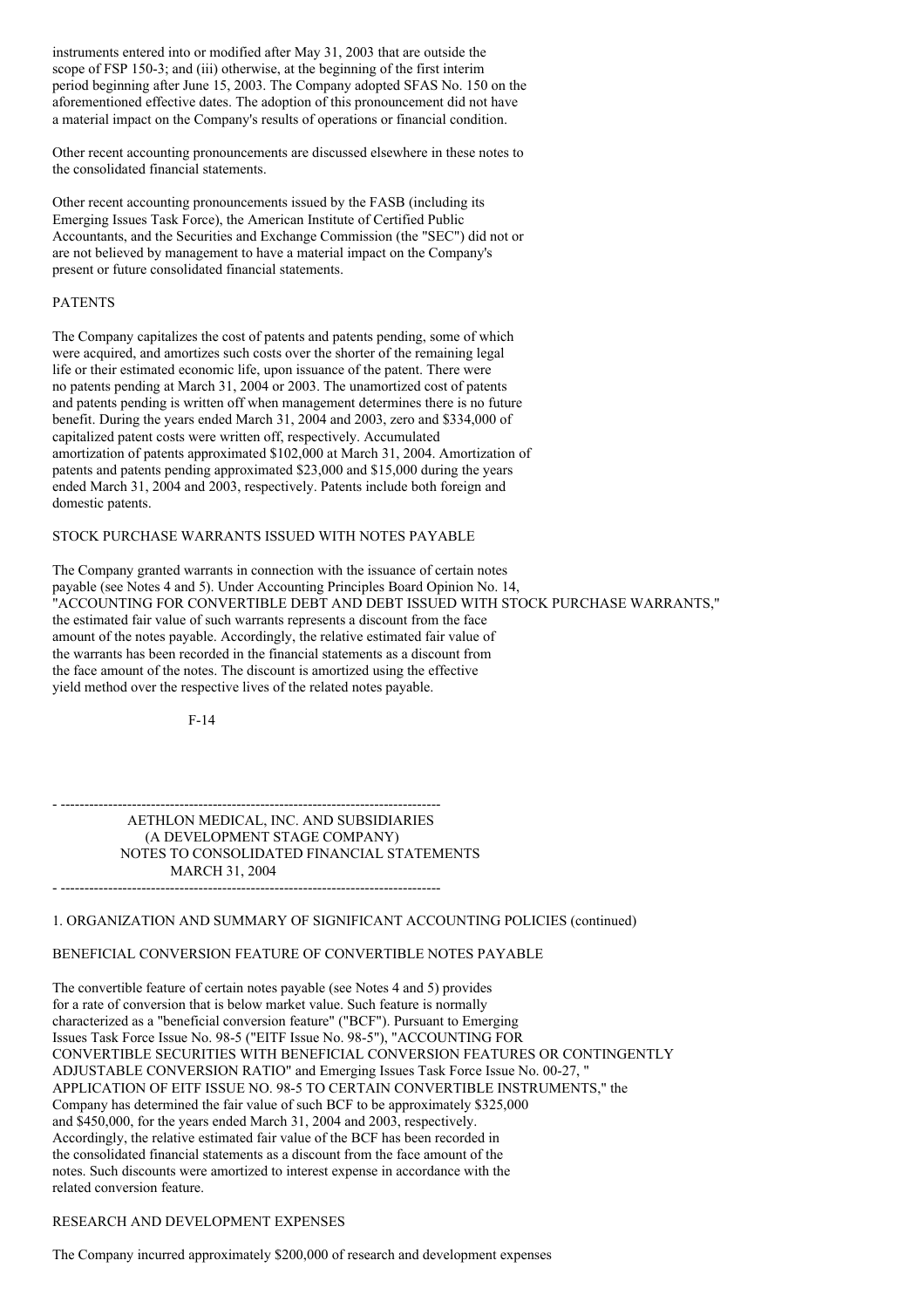instruments entered into or modified after May 31, 2003 that are outside the scope of FSP 150-3; and (iii) otherwise, at the beginning of the first interim period beginning after June 15, 2003. The Company adopted SFAS No. 150 on the aforementioned effective dates. The adoption of this pronouncement did not have a material impact on the Company's results of operations or financial condition.

Other recent accounting pronouncements are discussed elsewhere in these notes to the consolidated financial statements.

Other recent accounting pronouncements issued by the FASB (including its Emerging Issues Task Force), the American Institute of Certified Public Accountants, and the Securities and Exchange Commission (the "SEC") did not or are not believed by management to have a material impact on the Company's present or future consolidated financial statements.

PATENTS

The Company capitalizes the cost of patents and patents pending, some of which were acquired, and amortizes such costs over the shorter of the remaining legal life or their estimated economic life, upon issuance of the patent. There were no patents pending at March 31, 2004 or 2003. The unamortized cost of patents and patents pending is written off when management determines there is no future benefit. During the years ended March 31, 2004 and 2003, zero and \$334,000 of capitalized patent costs were written off, respectively. Accumulated amortization of patents approximated \$102,000 at March 31, 2004. Amortization of patents and patents pending approximated \$23,000 and \$15,000 during the years ended March 31, 2004 and 2003, respectively. Patents include both foreign and domestic patents.

STOCK PURCHASE WARRANTS ISSUED WITH NOTES PAYABLE

The Company granted warrants in connection with the issuance of certain notes payable (see Notes 4 and 5). Under Accounting Principles Board Opinion No. 14, "ACCOUNTING FOR CONVERTIBLE DEBT AND DEBT ISSUED WITH STOCK PURCHASE WARRANTS," the estimated fair value of such warrants represents a discount from the face amount of the notes payable. Accordingly, the relative estimated fair value of the warrants has been recorded in the financial statements as a discount from the face amount of the notes. The discount is amortized using the effective yield method over the respective lives of the related notes payable.

AETHLON MEDICAL, INC. AND SUBSIDIARIES
(A DEVELOPMENT STAGE COMPANY)
NOTES TO CONSOLIDATED FINANCIAL STATEMENTS
MARCH 31, 2004

1. ORGANIZATION AND SUMMARY OF SIGNIFICANT ACCOUNTING POLICIES (continued)

BENEFICIAL CONVERSION FEATURE OF CONVERTIBLE NOTES PAYABLE

The convertible feature of certain notes payable (see Notes 4 and 5) provides for a rate of conversion that is below market value. Such feature is normally characterized as a "beneficial conversion feature" ("BCF"). Pursuant to Emerging Issues Task Force Issue No. 98-5 ("EITF Issue No. 98-5"), "ACCOUNTING FOR CONVERTIBLE SECURITIES WITH BENEFICIAL CONVERSION FEATURES OR CONTINGENTLY ADJUSTABLE CONVERSION RATIO" and Emerging Issues Task Force Issue No. 00-27, " APPLICATION OF EITF ISSUE NO. 98-5 TO CERTAIN CONVERTIBLE INSTRUMENTS," the Company has determined the fair value of such BCF to be approximately \$325,000 and \$450,000, for the years ended March 31, 2004 and 2003, respectively. Accordingly, the relative estimated fair value of the BCF has been recorded in the consolidated financial statements as a discount from the face amount of the notes. Such discounts were amortized to interest expense in accordance with the related conversion feature.

RESEARCH AND DEVELOPMENT EXPENSES

The Company incurred approximately \$200,000 of research and development expenses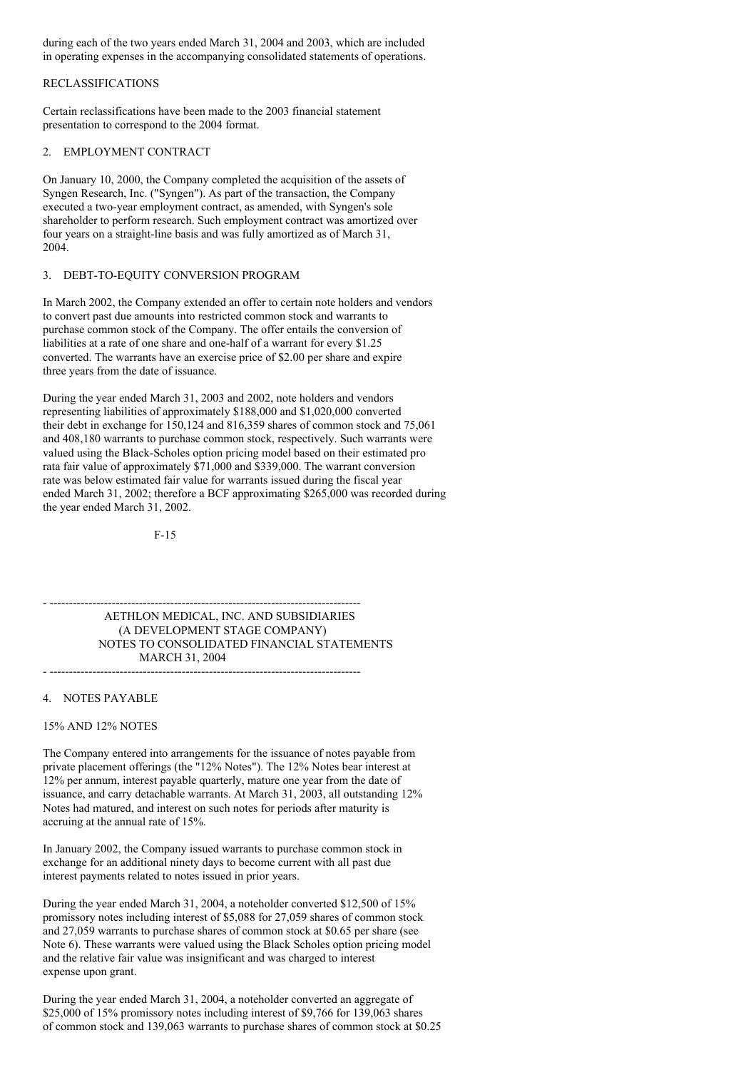during each of the two years ended March 31, 2004 and 2003, which are included in operating expenses in the accompanying consolidated statements of operations.

RECLASSIFICATIONS

Certain reclassifications have been made to the 2003 financial statement presentation to correspond to the 2004 format.

2. EMPLOYMENT CONTRACT

On January 10, 2000, the Company completed the acquisition of the assets of Syngen Research, Inc. ("Syngen"). As part of the transaction, the Company executed a two-year employment contract, as amended, with Syngen's sole shareholder to perform research. Such employment contract was amortized over four years on a straight-line basis and was fully amortized as of March 31, 2004.

3. DEBT-TO-EQUITY CONVERSION PROGRAM

In March 2002, the Company extended an offer to certain note holders and vendors to convert past due amounts into restricted common stock and warrants to purchase common stock of the Company. The offer entails the conversion of liabilities at a rate of one share and one-half of a warrant for every $1.25 converted. The warrants have an exercise price of $2.00 per share and expire three years from the date of issuance.

During the year ended March 31, 2003 and 2002, note holders and vendors representing liabilities of approximately $188,000 and $1,020,000 converted their debt in exchange for 150,124 and 816,359 shares of common stock and 75,061 and 408,180 warrants to purchase common stock, respectively. Such warrants were valued using the Black-Scholes option pricing model based on their estimated pro rata fair value of approximately $71,000 and $339,000. The warrant conversion rate was below estimated fair value for warrants issued during the fiscal year ended March 31, 2002; therefore a BCF approximating $265,000 was recorded during the year ended March 31, 2002.

AETHLON MEDICAL, INC. AND SUBSIDIARIES
(A DEVELOPMENT STAGE COMPANY)
NOTES TO CONSOLIDATED FINANCIAL STATEMENTS
MARCH 31, 2004

4. NOTES PAYABLE

15% AND 12% NOTES

The Company entered into arrangements for the issuance of notes payable from private placement offerings (the "12% Notes"). The 12% Notes bear interest at 12% per annum, interest payable quarterly, mature one year from the date of issuance, and carry detachable warrants. At March 31, 2003, all outstanding 12% Notes had matured, and interest on such notes for periods after maturity is accruing at the annual rate of 15%.

In January 2002, the Company issued warrants to purchase common stock in exchange for an additional ninety days to become current with all past due interest payments related to notes issued in prior years.

During the year ended March 31, 2004, a noteholder converted $12,500 of 15% promissory notes including interest of $5,088 for 27,059 shares of common stock and 27,059 warrants to purchase shares of common stock at $0.65 per share (see Note 6). These warrants were valued using the Black Scholes option pricing model and the relative fair value was insignificant and was charged to interest expense upon grant.

During the year ended March 31, 2004, a noteholder converted an aggregate of $25,000 of 15% promissory notes including interest of $9,766 for 139,063 shares of common stock and 139,063 warrants to purchase shares of common stock at $0.25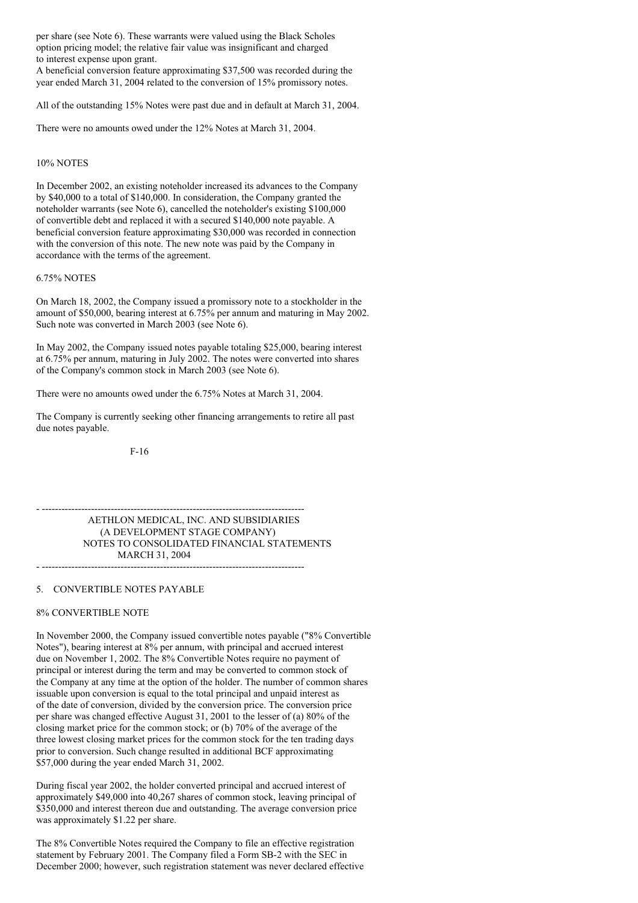per share (see Note 6). These warrants were valued using the Black Scholes option pricing model; the relative fair value was insignificant and charged to interest expense upon grant.
A beneficial conversion feature approximating $37,500 was recorded during the year ended March 31, 2004 related to the conversion of 15% promissory notes.

All of the outstanding 15% Notes were past due and in default at March 31, 2004.

There were no amounts owed under the 12% Notes at March 31, 2004.

### 10% NOTES

In December 2002, an existing noteholder increased its advances to the Company by $40,000 to a total of $140,000. In consideration, the Company granted the noteholder warrants (see Note 6), cancelled the noteholder's existing $100,000 of convertible debt and replaced it with a secured $140,000 note payable. A beneficial conversion feature approximating $30,000 was recorded in connection with the conversion of this note. The new note was paid by the Company in accordance with the terms of the agreement.

### 6.75% NOTES

On March 18, 2002, the Company issued a promissory note to a stockholder in the amount of $50,000, bearing interest at 6.75% per annum and maturing in May 2002. Such note was converted in March 2003 (see Note 6).

In May 2002, the Company issued notes payable totaling $25,000, bearing interest at 6.75% per annum, maturing in July 2002. The notes were converted into shares of the Company's common stock in March 2003 (see Note 6).

There were no amounts owed under the 6.75% Notes at March 31, 2004.

The Company is currently seeking other financing arrangements to retire all past due notes payable.

AETHLON MEDICAL, INC. AND SUBSIDIARIES
(A DEVELOPMENT STAGE COMPANY)
NOTES TO CONSOLIDATED FINANCIAL STATEMENTS
MARCH 31, 2004

## 5. CONVERTIBLE NOTES PAYABLE

### 8% CONVERTIBLE NOTE

In November 2000, the Company issued convertible notes payable ("8% Convertible Notes"), bearing interest at 8% per annum, with principal and accrued interest due on November 1, 2002. The 8% Convertible Notes require no payment of principal or interest during the term and may be converted to common stock of the Company at any time at the option of the holder. The number of common shares issuable upon conversion is equal to the total principal and unpaid interest as of the date of conversion, divided by the conversion price. The conversion price per share was changed effective August 31, 2001 to the lesser of (a) 80% of the closing market price for the common stock; or (b) 70% of the average of the three lowest closing market prices for the common stock for the ten trading days prior to conversion. Such change resulted in additional BCF approximating $57,000 during the year ended March 31, 2002.

During fiscal year 2002, the holder converted principal and accrued interest of approximately $49,000 into 40,267 shares of common stock, leaving principal of $350,000 and interest thereon due and outstanding. The average conversion price was approximately $1.22 per share.

The 8% Convertible Notes required the Company to file an effective registration statement by February 2001. The Company filed a Form SB-2 with the SEC in December 2000; however, such registration statement was never declared effective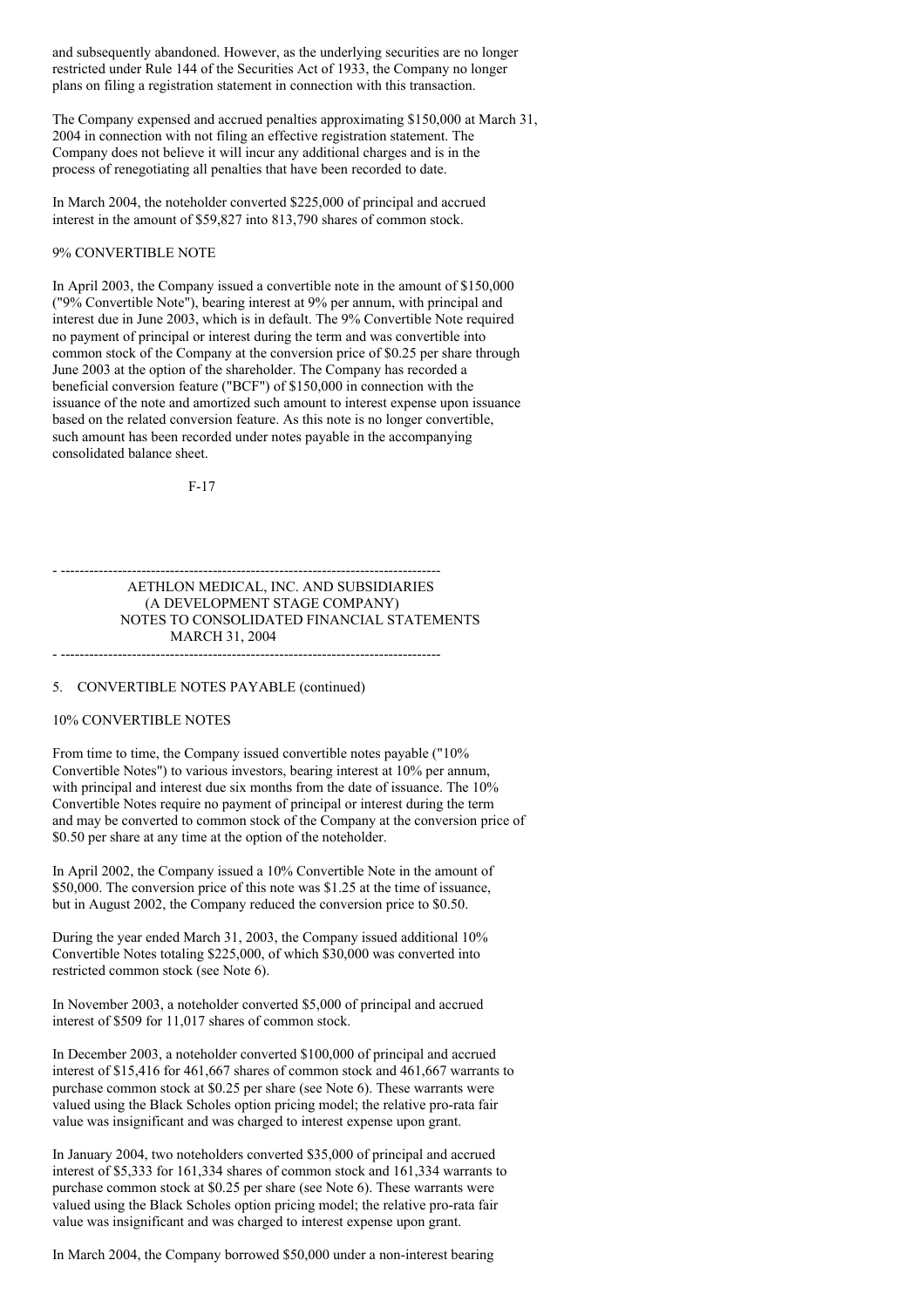and subsequently abandoned. However, as the underlying securities are no longer restricted under Rule 144 of the Securities Act of 1933, the Company no longer plans on filing a registration statement in connection with this transaction.

The Company expensed and accrued penalties approximating $150,000 at March 31, 2004 in connection with not filing an effective registration statement. The Company does not believe it will incur any additional charges and is in the process of renegotiating all penalties that have been recorded to date.

In March 2004, the noteholder converted $225,000 of principal and accrued interest in the amount of $59,827 into 813,790 shares of common stock.

9% CONVERTIBLE NOTE

In April 2003, the Company issued a convertible note in the amount of $150,000 ("9% Convertible Note"), bearing interest at 9% per annum, with principal and interest due in June 2003, which is in default. The 9% Convertible Note required no payment of principal or interest during the term and was convertible into common stock of the Company at the conversion price of $0.25 per share through June 2003 at the option of the shareholder. The Company has recorded a beneficial conversion feature ("BCF") of $150,000 in connection with the issuance of the note and amortized such amount to interest expense upon issuance based on the related conversion feature. As this note is no longer convertible, such amount has been recorded under notes payable in the accompanying consolidated balance sheet.

AETHLON MEDICAL, INC. AND SUBSIDIARIES
(A DEVELOPMENT STAGE COMPANY)
NOTES TO CONSOLIDATED FINANCIAL STATEMENTS
MARCH 31, 2004

5. CONVERTIBLE NOTES PAYABLE (continued)

10% CONVERTIBLE NOTES

From time to time, the Company issued convertible notes payable ("10% Convertible Notes") to various investors, bearing interest at 10% per annum, with principal and interest due six months from the date of issuance. The 10% Convertible Notes require no payment of principal or interest during the term and may be converted to common stock of the Company at the conversion price of $0.50 per share at any time at the option of the noteholder.

In April 2002, the Company issued a 10% Convertible Note in the amount of $50,000. The conversion price of this note was $1.25 at the time of issuance, but in August 2002, the Company reduced the conversion price to $0.50.

During the year ended March 31, 2003, the Company issued additional 10% Convertible Notes totaling $225,000, of which $30,000 was converted into restricted common stock (see Note 6).

In November 2003, a noteholder converted $5,000 of principal and accrued interest of $509 for 11,017 shares of common stock.

In December 2003, a noteholder converted $100,000 of principal and accrued interest of $15,416 for 461,667 shares of common stock and 461,667 warrants to purchase common stock at $0.25 per share (see Note 6). These warrants were valued using the Black Scholes option pricing model; the relative pro-rata fair value was insignificant and was charged to interest expense upon grant.

In January 2004, two noteholders converted $35,000 of principal and accrued interest of $5,333 for 161,334 shares of common stock and 161,334 warrants to purchase common stock at $0.25 per share (see Note 6). These warrants were valued using the Black Scholes option pricing model; the relative pro-rata fair value was insignificant and was charged to interest expense upon grant.

In March 2004, the Company borrowed $50,000 under a non-interest bearing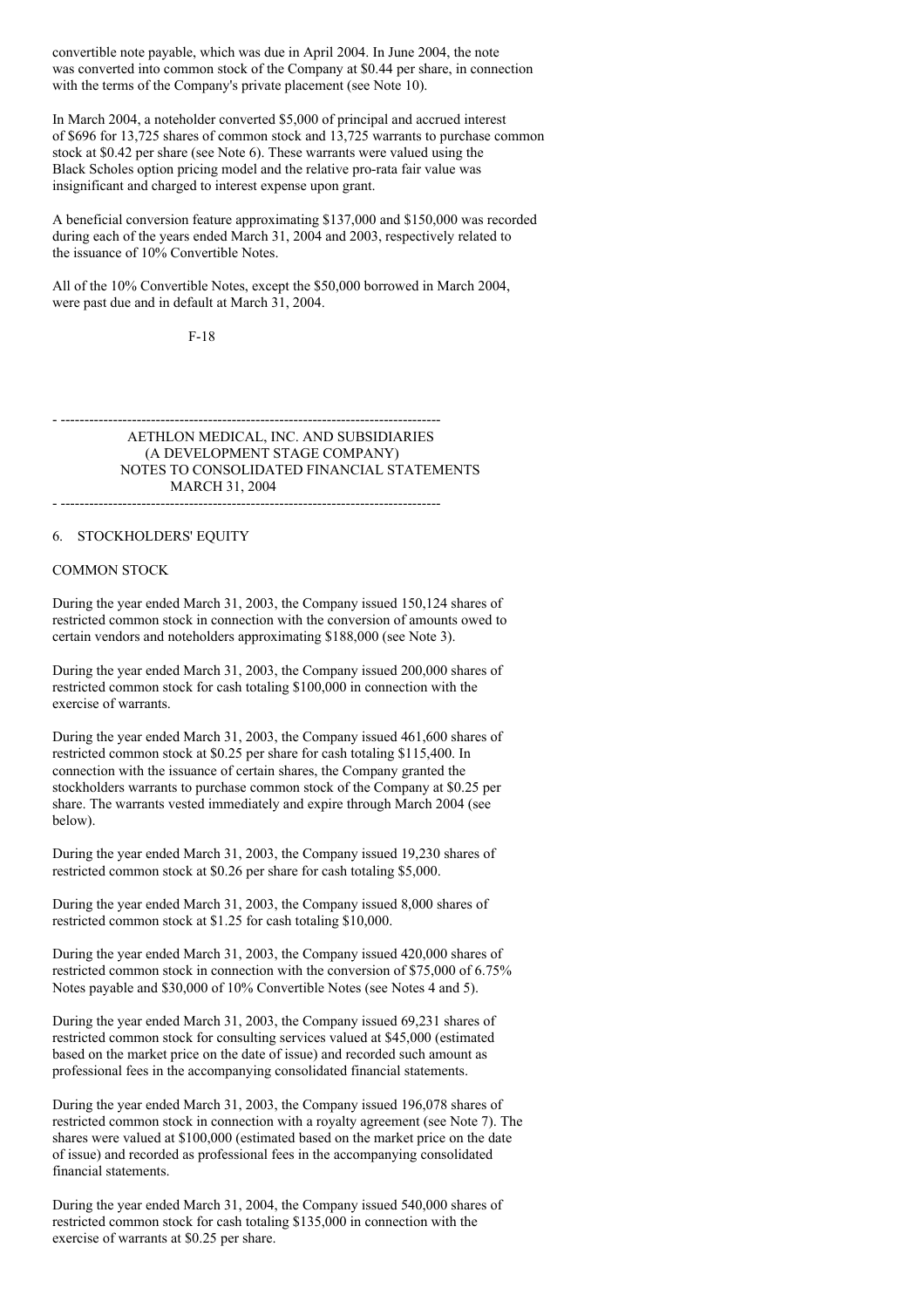convertible note payable, which was due in April 2004. In June 2004, the note was converted into common stock of the Company at $0.44 per share, in connection with the terms of the Company's private placement (see Note 10).

In March 2004, a noteholder converted $5,000 of principal and accrued interest of $696 for 13,725 shares of common stock and 13,725 warrants to purchase common stock at $0.42 per share (see Note 6). These warrants were valued using the Black Scholes option pricing model and the relative pro-rata fair value was insignificant and charged to interest expense upon grant.

A beneficial conversion feature approximating $137,000 and $150,000 was recorded during each of the years ended March 31, 2004 and 2003, respectively related to the issuance of 10% Convertible Notes.

All of the 10% Convertible Notes, except the $50,000 borrowed in March 2004, were past due and in default at March 31, 2004.

AETHLON MEDICAL, INC. AND SUBSIDIARIES
(A DEVELOPMENT STAGE COMPANY)
NOTES TO CONSOLIDATED FINANCIAL STATEMENTS
MARCH 31, 2004

## 6. STOCKHOLDERS' EQUITY

### COMMON STOCK

During the year ended March 31, 2003, the Company issued 150,124 shares of restricted common stock in connection with the conversion of amounts owed to certain vendors and noteholders approximating $188,000 (see Note 3).

During the year ended March 31, 2003, the Company issued 200,000 shares of restricted common stock for cash totaling $100,000 in connection with the exercise of warrants.

During the year ended March 31, 2003, the Company issued 461,600 shares of restricted common stock at $0.25 per share for cash totaling $115,400. In connection with the issuance of certain shares, the Company granted the stockholders warrants to purchase common stock of the Company at $0.25 per share. The warrants vested immediately and expire through March 2004 (see below).

During the year ended March 31, 2003, the Company issued 19,230 shares of restricted common stock at $0.26 per share for cash totaling $5,000.

During the year ended March 31, 2003, the Company issued 8,000 shares of restricted common stock at $1.25 for cash totaling $10,000.

During the year ended March 31, 2003, the Company issued 420,000 shares of restricted common stock in connection with the conversion of $75,000 of 6.75% Notes payable and $30,000 of 10% Convertible Notes (see Notes 4 and 5).

During the year ended March 31, 2003, the Company issued 69,231 shares of restricted common stock for consulting services valued at $45,000 (estimated based on the market price on the date of issue) and recorded such amount as professional fees in the accompanying consolidated financial statements.

During the year ended March 31, 2003, the Company issued 196,078 shares of restricted common stock in connection with a royalty agreement (see Note 7). The shares were valued at $100,000 (estimated based on the market price on the date of issue) and recorded as professional fees in the accompanying consolidated financial statements.

During the year ended March 31, 2004, the Company issued 540,000 shares of restricted common stock for cash totaling $135,000 in connection with the exercise of warrants at $0.25 per share.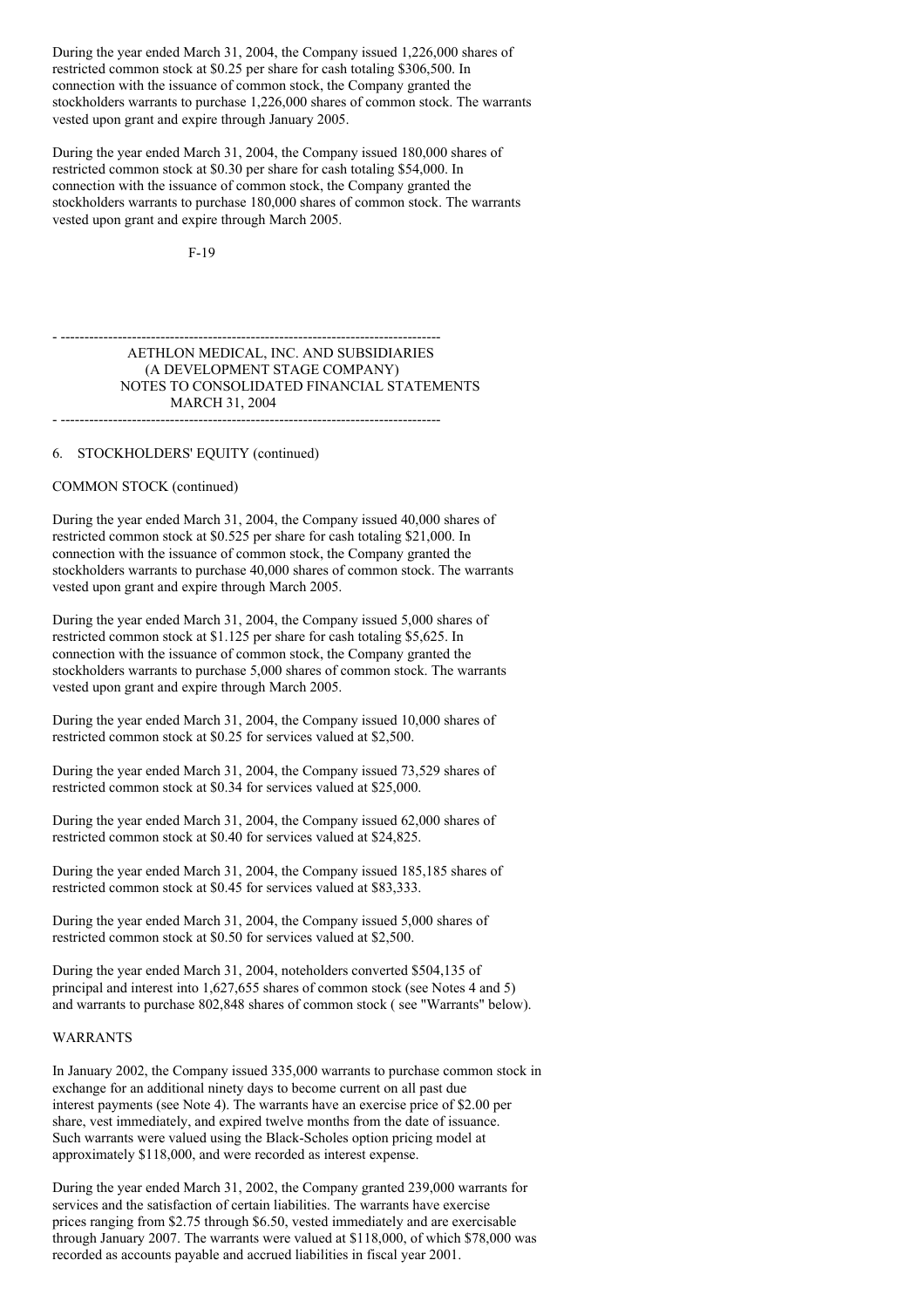During the year ended March 31, 2004, the Company issued 1,226,000 shares of restricted common stock at $0.25 per share for cash totaling $306,500. In connection with the issuance of common stock, the Company granted the stockholders warrants to purchase 1,226,000 shares of common stock. The warrants vested upon grant and expire through January 2005.

During the year ended March 31, 2004, the Company issued 180,000 shares of restricted common stock at $0.30 per share for cash totaling $54,000. In connection with the issuance of common stock, the Company granted the stockholders warrants to purchase 180,000 shares of common stock. The warrants vested upon grant and expire through March 2005.

AETHLON MEDICAL, INC. AND SUBSIDIARIES
(A DEVELOPMENT STAGE COMPANY)
NOTES TO CONSOLIDATED FINANCIAL STATEMENTS
MARCH 31, 2004

6. STOCKHOLDERS' EQUITY (continued)

COMMON STOCK (continued)

During the year ended March 31, 2004, the Company issued 40,000 shares of restricted common stock at $0.525 per share for cash totaling $21,000. In connection with the issuance of common stock, the Company granted the stockholders warrants to purchase 40,000 shares of common stock. The warrants vested upon grant and expire through March 2005.

During the year ended March 31, 2004, the Company issued 5,000 shares of restricted common stock at $1.125 per share for cash totaling $5,625. In connection with the issuance of common stock, the Company granted the stockholders warrants to purchase 5,000 shares of common stock. The warrants vested upon grant and expire through March 2005.

During the year ended March 31, 2004, the Company issued 10,000 shares of restricted common stock at $0.25 for services valued at $2,500.

During the year ended March 31, 2004, the Company issued 73,529 shares of restricted common stock at $0.34 for services valued at $25,000.

During the year ended March 31, 2004, the Company issued 62,000 shares of restricted common stock at $0.40 for services valued at $24,825.

During the year ended March 31, 2004, the Company issued 185,185 shares of restricted common stock at $0.45 for services valued at $83,333.

During the year ended March 31, 2004, the Company issued 5,000 shares of restricted common stock at $0.50 for services valued at $2,500.

During the year ended March 31, 2004, noteholders converted $504,135 of principal and interest into 1,627,655 shares of common stock (see Notes 4 and 5) and warrants to purchase 802,848 shares of common stock ( see "Warrants" below).

WARRANTS

In January 2002, the Company issued 335,000 warrants to purchase common stock in exchange for an additional ninety days to become current on all past due interest payments (see Note 4). The warrants have an exercise price of $2.00 per share, vest immediately, and expired twelve months from the date of issuance. Such warrants were valued using the Black-Scholes option pricing model at approximately $118,000, and were recorded as interest expense.

During the year ended March 31, 2002, the Company granted 239,000 warrants for services and the satisfaction of certain liabilities. The warrants have exercise prices ranging from $2.75 through $6.50, vested immediately and are exercisable through January 2007. The warrants were valued at $118,000, of which $78,000 was recorded as accounts payable and accrued liabilities in fiscal year 2001.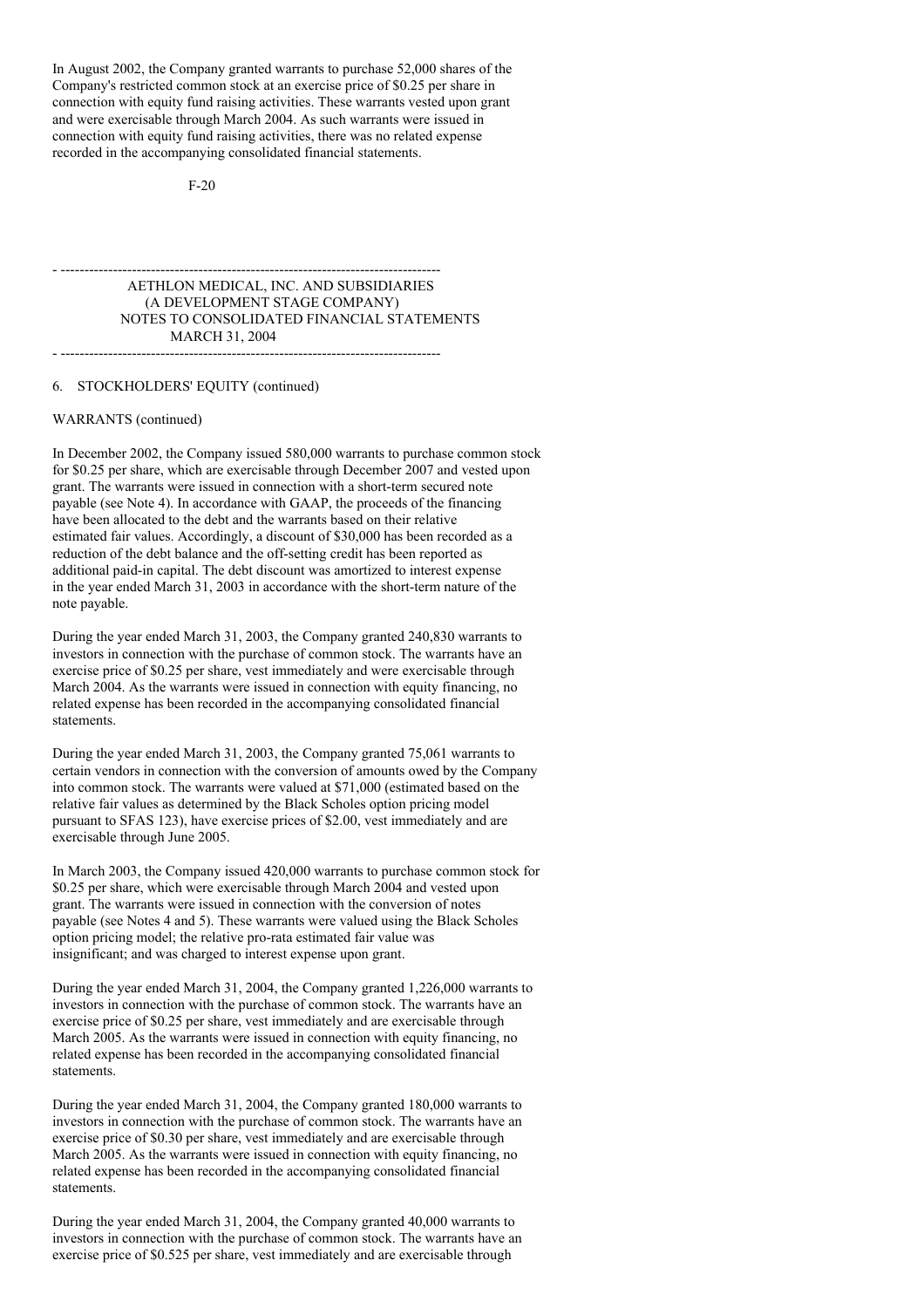In August 2002, the Company granted warrants to purchase 52,000 shares of the Company's restricted common stock at an exercise price of $0.25 per share in connection with equity fund raising activities. These warrants vested upon grant and were exercisable through March 2004. As such warrants were issued in connection with equity fund raising activities, there was no related expense recorded in the accompanying consolidated financial statements.

AETHLON MEDICAL, INC. AND SUBSIDIARIES
(A DEVELOPMENT STAGE COMPANY)
NOTES TO CONSOLIDATED FINANCIAL STATEMENTS
MARCH 31, 2004

6. STOCKHOLDERS' EQUITY (continued)

WARRANTS (continued)

In December 2002, the Company issued 580,000 warrants to purchase common stock for $0.25 per share, which are exercisable through December 2007 and vested upon grant. The warrants were issued in connection with a short-term secured note payable (see Note 4). In accordance with GAAP, the proceeds of the financing have been allocated to the debt and the warrants based on their relative estimated fair values. Accordingly, a discount of $30,000 has been recorded as a reduction of the debt balance and the off-setting credit has been reported as additional paid-in capital. The debt discount was amortized to interest expense in the year ended March 31, 2003 in accordance with the short-term nature of the note payable.

During the year ended March 31, 2003, the Company granted 240,830 warrants to investors in connection with the purchase of common stock. The warrants have an exercise price of $0.25 per share, vest immediately and were exercisable through March 2004. As the warrants were issued in connection with equity financing, no related expense has been recorded in the accompanying consolidated financial statements.

During the year ended March 31, 2003, the Company granted 75,061 warrants to certain vendors in connection with the conversion of amounts owed by the Company into common stock. The warrants were valued at $71,000 (estimated based on the relative fair values as determined by the Black Scholes option pricing model pursuant to SFAS 123), have exercise prices of $2.00, vest immediately and are exercisable through June 2005.

In March 2003, the Company issued 420,000 warrants to purchase common stock for $0.25 per share, which were exercisable through March 2004 and vested upon grant. The warrants were issued in connection with the conversion of notes payable (see Notes 4 and 5). These warrants were valued using the Black Scholes option pricing model; the relative pro-rata estimated fair value was insignificant; and was charged to interest expense upon grant.

During the year ended March 31, 2004, the Company granted 1,226,000 warrants to investors in connection with the purchase of common stock. The warrants have an exercise price of $0.25 per share, vest immediately and are exercisable through March 2005. As the warrants were issued in connection with equity financing, no related expense has been recorded in the accompanying consolidated financial statements.

During the year ended March 31, 2004, the Company granted 180,000 warrants to investors in connection with the purchase of common stock. The warrants have an exercise price of $0.30 per share, vest immediately and are exercisable through March 2005. As the warrants were issued in connection with equity financing, no related expense has been recorded in the accompanying consolidated financial statements.

During the year ended March 31, 2004, the Company granted 40,000 warrants to investors in connection with the purchase of common stock. The warrants have an exercise price of $0.525 per share, vest immediately and are exercisable through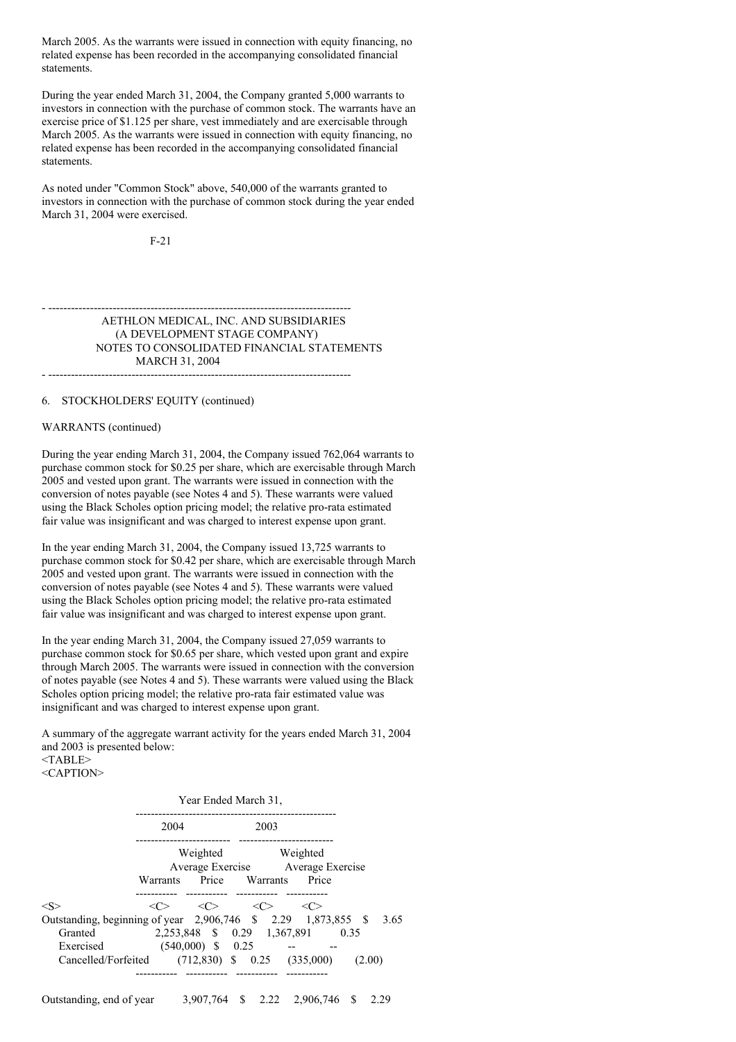March 2005. As the warrants were issued in connection with equity financing, no related expense has been recorded in the accompanying consolidated financial statements.

During the year ended March 31, 2004, the Company granted 5,000 warrants to investors in connection with the purchase of common stock. The warrants have an exercise price of $1.125 per share, vest immediately and are exercisable through March 2005. As the warrants were issued in connection with equity financing, no related expense has been recorded in the accompanying consolidated financial statements.

As noted under "Common Stock" above, 540,000 of the warrants granted to investors in connection with the purchase of common stock during the year ended March 31, 2004 were exercised.

AETHLON MEDICAL, INC. AND SUBSIDIARIES
(A DEVELOPMENT STAGE COMPANY)
NOTES TO CONSOLIDATED FINANCIAL STATEMENTS
MARCH 31, 2004

6. STOCKHOLDERS' EQUITY (continued)

WARRANTS (continued)

During the year ending March 31, 2004, the Company issued 762,064 warrants to purchase common stock for $0.25 per share, which are exercisable through March 2005 and vested upon grant. The warrants were issued in connection with the conversion of notes payable (see Notes 4 and 5). These warrants were valued using the Black Scholes option pricing model; the relative pro-rata estimated fair value was insignificant and was charged to interest expense upon grant.

In the year ending March 31, 2004, the Company issued 13,725 warrants to purchase common stock for $0.42 per share, which are exercisable through March 2005 and vested upon grant. The warrants were issued in connection with the conversion of notes payable (see Notes 4 and 5). These warrants were valued using the Black Scholes option pricing model; the relative pro-rata estimated fair value was insignificant and was charged to interest expense upon grant.

In the year ending March 31, 2004, the Company issued 27,059 warrants to purchase common stock for $0.65 per share, which vested upon grant and expire through March 2005. The warrants were issued in connection with the conversion of notes payable (see Notes 4 and 5). These warrants were valued using the Black Scholes option pricing model; the relative pro-rata fair estimated value was insignificant and was charged to interest expense upon grant.

A summary of the aggregate warrant activity for the years ended March 31, 2004 and 2003 is presented below:

| | Year Ended March 31, | | | |
|---|---|---|---|---|
| | 2004 | | 2003 | |
| | Warrants | Weighted Average Exercise Price | Warrants | Weighted Average Exercise Price |
| Outstanding, beginning of year | 2,906,746 | $ 2.29 | 1,873,855 | $ 3.65 |
| Granted | 2,253,848 | $ 0.29 | 1,367,891 | 0.35 |
| Exercised | (540,000) | $ 0.25 | -- | -- |
| Cancelled/Forfeited | (712,830) | $ 0.25 | (335,000) | (2.00) |
| Outstanding, end of year | 3,907,764 | $ 2.22 | 2,906,746 | $ 2.29 |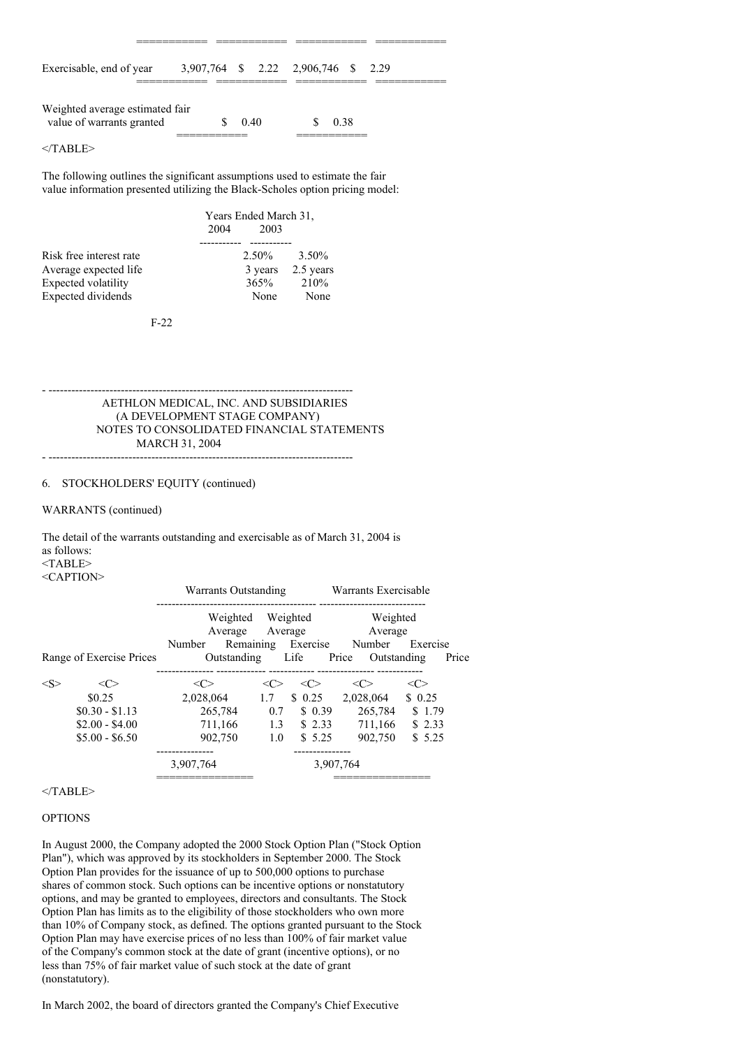| | | | | |
|---|---|---|---|---|
| Exercisable, end of year | 3,907,764 | $ 2.22 | 2,906,746 | $ 2.29 |
| Weighted average estimated fair value of warrants granted | | $ 0.40 | | $ 0.38 |

The following outlines the significant assumptions used to estimate the fair value information presented utilizing the Black-Scholes option pricing model:

| | Years Ended March 31, 2004 | 2003 |
|---|---|---|
| Risk free interest rate | 2.50% | 3.50% |
| Average expected life | 3 years | 2.5 years |
| Expected volatility | 365% | 210% |
| Expected dividends | None | None |

AETHLON MEDICAL, INC. AND SUBSIDIARIES
(A DEVELOPMENT STAGE COMPANY)
NOTES TO CONSOLIDATED FINANCIAL STATEMENTS
MARCH 31, 2004

6. STOCKHOLDERS' EQUITY (continued)

WARRANTS (continued)

The detail of the warrants outstanding and exercisable as of March 31, 2004 is as follows:

| | Warrants Outstanding | | | Warrants Exercisable | |
|---|---|---|---|---|---|
| Range of Exercise Prices | Number Outstanding | Weighted Average Remaining Life | Weighted Average Exercise Price | Number Outstanding | Weighted Average Exercise Price |
| $0.25 | 2,028,064 | 1.7 | $ 0.25 | 2,028,064 | $ 0.25 |
| $0.30 - $1.13 | 265,784 | 0.7 | $ 0.39 | 265,784 | $ 1.79 |
| $2.00 - $4.00 | 711,166 | 1.3 | $ 2.33 | 711,166 | $ 2.33 |
| $5.00 - $6.50 | 902,750 | 1.0 | $ 5.25 | 902,750 | $ 5.25 |
| | 3,907,764 | | | 3,907,764 | |

OPTIONS

In August 2000, the Company adopted the 2000 Stock Option Plan ("Stock Option Plan"), which was approved by its stockholders in September 2000. The Stock Option Plan provides for the issuance of up to 500,000 options to purchase shares of common stock. Such options can be incentive options or nonstatutory options, and may be granted to employees, directors and consultants. The Stock Option Plan has limits as to the eligibility of those stockholders who own more than 10% of Company stock, as defined. The options granted pursuant to the Stock Option Plan may have exercise prices of no less than 100% of fair market value of the Company's common stock at the date of grant (incentive options), or no less than 75% of fair market value of such stock at the date of grant (nonstatutory).

In March 2002, the board of directors granted the Company's Chief Executive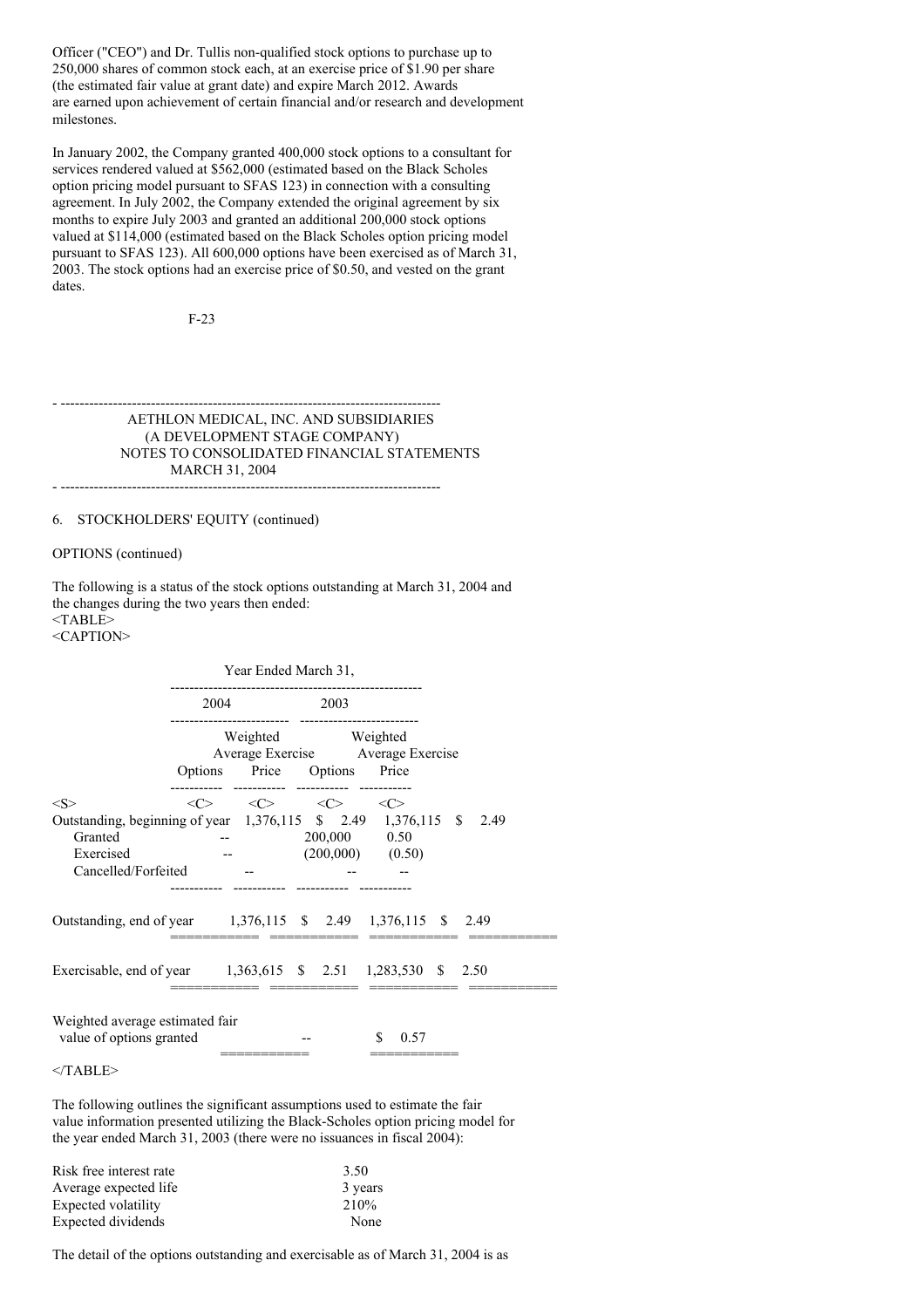Officer ("CEO") and Dr. Tullis non-qualified stock options to purchase up to 250,000 shares of common stock each, at an exercise price of $1.90 per share (the estimated fair value at grant date) and expire March 2012. Awards are earned upon achievement of certain financial and/or research and development milestones.

In January 2002, the Company granted 400,000 stock options to a consultant for services rendered valued at $562,000 (estimated based on the Black Scholes option pricing model pursuant to SFAS 123) in connection with a consulting agreement. In July 2002, the Company extended the original agreement by six months to expire July 2003 and granted an additional 200,000 stock options valued at $114,000 (estimated based on the Black Scholes option pricing model pursuant to SFAS 123). All 600,000 options have been exercised as of March 31, 2003. The stock options had an exercise price of $0.50, and vested on the grant dates.

AETHLON MEDICAL, INC. AND SUBSIDIARIES
(A DEVELOPMENT STAGE COMPANY)
NOTES TO CONSOLIDATED FINANCIAL STATEMENTS
MARCH 31, 2004

6. STOCKHOLDERS' EQUITY (continued)

OPTIONS (continued)

The following is a status of the stock options outstanding at March 31, 2004 and the changes during the two years then ended:

| | Year Ended March 31, | | | |
|---|---|---|---|---|
| | 2004 | | 2003 | |
| | Options | Weighted Average Exercise Price | Options | Weighted Average Exercise Price |
| Outstanding, beginning of year | 1,376,115 | $ 2.49 | 1,376,115 | $ 2.49 |
| Granted | -- | | 200,000 | 0.50 |
| Exercised | -- | | (200,000) | (0.50) |
| Cancelled/Forfeited | -- | | -- | -- |
| Outstanding, end of year | 1,376,115 | $ 2.49 | 1,376,115 | $ 2.49 |
| Exercisable, end of year | 1,363,615 | $ 2.51 | 1,283,530 | $ 2.50 |
| Weighted average estimated fair value of options granted | -- | | $ 0.57 | |

The following outlines the significant assumptions used to estimate the fair value information presented utilizing the Black-Scholes option pricing model for the year ended March 31, 2003 (there were no issuances in fiscal 2004):

| | |
|---|---|
| Risk free interest rate | 3.50 |
| Average expected life | 3 years |
| Expected volatility | 210% |
| Expected dividends | None |

The detail of the options outstanding and exercisable as of March 31, 2004 is as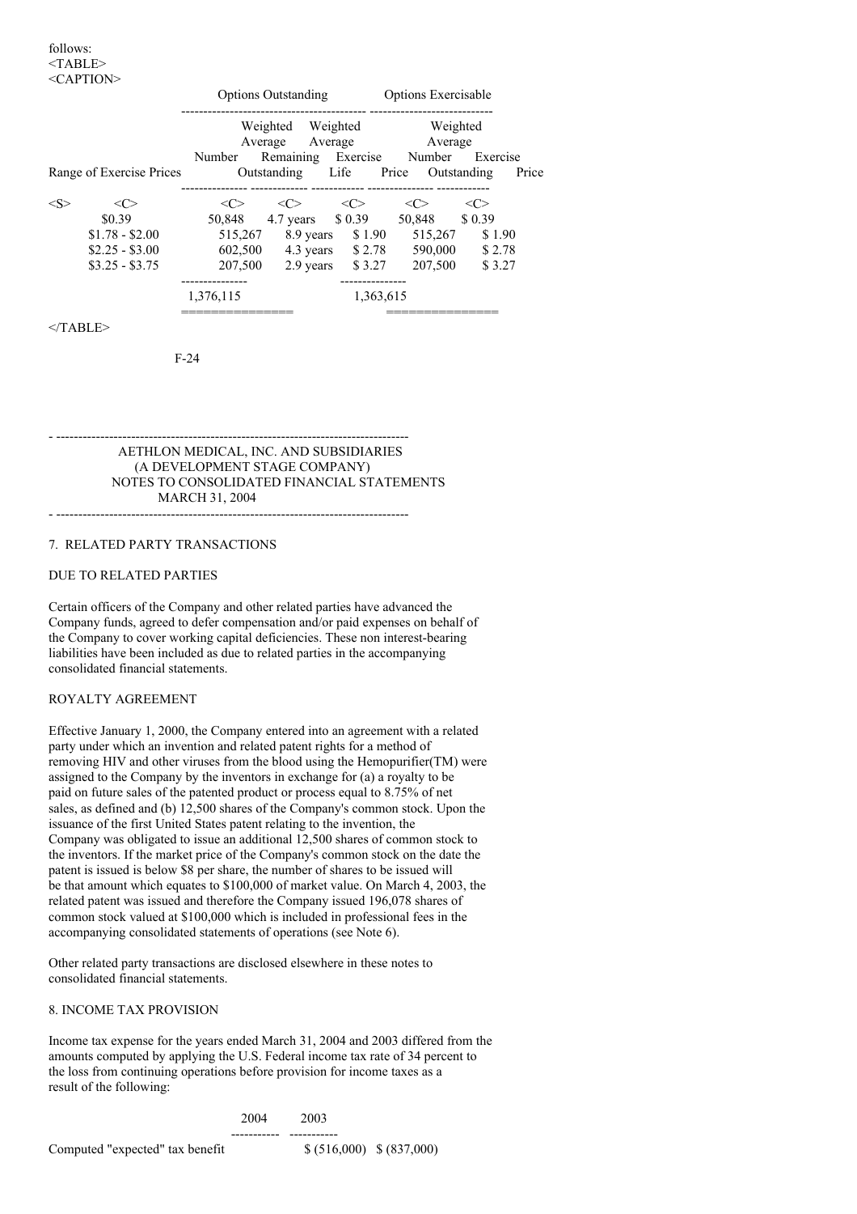follows:

| Range of Exercise Prices | Options Outstanding | | | Options Exercisable | |
|---|---|---|---|---|---|
| | Number Outstanding | Weighted Average Remaining Life | Weighted Average Exercise Price | Number Outstanding | Weighted Average Exercise Price |
| $0.39 | 50,848 | 4.7 years | $ 0.39 | 50,848 | $ 0.39 |
| $1.78 - $2.00 | 515,267 | 8.9 years | $ 1.90 | 515,267 | $ 1.90 |
| $2.25 - $3.00 | 602,500 | 4.3 years | $ 2.78 | 590,000 | $ 2.78 |
| $3.25 - $3.75 | 207,500 | 2.9 years | $ 3.27 | 207,500 | $ 3.27 |
| | 1,376,115 | | | 1,363,615 | |

AETHLON MEDICAL, INC. AND SUBSIDIARIES
(A DEVELOPMENT STAGE COMPANY)
NOTES TO CONSOLIDATED FINANCIAL STATEMENTS
MARCH 31, 2004

## 7. RELATED PARTY TRANSACTIONS

### DUE TO RELATED PARTIES

Certain officers of the Company and other related parties have advanced the Company funds, agreed to defer compensation and/or paid expenses on behalf of the Company to cover working capital deficiencies. These non interest-bearing liabilities have been included as due to related parties in the accompanying consolidated financial statements.

### ROYALTY AGREEMENT

Effective January 1, 2000, the Company entered into an agreement with a related party under which an invention and related patent rights for a method of removing HIV and other viruses from the blood using the Hemopurifier(TM) were assigned to the Company by the inventors in exchange for (a) a royalty to be paid on future sales of the patented product or process equal to 8.75% of net sales, as defined and (b) 12,500 shares of the Company's common stock. Upon the issuance of the first United States patent relating to the invention, the Company was obligated to issue an additional 12,500 shares of common stock to the inventors. If the market price of the Company's common stock on the date the patent is issued is below $8 per share, the number of shares to be issued will be that amount which equates to $100,000 of market value. On March 4, 2003, the related patent was issued and therefore the Company issued 196,078 shares of common stock valued at $100,000 which is included in professional fees in the accompanying consolidated statements of operations (see Note 6).

Other related party transactions are disclosed elsewhere in these notes to consolidated financial statements.

## 8. INCOME TAX PROVISION

Income tax expense for the years ended March 31, 2004 and 2003 differed from the amounts computed by applying the U.S. Federal income tax rate of 34 percent to the loss from continuing operations before provision for income taxes as a result of the following:

| | 2004 | 2003 |
|---|---|---|
| Computed "expected" tax benefit | $ (516,000) | $ (837,000) |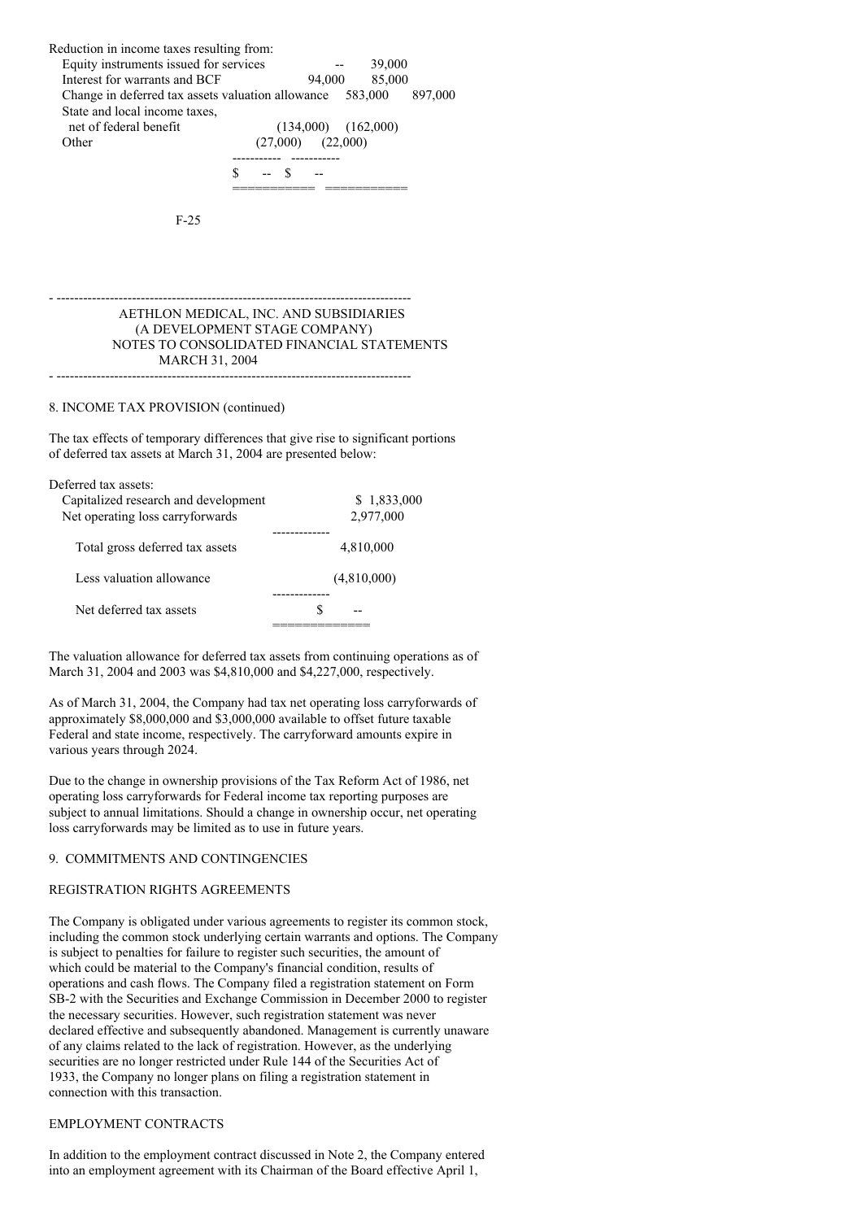| | | |
|---|---|---|
| Reduction in income taxes resulting from: | | |
| Equity instruments issued for services | -- | 39,000 |
| Interest for warrants and BCF | 94,000 | 85,000 |
| Change in deferred tax assets valuation allowance | 583,000 | 897,000 |
| State and local income taxes, net of federal benefit | (134,000) | (162,000) |
| Other | (27,000) | (22,000) |
| | $ -- | $ -- |

AETHLON MEDICAL, INC. AND SUBSIDIARIES
(A DEVELOPMENT STAGE COMPANY)
NOTES TO CONSOLIDATED FINANCIAL STATEMENTS
MARCH 31, 2004

8. INCOME TAX PROVISION (continued)

The tax effects of temporary differences that give rise to significant portions of deferred tax assets at March 31, 2004 are presented below:

| | |
|---|---|
| Deferred tax assets: | |
| Capitalized research and development | $ 1,833,000 |
| Net operating loss carryforwards | 2,977,000 |
| Total gross deferred tax assets | 4,810,000 |
| Less valuation allowance | (4,810,000) |
| Net deferred tax assets | $ -- |

The valuation allowance for deferred tax assets from continuing operations as of March 31, 2004 and 2003 was $4,810,000 and $4,227,000, respectively.

As of March 31, 2004, the Company had tax net operating loss carryforwards of approximately $8,000,000 and $3,000,000 available to offset future taxable Federal and state income, respectively. The carryforward amounts expire in various years through 2024.

Due to the change in ownership provisions of the Tax Reform Act of 1986, net operating loss carryforwards for Federal income tax reporting purposes are subject to annual limitations. Should a change in ownership occur, net operating loss carryforwards may be limited as to use in future years.

9. COMMITMENTS AND CONTINGENCIES

REGISTRATION RIGHTS AGREEMENTS

The Company is obligated under various agreements to register its common stock, including the common stock underlying certain warrants and options. The Company is subject to penalties for failure to register such securities, the amount of which could be material to the Company's financial condition, results of operations and cash flows. The Company filed a registration statement on Form SB-2 with the Securities and Exchange Commission in December 2000 to register the necessary securities. However, such registration statement was never declared effective and subsequently abandoned. Management is currently unaware of any claims related to the lack of registration. However, as the underlying securities are no longer restricted under Rule 144 of the Securities Act of 1933, the Company no longer plans on filing a registration statement in connection with this transaction.

EMPLOYMENT CONTRACTS

In addition to the employment contract discussed in Note 2, the Company entered into an employment agreement with its Chairman of the Board effective April 1,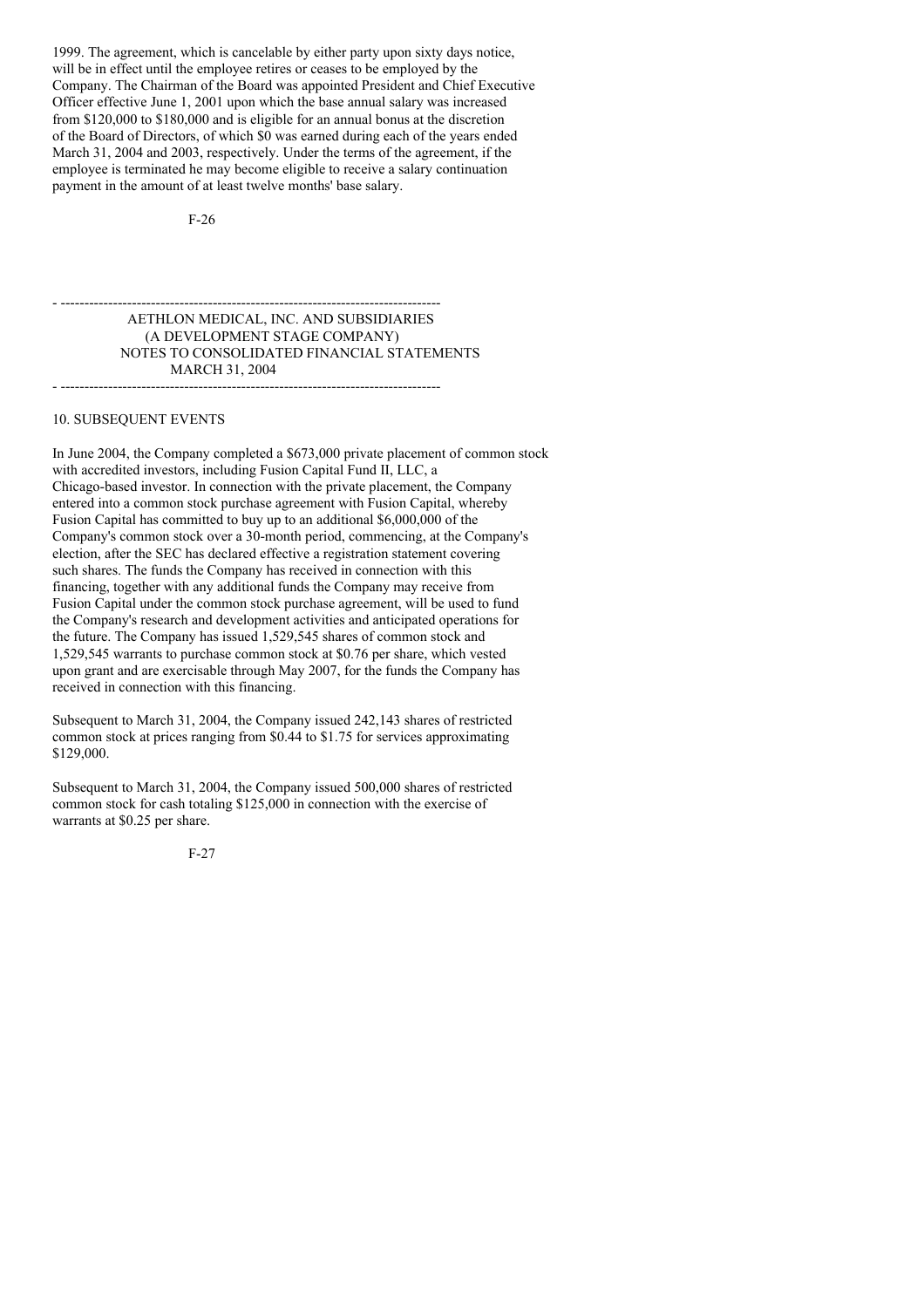1999. The agreement, which is cancelable by either party upon sixty days notice, will be in effect until the employee retires or ceases to be employed by the Company. The Chairman of the Board was appointed President and Chief Executive Officer effective June 1, 2001 upon which the base annual salary was increased from $120,000 to $180,000 and is eligible for an annual bonus at the discretion of the Board of Directors, of which $0 was earned during each of the years ended March 31, 2004 and 2003, respectively. Under the terms of the agreement, if the employee is terminated he may become eligible to receive a salary continuation payment in the amount of at least twelve months' base salary.

AETHLON MEDICAL, INC. AND SUBSIDIARIES
(A DEVELOPMENT STAGE COMPANY)
NOTES TO CONSOLIDATED FINANCIAL STATEMENTS
MARCH 31, 2004

## 10. SUBSEQUENT EVENTS

In June 2004, the Company completed a $673,000 private placement of common stock with accredited investors, including Fusion Capital Fund II, LLC, a Chicago-based investor. In connection with the private placement, the Company entered into a common stock purchase agreement with Fusion Capital, whereby Fusion Capital has committed to buy up to an additional $6,000,000 of the Company's common stock over a 30-month period, commencing, at the Company's election, after the SEC has declared effective a registration statement covering such shares. The funds the Company has received in connection with this financing, together with any additional funds the Company may receive from Fusion Capital under the common stock purchase agreement, will be used to fund the Company's research and development activities and anticipated operations for the future. The Company has issued 1,529,545 shares of common stock and 1,529,545 warrants to purchase common stock at $0.76 per share, which vested upon grant and are exercisable through May 2007, for the funds the Company has received in connection with this financing.

Subsequent to March 31, 2004, the Company issued 242,143 shares of restricted common stock at prices ranging from $0.44 to $1.75 for services approximating $129,000.

Subsequent to March 31, 2004, the Company issued 500,000 shares of restricted common stock for cash totaling $125,000 in connection with the exercise of warrants at $0.25 per share.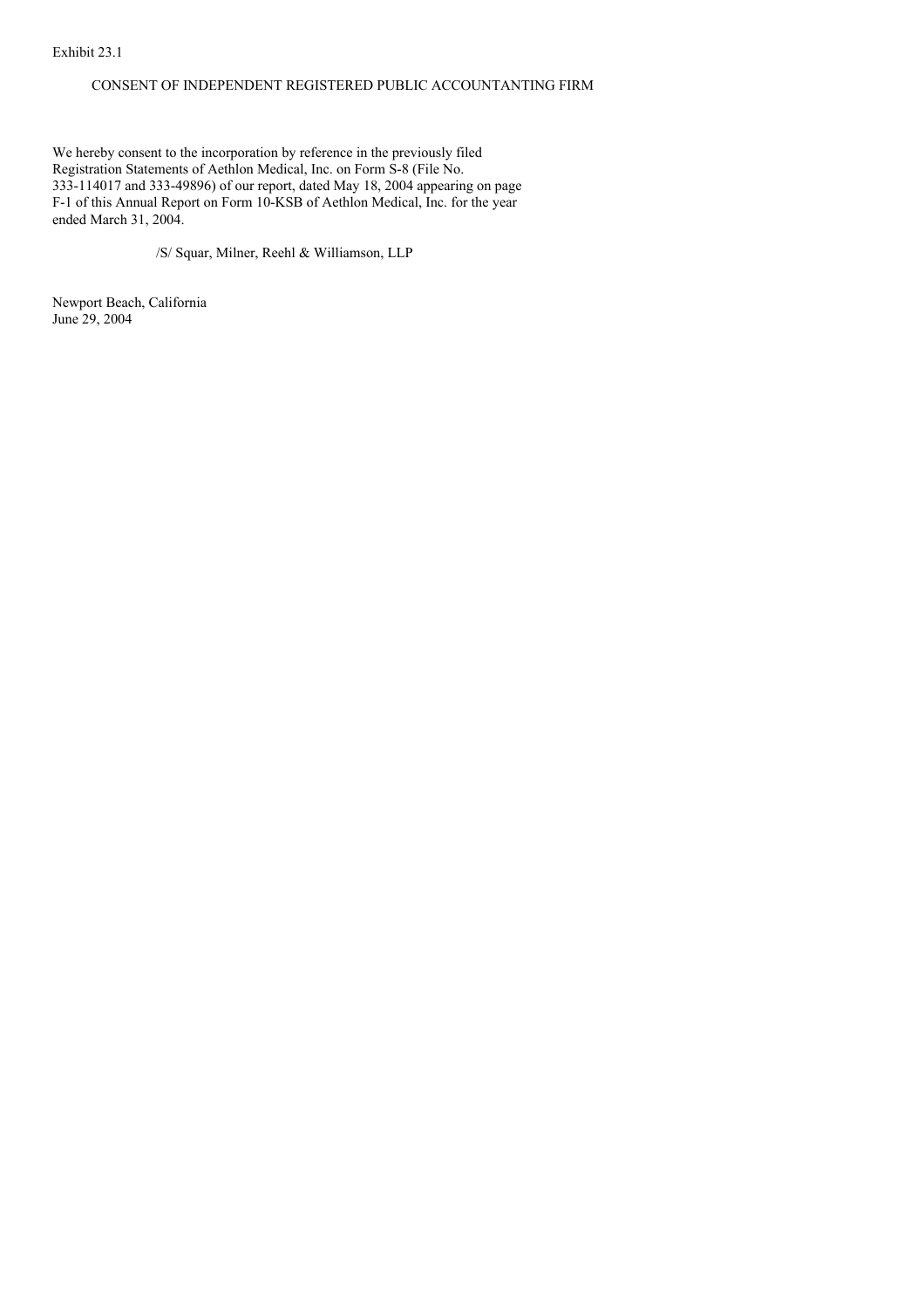Exhibit 23.1

CONSENT OF INDEPENDENT REGISTERED PUBLIC ACCOUNTANTING FIRM

We hereby consent to the incorporation by reference in the previously filed Registration Statements of Aethlon Medical, Inc. on Form S-8 (File No. 333-114017 and 333-49896) of our report, dated May 18, 2004 appearing on page F-1 of this Annual Report on Form 10-KSB of Aethlon Medical, Inc. for the year ended March 31, 2004.

/S/ Squar, Milner, Reehl & Williamson, LLP

Newport Beach, California
June 29, 2004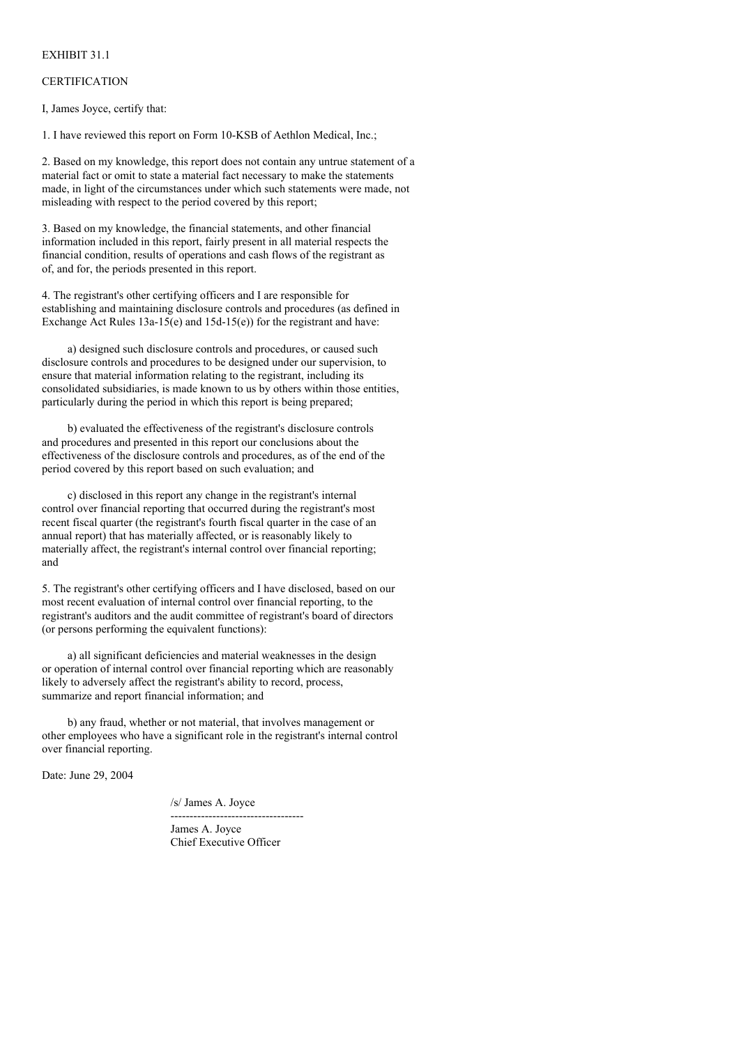EXHIBIT 31.1

CERTIFICATION

I, James Joyce, certify that:

1. I have reviewed this report on Form 10-KSB of Aethlon Medical, Inc.;

2. Based on my knowledge, this report does not contain any untrue statement of a material fact or omit to state a material fact necessary to make the statements made, in light of the circumstances under which such statements were made, not misleading with respect to the period covered by this report;

3. Based on my knowledge, the financial statements, and other financial information included in this report, fairly present in all material respects the financial condition, results of operations and cash flows of the registrant as of, and for, the periods presented in this report.

4. The registrant's other certifying officers and I are responsible for establishing and maintaining disclosure controls and procedures (as defined in Exchange Act Rules 13a-15(e) and 15d-15(e)) for the registrant and have:

a) designed such disclosure controls and procedures, or caused such disclosure controls and procedures to be designed under our supervision, to ensure that material information relating to the registrant, including its consolidated subsidiaries, is made known to us by others within those entities, particularly during the period in which this report is being prepared;

b) evaluated the effectiveness of the registrant's disclosure controls and procedures and presented in this report our conclusions about the effectiveness of the disclosure controls and procedures, as of the end of the period covered by this report based on such evaluation; and

c) disclosed in this report any change in the registrant's internal control over financial reporting that occurred during the registrant's most recent fiscal quarter (the registrant's fourth fiscal quarter in the case of an annual report) that has materially affected, or is reasonably likely to materially affect, the registrant's internal control over financial reporting; and

5. The registrant's other certifying officers and I have disclosed, based on our most recent evaluation of internal control over financial reporting, to the registrant's auditors and the audit committee of registrant's board of directors (or persons performing the equivalent functions):

a) all significant deficiencies and material weaknesses in the design or operation of internal control over financial reporting which are reasonably likely to adversely affect the registrant's ability to record, process, summarize and report financial information; and

b) any fraud, whether or not material, that involves management or other employees who have a significant role in the registrant's internal control over financial reporting.

Date: June 29, 2004

/s/ James A. Joyce

----------------------------------

James A. Joyce
Chief Executive Officer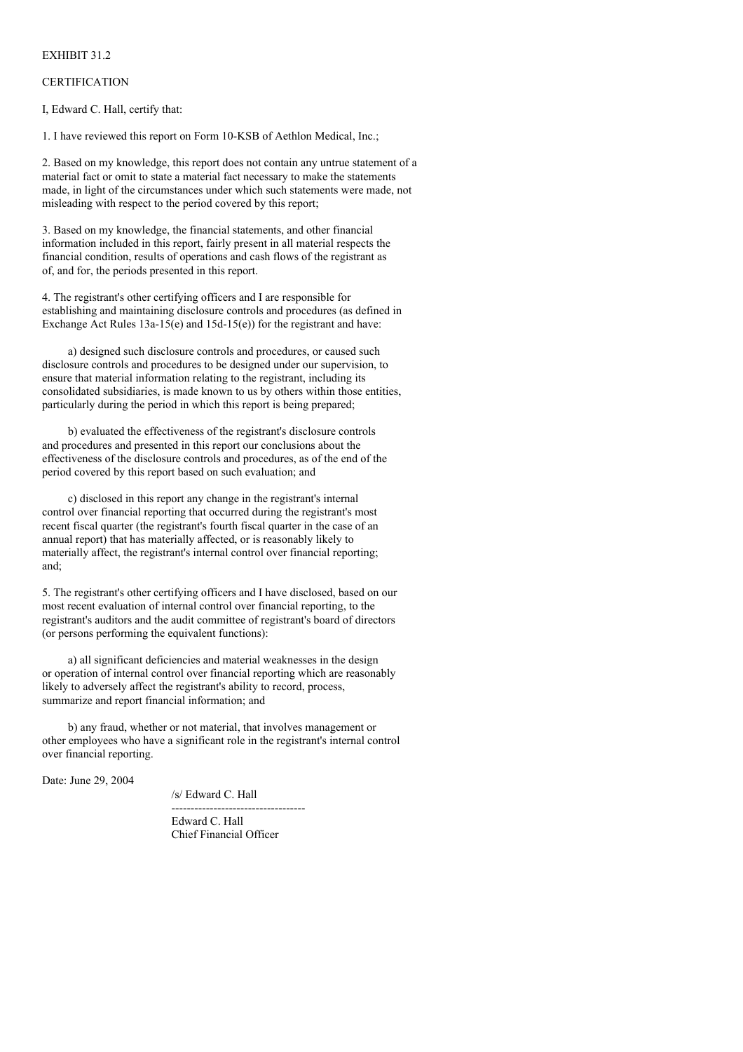EXHIBIT 31.2

CERTIFICATION

I, Edward C. Hall, certify that:

1. I have reviewed this report on Form 10-KSB of Aethlon Medical, Inc.;

2. Based on my knowledge, this report does not contain any untrue statement of a material fact or omit to state a material fact necessary to make the statements made, in light of the circumstances under which such statements were made, not misleading with respect to the period covered by this report;

3. Based on my knowledge, the financial statements, and other financial information included in this report, fairly present in all material respects the financial condition, results of operations and cash flows of the registrant as of, and for, the periods presented in this report.

4. The registrant's other certifying officers and I are responsible for establishing and maintaining disclosure controls and procedures (as defined in Exchange Act Rules 13a-15(e) and 15d-15(e)) for the registrant and have:

a) designed such disclosure controls and procedures, or caused such disclosure controls and procedures to be designed under our supervision, to ensure that material information relating to the registrant, including its consolidated subsidiaries, is made known to us by others within those entities, particularly during the period in which this report is being prepared;

b) evaluated the effectiveness of the registrant's disclosure controls and procedures and presented in this report our conclusions about the effectiveness of the disclosure controls and procedures, as of the end of the period covered by this report based on such evaluation; and

c) disclosed in this report any change in the registrant's internal control over financial reporting that occurred during the registrant's most recent fiscal quarter (the registrant's fourth fiscal quarter in the case of an annual report) that has materially affected, or is reasonably likely to materially affect, the registrant's internal control over financial reporting; and;

5. The registrant's other certifying officers and I have disclosed, based on our most recent evaluation of internal control over financial reporting, to the registrant's auditors and the audit committee of registrant's board of directors (or persons performing the equivalent functions):

a) all significant deficiencies and material weaknesses in the design or operation of internal control over financial reporting which are reasonably likely to adversely affect the registrant's ability to record, process, summarize and report financial information; and

b) any fraud, whether or not material, that involves management or other employees who have a significant role in the registrant's internal control over financial reporting.

Date: June 29, 2004

/s/ Edward C. Hall

----------------------------------

Edward C. Hall
Chief Financial Officer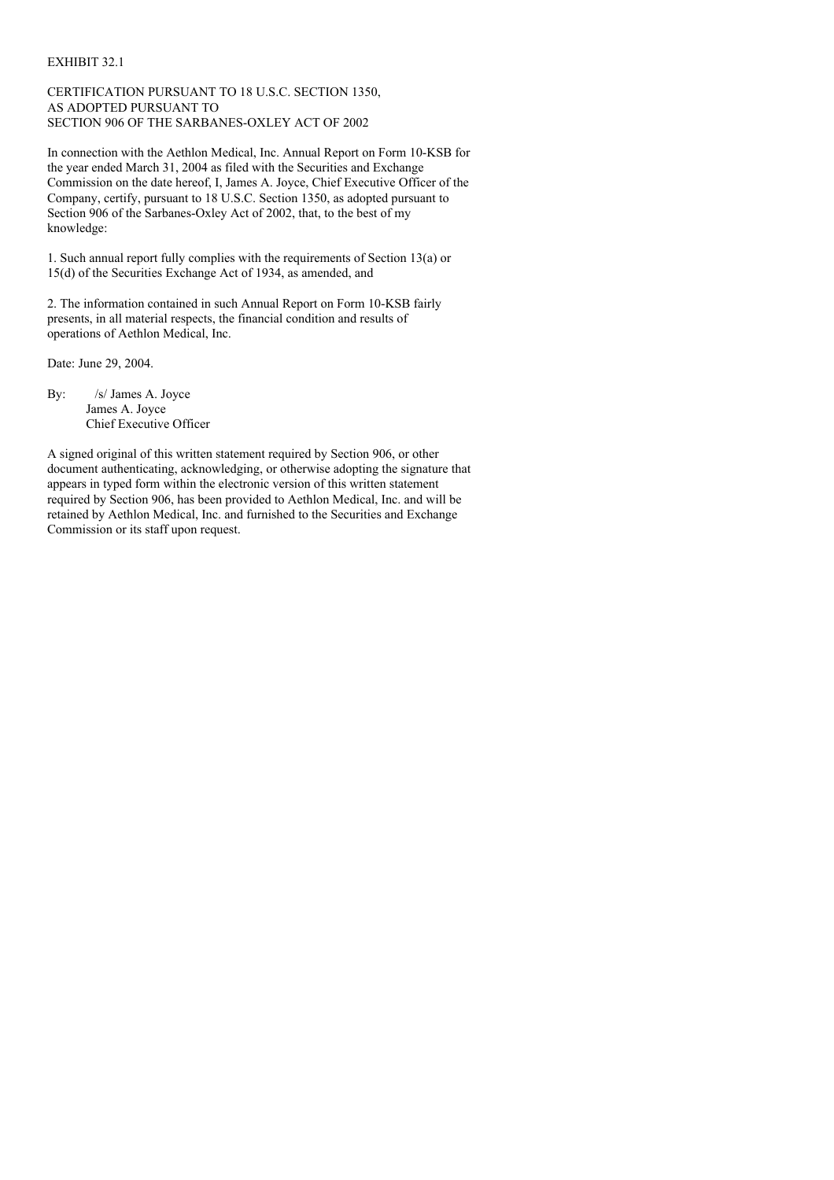EXHIBIT 32.1

CERTIFICATION PURSUANT TO 18 U.S.C. SECTION 1350,
AS ADOPTED PURSUANT TO
SECTION 906 OF THE SARBANES-OXLEY ACT OF 2002

In connection with the Aethlon Medical, Inc. Annual Report on Form 10-KSB for the year ended March 31, 2004 as filed with the Securities and Exchange Commission on the date hereof, I, James A. Joyce, Chief Executive Officer of the Company, certify, pursuant to 18 U.S.C. Section 1350, as adopted pursuant to Section 906 of the Sarbanes-Oxley Act of 2002, that, to the best of my knowledge:

1. Such annual report fully complies with the requirements of Section 13(a) or 15(d) of the Securities Exchange Act of 1934, as amended, and

2. The information contained in such Annual Report on Form 10-KSB fairly presents, in all material respects, the financial condition and results of operations of Aethlon Medical, Inc.

Date: June 29, 2004.

By: /s/ James A. Joyce
James A. Joyce
Chief Executive Officer

A signed original of this written statement required by Section 906, or other document authenticating, acknowledging, or otherwise adopting the signature that appears in typed form within the electronic version of this written statement required by Section 906, has been provided to Aethlon Medical, Inc. and will be retained by Aethlon Medical, Inc. and furnished to the Securities and Exchange Commission or its staff upon request.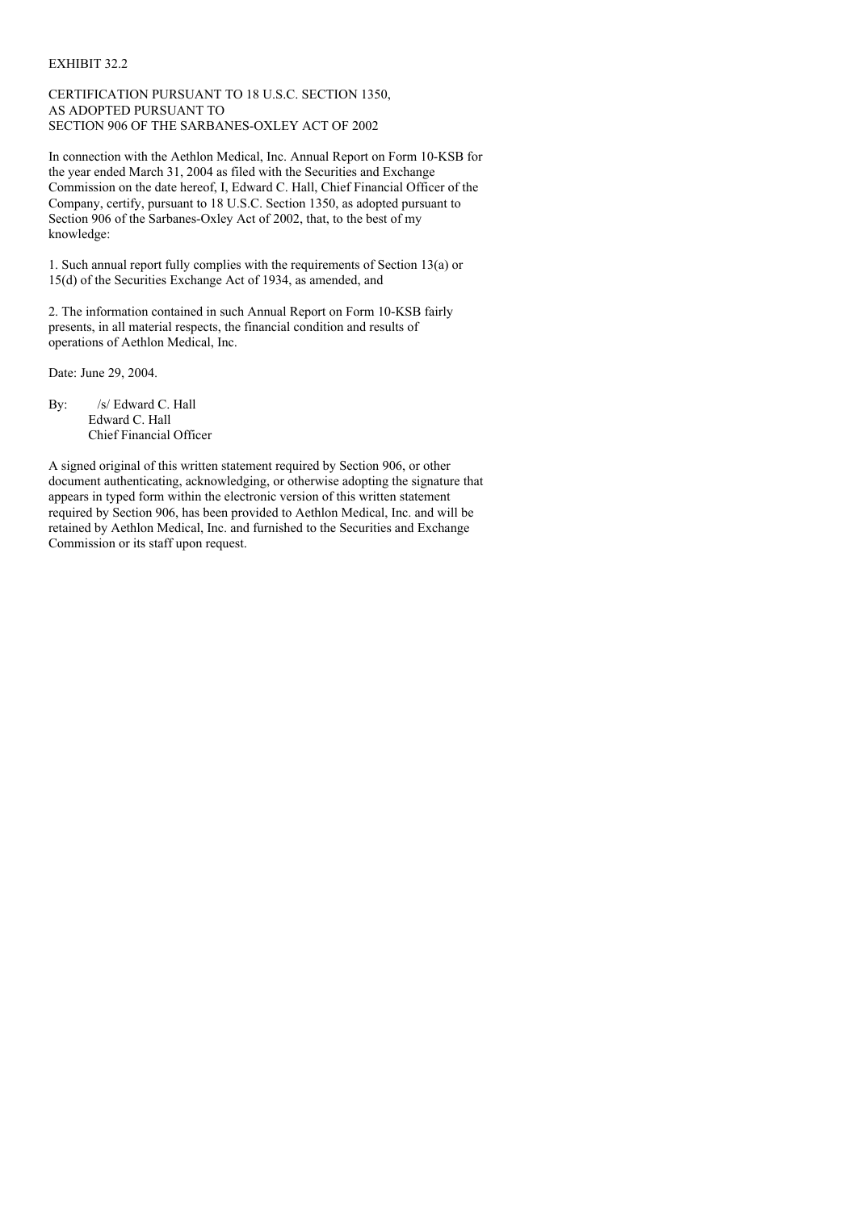EXHIBIT 32.2

CERTIFICATION PURSUANT TO 18 U.S.C. SECTION 1350,
AS ADOPTED PURSUANT TO
SECTION 906 OF THE SARBANES-OXLEY ACT OF 2002

In connection with the Aethlon Medical, Inc. Annual Report on Form 10-KSB for the year ended March 31, 2004 as filed with the Securities and Exchange Commission on the date hereof, I, Edward C. Hall, Chief Financial Officer of the Company, certify, pursuant to 18 U.S.C. Section 1350, as adopted pursuant to Section 906 of the Sarbanes-Oxley Act of 2002, that, to the best of my knowledge:

1. Such annual report fully complies with the requirements of Section 13(a) or 15(d) of the Securities Exchange Act of 1934, as amended, and

2. The information contained in such Annual Report on Form 10-KSB fairly presents, in all material respects, the financial condition and results of operations of Aethlon Medical, Inc.

Date: June 29, 2004.

By: /s/ Edward C. Hall
Edward C. Hall
Chief Financial Officer

A signed original of this written statement required by Section 906, or other document authenticating, acknowledging, or otherwise adopting the signature that appears in typed form within the electronic version of this written statement required by Section 906, has been provided to Aethlon Medical, Inc. and will be retained by Aethlon Medical, Inc. and furnished to the Securities and Exchange Commission or its staff upon request.